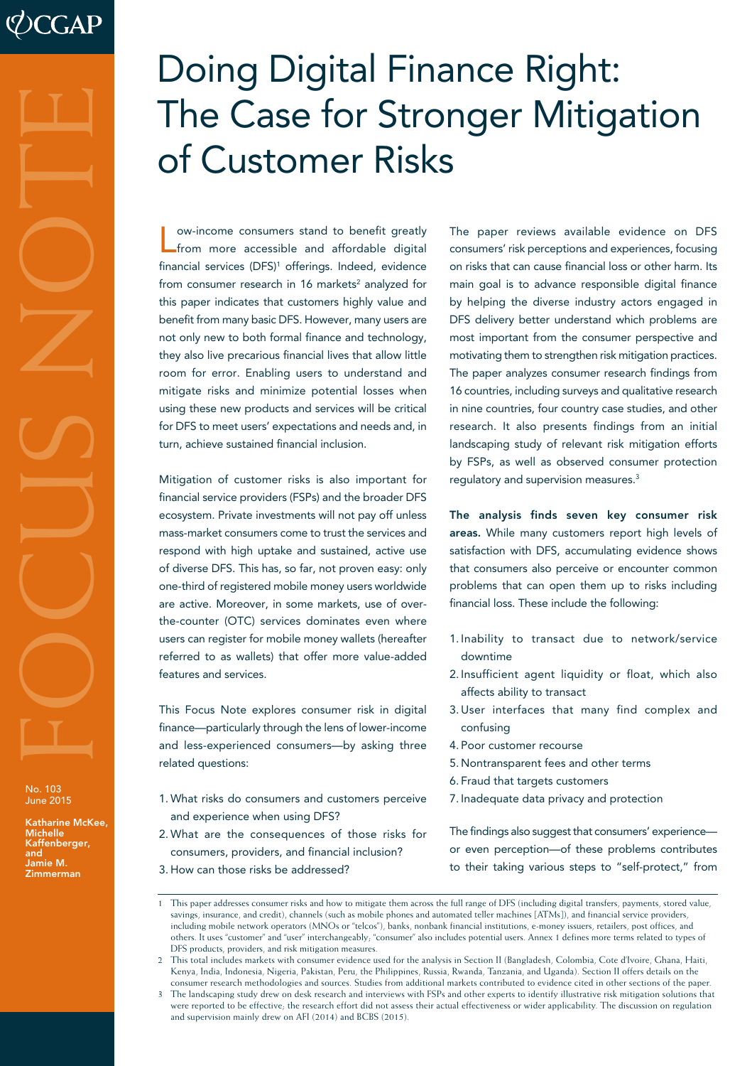# Doing Digital Finance Right: The Case for Stronger Mitigation of Customer Risks

FOCUS NOTE

No. 103
June 2015

Katharine McKee, Michelle Kaffenberger, and Jamie M. Zimmerman

Low-income consumers stand to benefit greatly from more accessible and affordable digital financial services (DFS)[1] offerings. Indeed, evidence from consumer research in 16 markets[2] analyzed for this paper indicates that customers highly value and benefit from many basic DFS. However, many users are not only new to both formal finance and technology, they also live precarious financial lives that allow little room for error. Enabling users to understand and mitigate risks and minimize potential losses when using these new products and services will be critical for DFS to meet users' expectations and needs and, in turn, achieve sustained financial inclusion.

Mitigation of customer risks is also important for financial service providers (FSPs) and the broader DFS ecosystem. Private investments will not pay off unless mass-market consumers come to trust the services and respond with high uptake and sustained, active use of diverse DFS. This has, so far, not proven easy: only one-third of registered mobile money users worldwide are active. Moreover, in some markets, use of over-the-counter (OTC) services dominates even where users can register for mobile money wallets (hereafter referred to as wallets) that offer more value-added features and services.

This Focus Note explores consumer risk in digital finance—particularly through the lens of lower-income and less-experienced consumers—by asking three related questions:

1. What risks do consumers and customers perceive and experience when using DFS?
2. What are the consequences of those risks for consumers, providers, and financial inclusion?
3. How can those risks be addressed?

The paper reviews available evidence on DFS consumers' risk perceptions and experiences, focusing on risks that can cause financial loss or other harm. Its main goal is to advance responsible digital finance by helping the diverse industry actors engaged in DFS delivery better understand which problems are most important from the consumer perspective and motivating them to strengthen risk mitigation practices. The paper analyzes consumer research findings from 16 countries, including surveys and qualitative research in nine countries, four country case studies, and other research. It also presents findings from an initial landscaping study of relevant risk mitigation efforts by FSPs, as well as observed consumer protection regulatory and supervision measures.[3]

**The analysis finds seven key consumer risk areas.** While many customers report high levels of satisfaction with DFS, accumulating evidence shows that consumers also perceive or encounter common problems that can open them up to risks including financial loss. These include the following:

1. Inability to transact due to network/service downtime
2. Insufficient agent liquidity or float, which also affects ability to transact
3. User interfaces that many find complex and confusing
4. Poor customer recourse
5. Nontransparent fees and other terms
6. Fraud that targets customers
7. Inadequate data privacy and protection

The findings also suggest that consumers' experience—or even perception—of these problems contributes to their taking various steps to "self-protect," from

---

1 This paper addresses consumer risks and how to mitigate them across the full range of DFS (including digital transfers, payments, stored value, savings, insurance, and credit), channels (such as mobile phones and automated teller machines [ATMs]), and financial service providers, including mobile network operators (MNOs or "telcos"), banks, nonbank financial institutions, e-money issuers, retailers, post offices, and others. It uses "customer" and "user" interchangeably; "consumer" also includes potential users. Annex 1 defines more terms related to types of DFS products, providers, and risk mitigation measures.

2 This total includes markets with consumer evidence used for the analysis in Section II (Bangladesh, Colombia, Cote d'Ivoire, Ghana, Haiti, Kenya, India, Indonesia, Nigeria, Pakistan, Peru, the Philippines, Russia, Rwanda, Tanzania, and Uganda). Section II offers details on the consumer research methodologies and sources. Studies from additional markets contributed to evidence cited in other sections of the paper.

3 The landscaping study drew on desk research and interviews with FSPs and other experts to identify illustrative risk mitigation solutions that were reported to be effective; the research effort did not assess their actual effectiveness or wider applicability. The discussion on regulation and supervision mainly drew on AFI (2014) and BCBS (2015).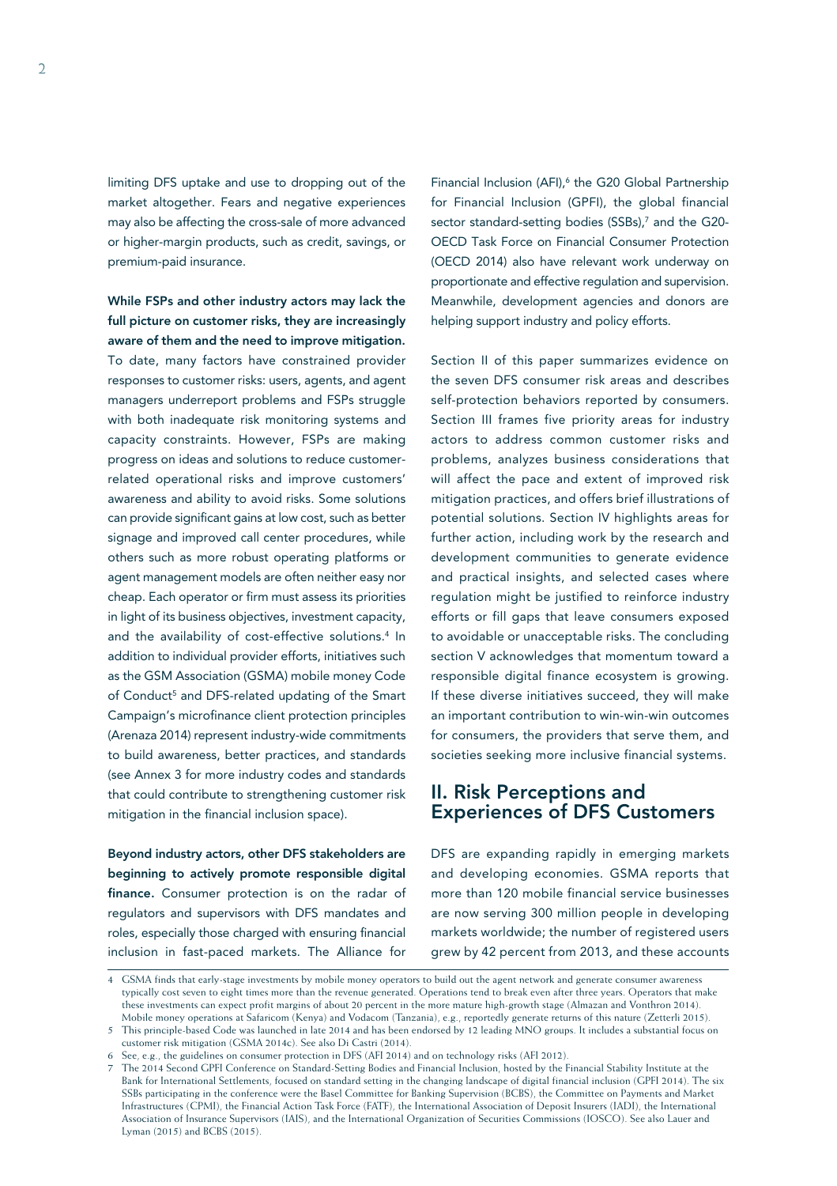limiting DFS uptake and use to dropping out of the market altogether. Fears and negative experiences may also be affecting the cross-sale of more advanced or higher-margin products, such as credit, savings, or premium-paid insurance.

**While FSPs and other industry actors may lack the full picture on customer risks, they are increasingly aware of them and the need to improve mitigation.** To date, many factors have constrained provider responses to customer risks: users, agents, and agent managers underreport problems and FSPs struggle with both inadequate risk monitoring systems and capacity constraints. However, FSPs are making progress on ideas and solutions to reduce customer-related operational risks and improve customers' awareness and ability to avoid risks. Some solutions can provide significant gains at low cost, such as better signage and improved call center procedures, while others such as more robust operating platforms or agent management models are often neither easy nor cheap. Each operator or firm must assess its priorities in light of its business objectives, investment capacity, and the availability of cost-effective solutions.[4] In addition to individual provider efforts, initiatives such as the GSM Association (GSMA) mobile money Code of Conduct[5] and DFS-related updating of the Smart Campaign's microfinance client protection principles (Arenaza 2014) represent industry-wide commitments to build awareness, better practices, and standards (see Annex 3 for more industry codes and standards that could contribute to strengthening customer risk mitigation in the financial inclusion space).

**Beyond industry actors, other DFS stakeholders are beginning to actively promote responsible digital finance.** Consumer protection is on the radar of regulators and supervisors with DFS mandates and roles, especially those charged with ensuring financial inclusion in fast-paced markets. The Alliance for Financial Inclusion (AFI),[6] the G20 Global Partnership for Financial Inclusion (GPFI), the global financial sector standard-setting bodies (SSBs),[7] and the G20-OECD Task Force on Financial Consumer Protection (OECD 2014) also have relevant work underway on proportionate and effective regulation and supervision. Meanwhile, development agencies and donors are helping support industry and policy efforts.

Section II of this paper summarizes evidence on the seven DFS consumer risk areas and describes self-protection behaviors reported by consumers. Section III frames five priority areas for industry actors to address common customer risks and problems, analyzes business considerations that will affect the pace and extent of improved risk mitigation practices, and offers brief illustrations of potential solutions. Section IV highlights areas for further action, including work by the research and development communities to generate evidence and practical insights, and selected cases where regulation might be justified to reinforce industry efforts or fill gaps that leave consumers exposed to avoidable or unacceptable risks. The concluding section V acknowledges that momentum toward a responsible digital finance ecosystem is growing. If these diverse initiatives succeed, they will make an important contribution to win-win-win outcomes for consumers, the providers that serve them, and societies seeking more inclusive financial systems.

## II. Risk Perceptions and Experiences of DFS Customers

DFS are expanding rapidly in emerging markets and developing economies. GSMA reports that more than 120 mobile financial service businesses are now serving 300 million people in developing markets worldwide; the number of registered users grew by 42 percent from 2013, and these accounts

---

4 GSMA finds that early-stage investments by mobile money operators to build out the agent network and generate consumer awareness typically cost seven to eight times more than the revenue generated. Operations tend to break even after three years. Operators that make these investments can expect profit margins of about 20 percent in the more mature high-growth stage (Almazan and Vonthron 2014). Mobile money operations at Safaricom (Kenya) and Vodacom (Tanzania), e.g., reportedly generate returns of this nature (Zetterli 2015).

5 This principle-based Code was launched in late 2014 and has been endorsed by 12 leading MNO groups. It includes a substantial focus on customer risk mitigation (GSMA 2014c). See also Di Castri (2014).

6 See, e.g., the guidelines on consumer protection in DFS (AFI 2014) and on technology risks (AFI 2012).

7 The 2014 Second GPFI Conference on Standard-Setting Bodies and Financial Inclusion, hosted by the Financial Stability Institute at the Bank for International Settlements, focused on standard setting in the changing landscape of digital financial inclusion (GPFI 2014). The six SSBs participating in the conference were the Basel Committee for Banking Supervision (BCBS), the Committee on Payments and Market Infrastructures (CPMI), the Financial Action Task Force (FATF), the International Association of Deposit Insurers (IADI), the International Association of Insurance Supervisors (IAIS), and the International Organization of Securities Commissions (IOSCO). See also Lauer and Lyman (2015) and BCBS (2015).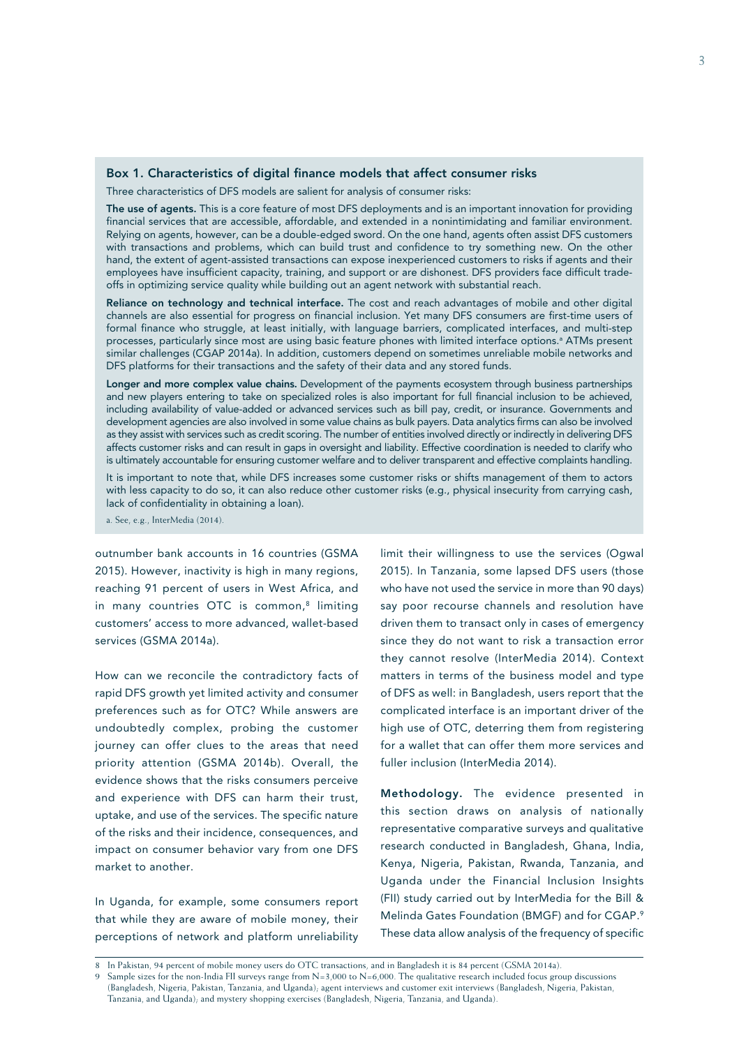### Box 1. Characteristics of digital finance models that affect consumer risks

Three characteristics of DFS models are salient for analysis of consumer risks:

**The use of agents.** This is a core feature of most DFS deployments and is an important innovation for providing financial services that are accessible, affordable, and extended in a nonintimidating and familiar environment. Relying on agents, however, can be a double-edged sword. On the one hand, agents often assist DFS customers with transactions and problems, which can build trust and confidence to try something new. On the other hand, the extent of agent-assisted transactions can expose inexperienced customers to risks if agents and their employees have insufficient capacity, training, and support or are dishonest. DFS providers face difficult trade-offs in optimizing service quality while building out an agent network with substantial reach.

**Reliance on technology and technical interface.** The cost and reach advantages of mobile and other digital channels are also essential for progress on financial inclusion. Yet many DFS consumers are first-time users of formal finance who struggle, at least initially, with language barriers, complicated interfaces, and multi-step processes, particularly since most are using basic feature phones with limited interface options.[a] ATMs present similar challenges (CGAP 2014a). In addition, customers depend on sometimes unreliable mobile networks and DFS platforms for their transactions and the safety of their data and any stored funds.

**Longer and more complex value chains.** Development of the payments ecosystem through business partnerships and new players entering to take on specialized roles is also important for full financial inclusion to be achieved, including availability of value-added or advanced services such as bill pay, credit, or insurance. Governments and development agencies are also involved in some value chains as bulk payers. Data analytics firms can also be involved as they assist with services such as credit scoring. The number of entities involved directly or indirectly in delivering DFS affects customer risks and can result in gaps in oversight and liability. Effective coordination is needed to clarify who is ultimately accountable for ensuring customer welfare and to deliver transparent and effective complaints handling.

It is important to note that, while DFS increases some customer risks or shifts management of them to actors with less capacity to do so, it can also reduce other customer risks (e.g., physical insecurity from carrying cash, lack of confidentiality in obtaining a loan).

a. See, e.g., InterMedia (2014).

outnumber bank accounts in 16 countries (GSMA 2015). However, inactivity is high in many regions, reaching 91 percent of users in West Africa, and in many countries OTC is common,[8] limiting customers' access to more advanced, wallet-based services (GSMA 2014a).

How can we reconcile the contradictory facts of rapid DFS growth yet limited activity and consumer preferences such as for OTC? While answers are undoubtedly complex, probing the customer journey can offer clues to the areas that need priority attention (GSMA 2014b). Overall, the evidence shows that the risks consumers perceive and experience with DFS can harm their trust, uptake, and use of the services. The specific nature of the risks and their incidence, consequences, and impact on consumer behavior vary from one DFS market to another.

In Uganda, for example, some consumers report that while they are aware of mobile money, their perceptions of network and platform unreliability limit their willingness to use the services (Ogwal 2015). In Tanzania, some lapsed DFS users (those who have not used the service in more than 90 days) say poor recourse channels and resolution have driven them to transact only in cases of emergency since they do not want to risk a transaction error they cannot resolve (InterMedia 2014). Context matters in terms of the business model and type of DFS as well: in Bangladesh, users report that the complicated interface is an important driver of the high use of OTC, deterring them from registering for a wallet that can offer them more services and fuller inclusion (InterMedia 2014).

**Methodology.** The evidence presented in this section draws on analysis of nationally representative comparative surveys and qualitative research conducted in Bangladesh, Ghana, India, Kenya, Nigeria, Pakistan, Rwanda, Tanzania, and Uganda under the Financial Inclusion Insights (FII) study carried out by InterMedia for the Bill & Melinda Gates Foundation (BMGF) and for CGAP.[9] These data allow analysis of the frequency of specific

8 In Pakistan, 94 percent of mobile money users do OTC transactions, and in Bangladesh it is 84 percent (GSMA 2014a).

9 Sample sizes for the non-India FII surveys range from N=3,000 to N=6,000. The qualitative research included focus group discussions (Bangladesh, Nigeria, Pakistan, Tanzania, and Uganda); agent interviews and customer exit interviews (Bangladesh, Nigeria, Pakistan, Tanzania, and Uganda); and mystery shopping exercises (Bangladesh, Nigeria, Tanzania, and Uganda).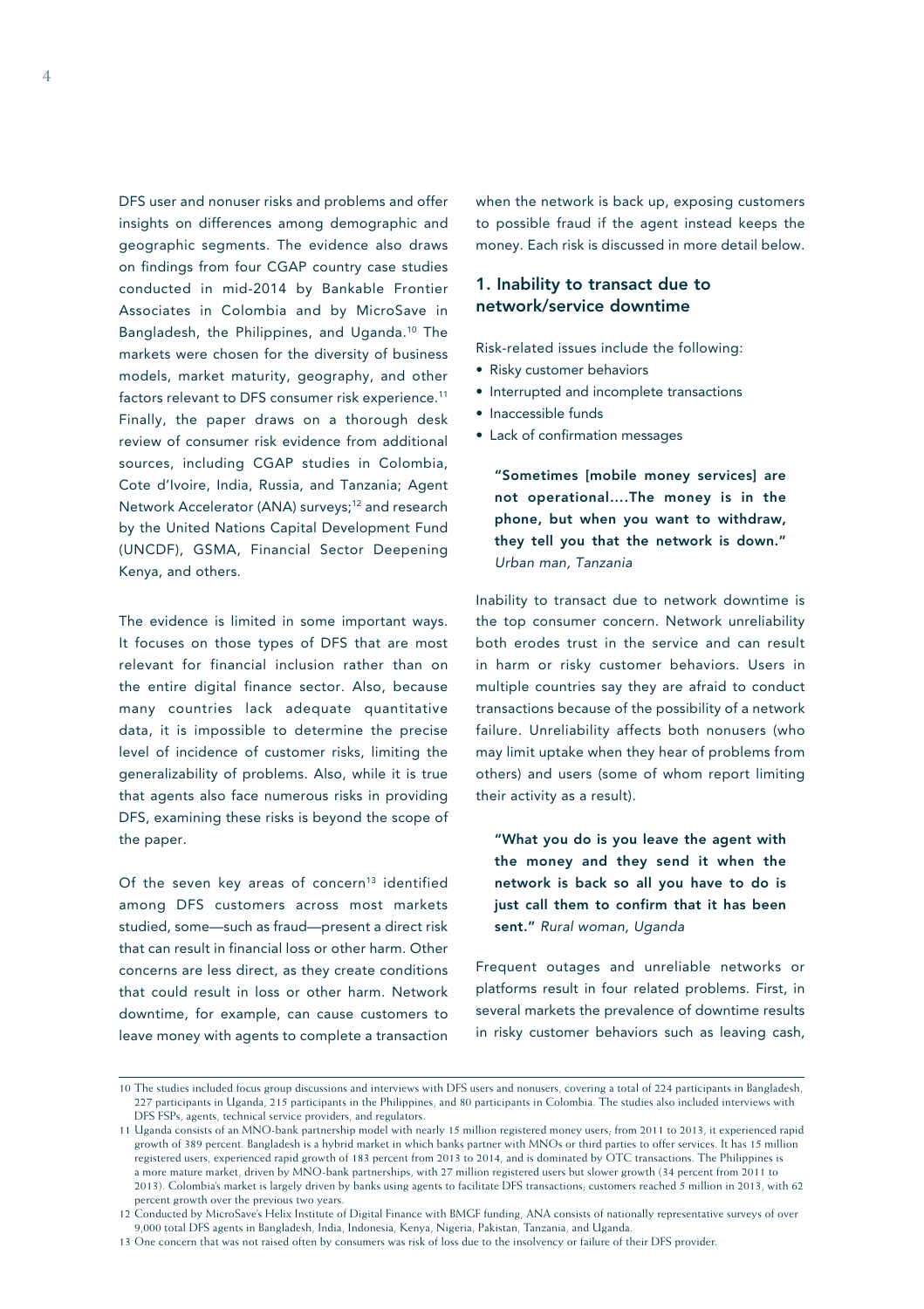DFS user and nonuser risks and problems and offer insights on differences among demographic and geographic segments. The evidence also draws on findings from four CGAP country case studies conducted in mid-2014 by Bankable Frontier Associates in Colombia and by MicroSave in Bangladesh, the Philippines, and Uganda.[10] The markets were chosen for the diversity of business models, market maturity, geography, and other factors relevant to DFS consumer risk experience.[11] Finally, the paper draws on a thorough desk review of consumer risk evidence from additional sources, including CGAP studies in Colombia, Cote d'Ivoire, India, Russia, and Tanzania; Agent Network Accelerator (ANA) surveys;[12] and research by the United Nations Capital Development Fund (UNCDF), GSMA, Financial Sector Deepening Kenya, and others.

The evidence is limited in some important ways. It focuses on those types of DFS that are most relevant for financial inclusion rather than on the entire digital finance sector. Also, because many countries lack adequate quantitative data, it is impossible to determine the precise level of incidence of customer risks, limiting the generalizability of problems. Also, while it is true that agents also face numerous risks in providing DFS, examining these risks is beyond the scope of the paper.

Of the seven key areas of concern[13] identified among DFS customers across most markets studied, some—such as fraud—present a direct risk that can result in financial loss or other harm. Other concerns are less direct, as they create conditions that could result in loss or other harm. Network downtime, for example, can cause customers to leave money with agents to complete a transaction when the network is back up, exposing customers to possible fraud if the agent instead keeps the money. Each risk is discussed in more detail below.

## 1. Inability to transact due to network/service downtime

Risk-related issues include the following:

- Risky customer behaviors
- Interrupted and incomplete transactions
- Inaccessible funds
- Lack of confirmation messages

> **"Sometimes [mobile money services] are not operational….The money is in the phone, but when you want to withdraw, they tell you that the network is down."** *Urban man, Tanzania*

Inability to transact due to network downtime is the top consumer concern. Network unreliability both erodes trust in the service and can result in harm or risky customer behaviors. Users in multiple countries say they are afraid to conduct transactions because of the possibility of a network failure. Unreliability affects both nonusers (who may limit uptake when they hear of problems from others) and users (some of whom report limiting their activity as a result).

> **"What you do is you leave the agent with the money and they send it when the network is back so all you have to do is just call them to confirm that it has been sent."** *Rural woman, Uganda*

Frequent outages and unreliable networks or platforms result in four related problems. First, in several markets the prevalence of downtime results in risky customer behaviors such as leaving cash,

---

10 The studies included focus group discussions and interviews with DFS users and nonusers, covering a total of 224 participants in Bangladesh, 227 participants in Uganda, 215 participants in the Philippines, and 80 participants in Colombia. The studies also included interviews with DFS FSPs, agents, technical service providers, and regulators.

11 Uganda consists of an MNO-bank partnership model with nearly 15 million registered money users; from 2011 to 2013, it experienced rapid growth of 389 percent. Bangladesh is a hybrid market in which banks partner with MNOs or third parties to offer services. It has 15 million registered users, experienced rapid growth of 183 percent from 2013 to 2014, and is dominated by OTC transactions. The Philippines is a more mature market, driven by MNO-bank partnerships, with 27 million registered users but slower growth (34 percent from 2011 to 2013). Colombia's market is largely driven by banks using agents to facilitate DFS transactions; customers reached 5 million in 2013, with 62 percent growth over the previous two years.

12 Conducted by MicroSave's Helix Institute of Digital Finance with BMGF funding, ANA consists of nationally representative surveys of over 9,000 total DFS agents in Bangladesh, India, Indonesia, Kenya, Nigeria, Pakistan, Tanzania, and Uganda.

13 One concern that was not raised often by consumers was risk of loss due to the insolvency or failure of their DFS provider.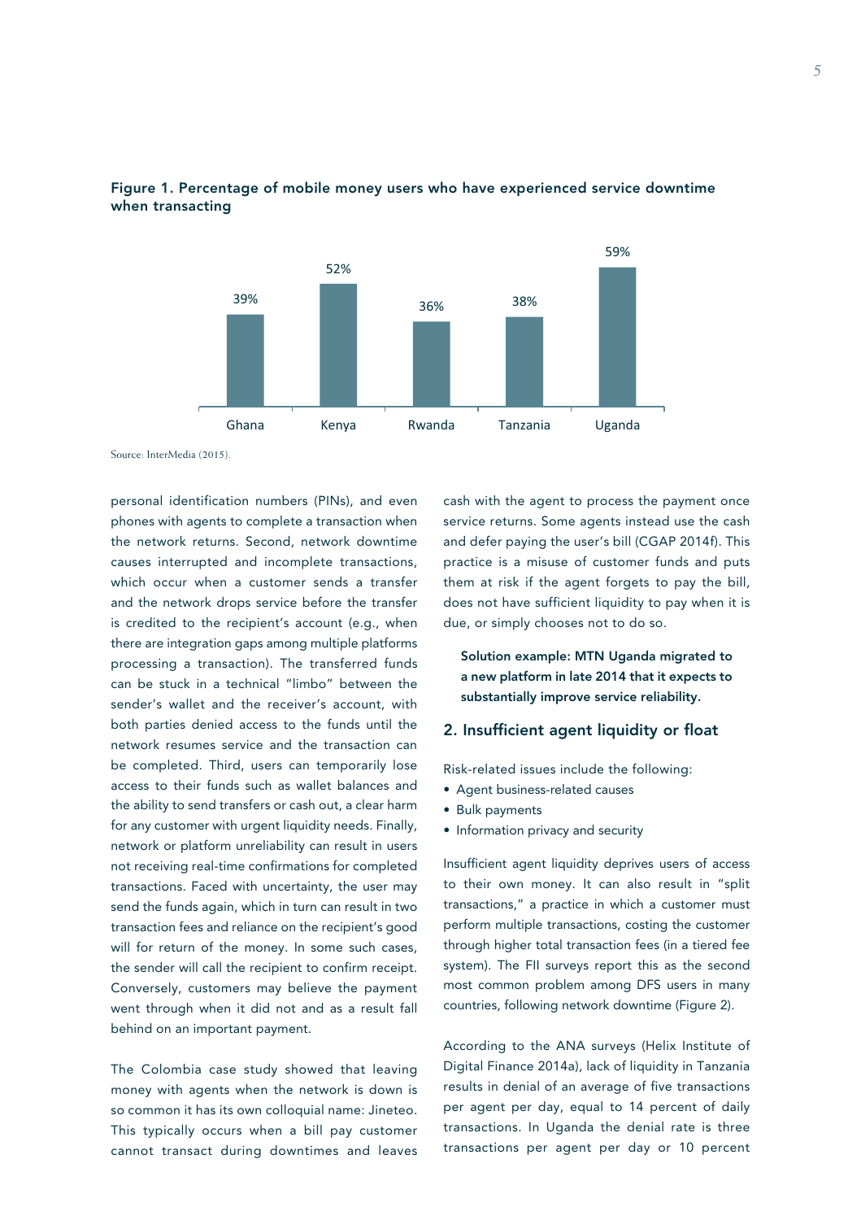**Figure 1. Percentage of mobile money users who have experienced service downtime when transacting**

| Country | Percentage |
|---|---|
| Ghana | 39% |
| Kenya | 52% |
| Rwanda | 36% |
| Tanzania | 38% |
| Uganda | 59% |

Source: InterMedia (2015).

personal identification numbers (PINs), and even phones with agents to complete a transaction when the network returns. Second, network downtime causes interrupted and incomplete transactions, which occur when a customer sends a transfer and the network drops service before the transfer is credited to the recipient's account (e.g., when there are integration gaps among multiple platforms processing a transaction). The transferred funds can be stuck in a technical "limbo" between the sender's wallet and the receiver's account, with both parties denied access to the funds until the network resumes service and the transaction can be completed. Third, users can temporarily lose access to their funds such as wallet balances and the ability to send transfers or cash out, a clear harm for any customer with urgent liquidity needs. Finally, network or platform unreliability can result in users not receiving real-time confirmations for completed transactions. Faced with uncertainty, the user may send the funds again, which in turn can result in two transaction fees and reliance on the recipient's good will for return of the money. In some such cases, the sender will call the recipient to confirm receipt. Conversely, customers may believe the payment went through when it did not and as a result fall behind on an important payment.

The Colombia case study showed that leaving money with agents when the network is down is so common it has its own colloquial name: Jineteo. This typically occurs when a bill pay customer cannot transact during downtimes and leaves cash with the agent to process the payment once service returns. Some agents instead use the cash and defer paying the user's bill (CGAP 2014f). This practice is a misuse of customer funds and puts them at risk if the agent forgets to pay the bill, does not have sufficient liquidity to pay when it is due, or simply chooses not to do so.

**Solution example: MTN Uganda migrated to a new platform in late 2014 that it expects to substantially improve service reliability.**

## 2. Insufficient agent liquidity or float

Risk-related issues include the following:

- Agent business-related causes
- Bulk payments
- Information privacy and security

Insufficient agent liquidity deprives users of access to their own money. It can also result in "split transactions," a practice in which a customer must perform multiple transactions, costing the customer through higher total transaction fees (in a tiered fee system). The FII surveys report this as the second most common problem among DFS users in many countries, following network downtime (Figure 2).

According to the ANA surveys (Helix Institute of Digital Finance 2014a), lack of liquidity in Tanzania results in denial of an average of five transactions per agent per day, equal to 14 percent of daily transactions. In Uganda the denial rate is three transactions per agent per day or 10 percent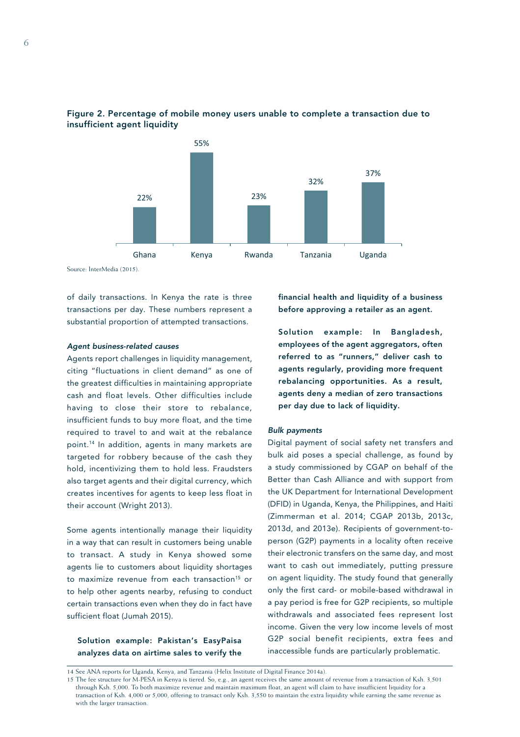**Figure 2. Percentage of mobile money users unable to complete a transaction due to insufficient agent liquidity**

| Ghana | Kenya | Rwanda | Tanzania | Uganda |
|---|---|---|---|---|
| 22% | 55% | 23% | 32% | 37% |

Source: InterMedia (2015).

of daily transactions. In Kenya the rate is three transactions per day. These numbers represent a substantial proportion of attempted transactions.

#### *Agent business-related causes*

Agents report challenges in liquidity management, citing "fluctuations in client demand" as one of the greatest difficulties in maintaining appropriate cash and float levels. Other difficulties include having to close their store to rebalance, insufficient funds to buy more float, and the time required to travel to and wait at the rebalance point.[14] In addition, agents in many markets are targeted for robbery because of the cash they hold, incentivizing them to hold less. Fraudsters also target agents and their digital currency, which creates incentives for agents to keep less float in their account (Wright 2013).

Some agents intentionally manage their liquidity in a way that can result in customers being unable to transact. A study in Kenya showed some agents lie to customers about liquidity shortages to maximize revenue from each transaction[15] or to help other agents nearby, refusing to conduct certain transactions even when they do in fact have sufficient float (Jumah 2015).

**Solution example: Pakistan's EasyPaisa analyzes data on airtime sales to verify the financial health and liquidity of a business before approving a retailer as an agent.**

**Solution example: In Bangladesh, employees of the agent aggregators, often referred to as "runners," deliver cash to agents regularly, providing more frequent rebalancing opportunities. As a result, agents deny a median of zero transactions per day due to lack of liquidity.**

#### *Bulk payments*

Digital payment of social safety net transfers and bulk aid poses a special challenge, as found by a study commissioned by CGAP on behalf of the Better than Cash Alliance and with support from the UK Department for International Development (DFID) in Uganda, Kenya, the Philippines, and Haiti (Zimmerman et al. 2014; CGAP 2013b, 2013c, 2013d, and 2013e). Recipients of government-to-person (G2P) payments in a locality often receive their electronic transfers on the same day, and most want to cash out immediately, putting pressure on agent liquidity. The study found that generally only the first card- or mobile-based withdrawal in a pay period is free for G2P recipients, so multiple withdrawals and associated fees represent lost income. Given the very low income levels of most G2P social benefit recipients, extra fees and inaccessible funds are particularly problematic.

---

14 See ANA reports for Uganda, Kenya, and Tanzania (Helix Institute of Digital Finance 2014a).

15 The fee structure for M-PESA in Kenya is tiered. So, e.g., an agent receives the same amount of revenue from a transaction of Ksh. 3,501 through Ksh. 5,000. To both maximize revenue and maintain maximum float, an agent will claim to have insufficient liquidity for a transaction of Ksh. 4,000 or 5,000, offering to transact only Ksh. 3,550 to maintain the extra liquidity while earning the same revenue as with the larger transaction.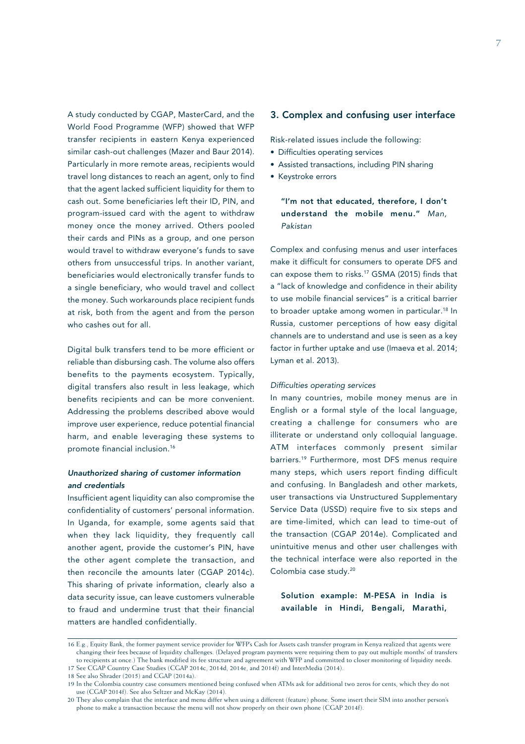A study conducted by CGAP, MasterCard, and the World Food Programme (WFP) showed that WFP transfer recipients in eastern Kenya experienced similar cash-out challenges (Mazer and Baur 2014). Particularly in more remote areas, recipients would travel long distances to reach an agent, only to find that the agent lacked sufficient liquidity for them to cash out. Some beneficiaries left their ID, PIN, and program-issued card with the agent to withdraw money once the money arrived. Others pooled their cards and PINs as a group, and one person would travel to withdraw everyone's funds to save others from unsuccessful trips. In another variant, beneficiaries would electronically transfer funds to a single beneficiary, who would travel and collect the money. Such workarounds place recipient funds at risk, both from the agent and from the person who cashes out for all.

Digital bulk transfers tend to be more efficient or reliable than disbursing cash. The volume also offers benefits to the payments ecosystem. Typically, digital transfers also result in less leakage, which benefits recipients and can be more convenient. Addressing the problems described above would improve user experience, reduce potential financial harm, and enable leveraging these systems to promote financial inclusion.[16]

### *Unauthorized sharing of customer information and credentials*

Insufficient agent liquidity can also compromise the confidentiality of customers' personal information. In Uganda, for example, some agents said that when they lack liquidity, they frequently call another agent, provide the customer's PIN, have the other agent complete the transaction, and then reconcile the amounts later (CGAP 2014c). This sharing of private information, clearly also a data security issue, can leave customers vulnerable to fraud and undermine trust that their financial matters are handled confidentially.

## 3. Complex and confusing user interface

Risk-related issues include the following:

- Difficulties operating services
- Assisted transactions, including PIN sharing
- Keystroke errors

> **"I'm not that educated, therefore, I don't understand the mobile menu."** *Man, Pakistan*

Complex and confusing menus and user interfaces make it difficult for consumers to operate DFS and can expose them to risks.[17] GSMA (2015) finds that a "lack of knowledge and confidence in their ability to use mobile financial services" is a critical barrier to broader uptake among women in particular.[18] In Russia, customer perceptions of how easy digital channels are to understand and use is seen as a key factor in further uptake and use (Imaeva et al. 2014; Lyman et al. 2013).

### *Difficulties operating services*

In many countries, mobile money menus are in English or a formal style of the local language, creating a challenge for consumers who are illiterate or understand only colloquial language. ATM interfaces commonly present similar barriers.[19] Furthermore, most DFS menus require many steps, which users report finding difficult and confusing. In Bangladesh and other markets, user transactions via Unstructured Supplementary Service Data (USSD) require five to six steps and are time-limited, which can lead to time-out of the transaction (CGAP 2014e). Complicated and unintuitive menus and other user challenges with the technical interface were also reported in the Colombia case study.[20]

**Solution example: M-PESA in India is available in Hindi, Bengali, Marathi,**

---

16 E.g., Equity Bank, the former payment service provider for WFP's Cash for Assets cash transfer program in Kenya realized that agents were changing their fees because of liquidity challenges. (Delayed program payments were requiring them to pay out multiple months' of transfers to recipients at once.) The bank modified its fee structure and agreement with WFP and committed to closer monitoring of liquidity needs.

17 See CGAP Country Case Studies (CGAP 2014c, 2014d, 2014e, and 2014f) and InterMedia (2014).

18 See also Shrader (2015) and CGAP (2014a).

19 In the Colombia country case consumers mentioned being confused when ATMs ask for additional two zeros for cents, which they do not use (CGAP 2014f). See also Seltzer and McKay (2014).

20 They also complain that the interface and menu differ when using a different (feature) phone. Some insert their SIM into another person's phone to make a transaction because the menu will not show properly on their own phone (CGAP 2014f).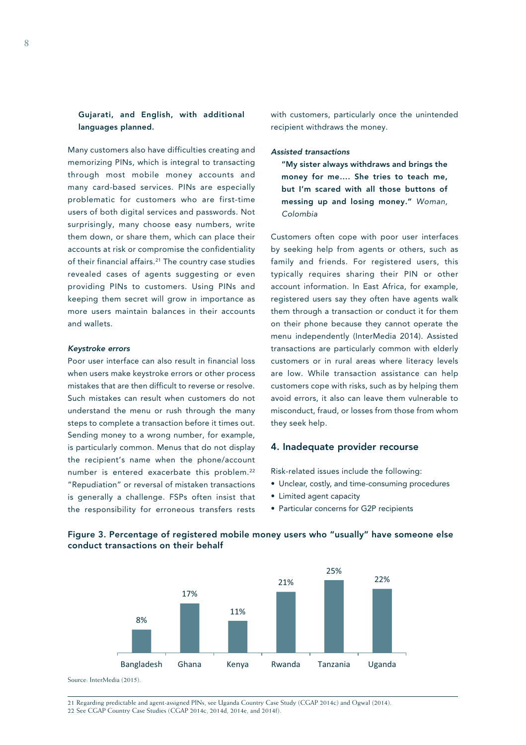**Gujarati, and English, with additional languages planned.**

Many customers also have difficulties creating and memorizing PINs, which is integral to transacting through most mobile money accounts and many card-based services. PINs are especially problematic for customers who are first-time users of both digital services and passwords. Not surprisingly, many choose easy numbers, write them down, or share them, which can place their accounts at risk or compromise the confidentiality of their financial affairs.[21] The country case studies revealed cases of agents suggesting or even providing PINs to customers. Using PINs and keeping them secret will grow in importance as more users maintain balances in their accounts and wallets.

#### *Keystroke errors*

Poor user interface can also result in financial loss when users make keystroke errors or other process mistakes that are then difficult to reverse or resolve. Such mistakes can result when customers do not understand the menu or rush through the many steps to complete a transaction before it times out. Sending money to a wrong number, for example, is particularly common. Menus that do not display the recipient's name when the phone/account number is entered exacerbate this problem.[22] "Repudiation" or reversal of mistaken transactions is generally a challenge. FSPs often insist that the responsibility for erroneous transfers rests with customers, particularly once the unintended recipient withdraws the money.

#### *Assisted transactions*

> **"My sister always withdraws and brings the money for me.... She tries to teach me, but I'm scared with all those buttons of messing up and losing money."** *Woman, Colombia*

Customers often cope with poor user interfaces by seeking help from agents or others, such as family and friends. For registered users, this typically requires sharing their PIN or other account information. In East Africa, for example, registered users say they often have agents walk them through a transaction or conduct it for them on their phone because they cannot operate the menu independently (InterMedia 2014). Assisted transactions are particularly common with elderly customers or in rural areas where literacy levels are low. While transaction assistance can help customers cope with risks, such as by helping them avoid errors, it also can leave them vulnerable to misconduct, fraud, or losses from those from whom they seek help.

### 4. Inadequate provider recourse

Risk-related issues include the following:

- Unclear, costly, and time-consuming procedures
- Limited agent capacity
- Particular concerns for G2P recipients

**Figure 3. Percentage of registered mobile money users who "usually" have someone else conduct transactions on their behalf**

| Bangladesh | Ghana | Kenya | Rwanda | Tanzania | Uganda |
|---|---|---|---|---|---|
| 8% | 17% | 11% | 21% | 25% | 22% |

Source: InterMedia (2015).

21 Regarding predictable and agent-assigned PINs, see Uganda Country Case Study (CGAP 2014c) and Ogwal (2014).

22 See CGAP Country Case Studies (CGAP 2014c, 2014d, 2014e, and 2014f).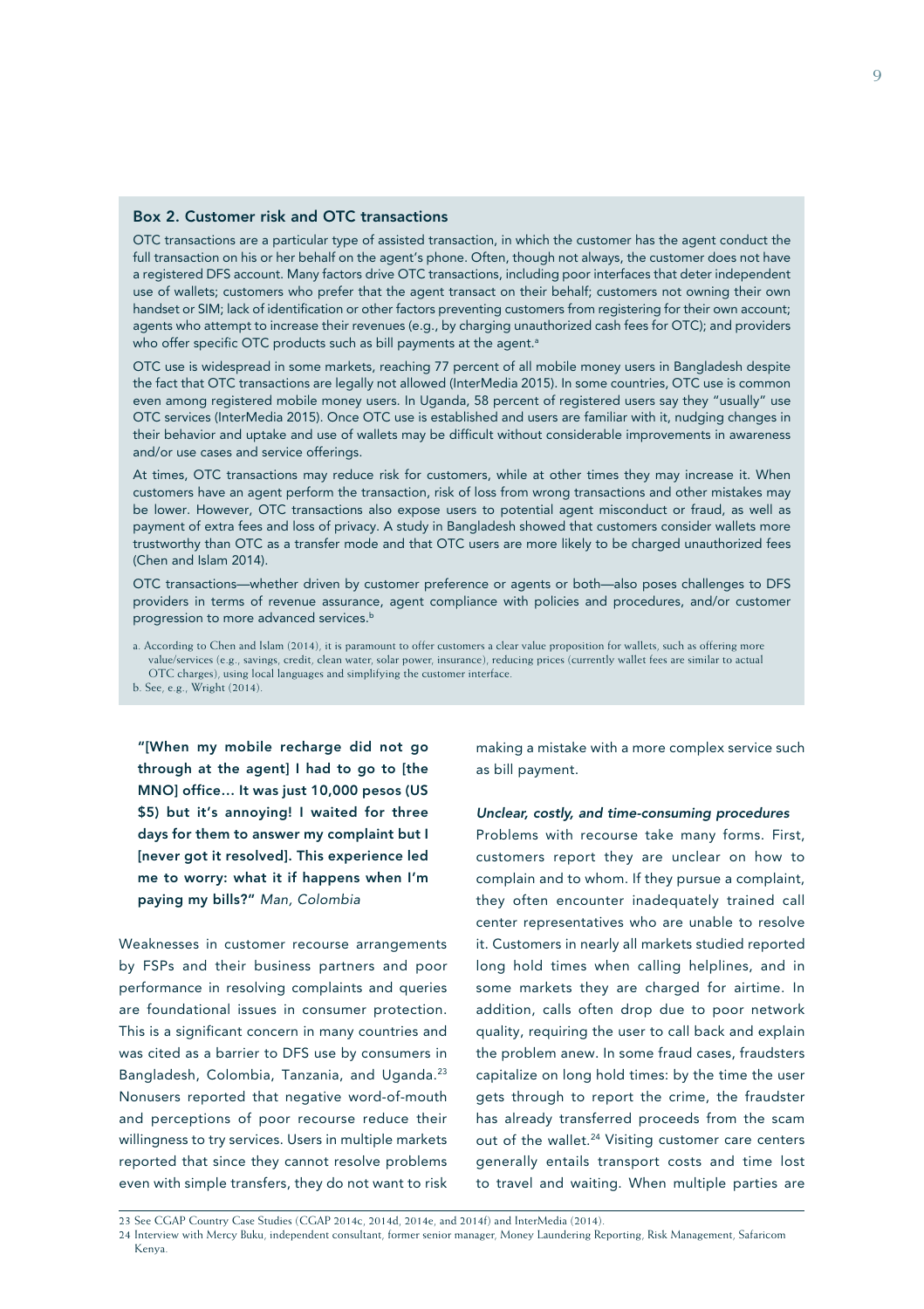### Box 2. Customer risk and OTC transactions

OTC transactions are a particular type of assisted transaction, in which the customer has the agent conduct the full transaction on his or her behalf on the agent's phone. Often, though not always, the customer does not have a registered DFS account. Many factors drive OTC transactions, including poor interfaces that deter independent use of wallets; customers who prefer that the agent transact on their behalf; customers not owning their own handset or SIM; lack of identification or other factors preventing customers from registering for their own account; agents who attempt to increase their revenues (e.g., by charging unauthorized cash fees for OTC); and providers who offer specific OTC products such as bill payments at the agent.[a]

OTC use is widespread in some markets, reaching 77 percent of all mobile money users in Bangladesh despite the fact that OTC transactions are legally not allowed (InterMedia 2015). In some countries, OTC use is common even among registered mobile money users. In Uganda, 58 percent of registered users say they "usually" use OTC services (InterMedia 2015). Once OTC use is established and users are familiar with it, nudging changes in their behavior and uptake and use of wallets may be difficult without considerable improvements in awareness and/or use cases and service offerings.

At times, OTC transactions may reduce risk for customers, while at other times they may increase it. When customers have an agent perform the transaction, risk of loss from wrong transactions and other mistakes may be lower. However, OTC transactions also expose users to potential agent misconduct or fraud, as well as payment of extra fees and loss of privacy. A study in Bangladesh showed that customers consider wallets more trustworthy than OTC as a transfer mode and that OTC users are more likely to be charged unauthorized fees (Chen and Islam 2014).

OTC transactions—whether driven by customer preference or agents or both—also poses challenges to DFS providers in terms of revenue assurance, agent compliance with policies and procedures, and/or customer progression to more advanced services.[b]

a. According to Chen and Islam (2014), it is paramount to offer customers a clear value proposition for wallets, such as offering more value/services (e.g., savings, credit, clean water, solar power, insurance), reducing prices (currently wallet fees are similar to actual OTC charges), using local languages and simplifying the customer interface.

b. See, e.g., Wright (2014).

**"[When my mobile recharge did not go through at the agent] I had to go to [the MNO] office… It was just 10,000 pesos (US $5) but it's annoying! I waited for three days for them to answer my complaint but I [never got it resolved]. This experience led me to worry: what it if happens when I'm paying my bills?"** *Man, Colombia*

Weaknesses in customer recourse arrangements by FSPs and their business partners and poor performance in resolving complaints and queries are foundational issues in consumer protection. This is a significant concern in many countries and was cited as a barrier to DFS use by consumers in Bangladesh, Colombia, Tanzania, and Uganda.[23] Nonusers reported that negative word-of-mouth and perceptions of poor recourse reduce their willingness to try services. Users in multiple markets reported that since they cannot resolve problems even with simple transfers, they do not want to risk making a mistake with a more complex service such as bill payment.

#### *Unclear, costly, and time-consuming procedures*

Problems with recourse take many forms. First, customers report they are unclear on how to complain and to whom. If they pursue a complaint, they often encounter inadequately trained call center representatives who are unable to resolve it. Customers in nearly all markets studied reported long hold times when calling helplines, and in some markets they are charged for airtime. In addition, calls often drop due to poor network quality, requiring the user to call back and explain the problem anew. In some fraud cases, fraudsters capitalize on long hold times: by the time the user gets through to report the crime, the fraudster has already transferred proceeds from the scam out of the wallet.[24] Visiting customer care centers generally entails transport costs and time lost to travel and waiting. When multiple parties are

23 See CGAP Country Case Studies (CGAP 2014c, 2014d, 2014e, and 2014f) and InterMedia (2014).

24 Interview with Mercy Buku, independent consultant, former senior manager, Money Laundering Reporting, Risk Management, Safaricom Kenya.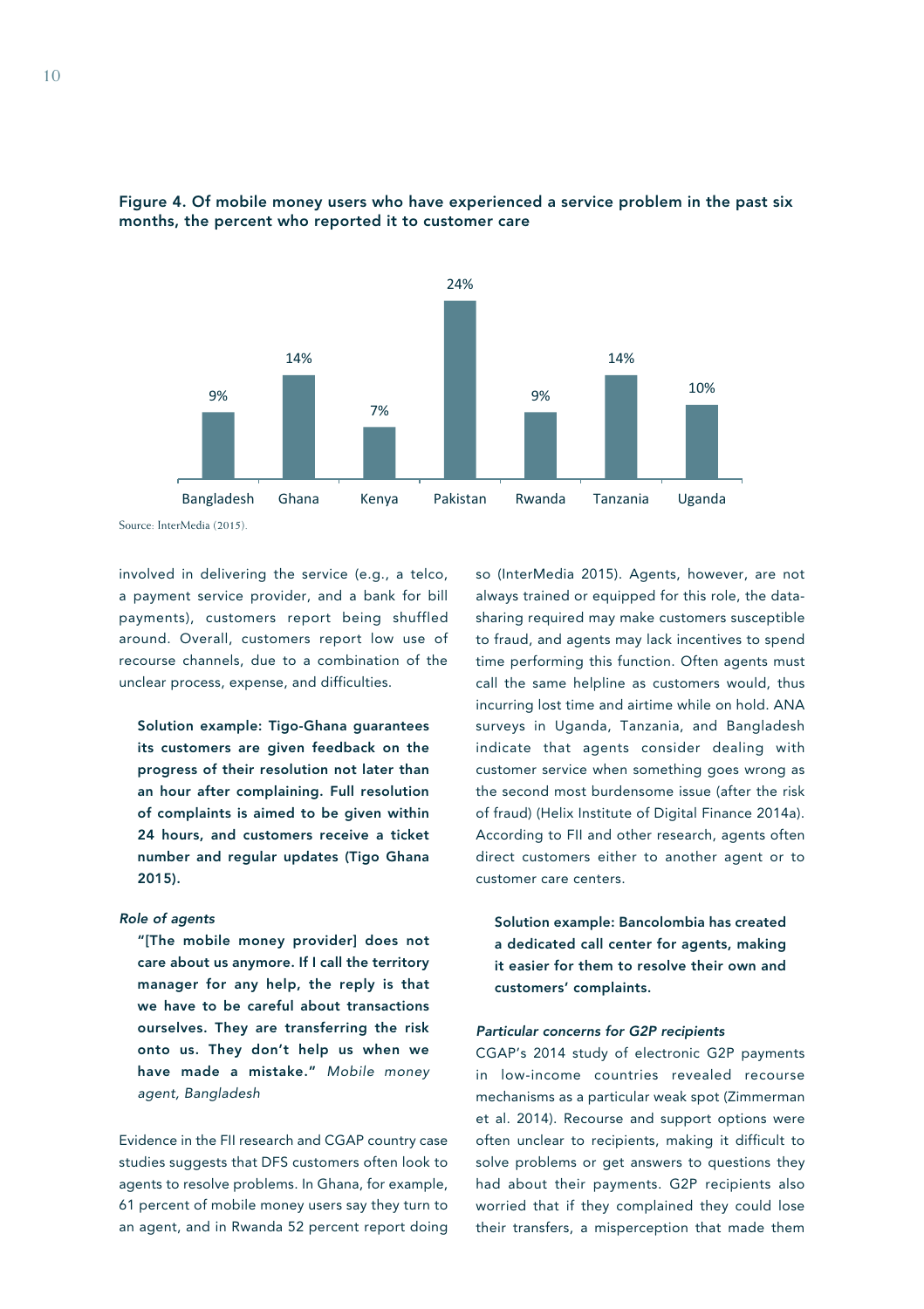**Figure 4. Of mobile money users who have experienced a service problem in the past six months, the percent who reported it to customer care**

| Country | Percent |
|---|---|
| Bangladesh | 9% |
| Ghana | 14% |
| Kenya | 7% |
| Pakistan | 24% |
| Rwanda | 9% |
| Tanzania | 14% |
| Uganda | 10% |

Source: InterMedia (2015).

involved in delivering the service (e.g., a telco, a payment service provider, and a bank for bill payments), customers report being shuffled around. Overall, customers report low use of recourse channels, due to a combination of the unclear process, expense, and difficulties.

> **Solution example: Tigo-Ghana guarantees its customers are given feedback on the progress of their resolution not later than an hour after complaining. Full resolution of complaints is aimed to be given within 24 hours, and customers receive a ticket number and regular updates (Tigo Ghana 2015).**

*Role of agents*

> **"[The mobile money provider] does not care about us anymore. If I call the territory manager for any help, the reply is that we have to be careful about transactions ourselves. They are transferring the risk onto us. They don't help us when we have made a mistake."** *Mobile money agent, Bangladesh*

Evidence in the FII research and CGAP country case studies suggests that DFS customers often look to agents to resolve problems. In Ghana, for example, 61 percent of mobile money users say they turn to an agent, and in Rwanda 52 percent report doing so (InterMedia 2015). Agents, however, are not always trained or equipped for this role, the data-sharing required may make customers susceptible to fraud, and agents may lack incentives to spend time performing this function. Often agents must call the same helpline as customers would, thus incurring lost time and airtime while on hold. ANA surveys in Uganda, Tanzania, and Bangladesh indicate that agents consider dealing with customer service when something goes wrong as the second most burdensome issue (after the risk of fraud) (Helix Institute of Digital Finance 2014a). According to FII and other research, agents often direct customers either to another agent or to customer care centers.

> **Solution example: Bancolombia has created a dedicated call center for agents, making it easier for them to resolve their own and customers' complaints.**

*Particular concerns for G2P recipients*

CGAP's 2014 study of electronic G2P payments in low-income countries revealed recourse mechanisms as a particular weak spot (Zimmerman et al. 2014). Recourse and support options were often unclear to recipients, making it difficult to solve problems or get answers to questions they had about their payments. G2P recipients also worried that if they complained they could lose their transfers, a misperception that made them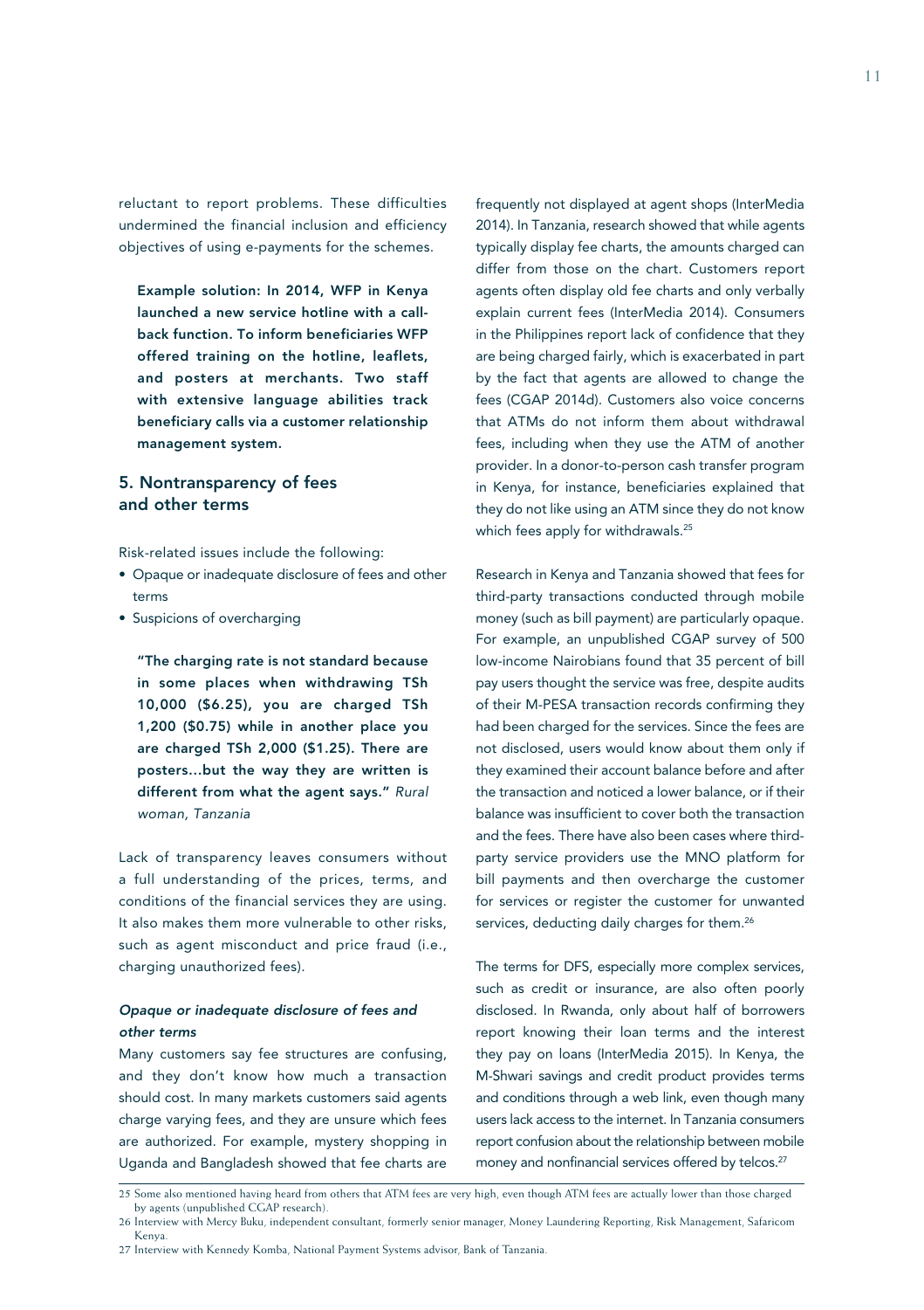reluctant to report problems. These difficulties undermined the financial inclusion and efficiency objectives of using e-payments for the schemes.

**Example solution: In 2014, WFP in Kenya launched a new service hotline with a call-back function. To inform beneficiaries WFP offered training on the hotline, leaflets, and posters at merchants. Two staff with extensive language abilities track beneficiary calls via a customer relationship management system.**

## 5. Nontransparency of fees and other terms

Risk-related issues include the following:

- Opaque or inadequate disclosure of fees and other terms
- Suspicions of overcharging

**"The charging rate is not standard because in some places when withdrawing TSh 10,000 ($6.25), you are charged TSh 1,200 ($0.75) while in another place you are charged TSh 2,000 ($1.25). There are posters…but the way they are written is different from what the agent says."** *Rural woman, Tanzania*

Lack of transparency leaves consumers without a full understanding of the prices, terms, and conditions of the financial services they are using. It also makes them more vulnerable to other risks, such as agent misconduct and price fraud (i.e., charging unauthorized fees).

### *Opaque or inadequate disclosure of fees and other terms*

Many customers say fee structures are confusing, and they don't know how much a transaction should cost. In many markets customers said agents charge varying fees, and they are unsure which fees are authorized. For example, mystery shopping in Uganda and Bangladesh showed that fee charts are frequently not displayed at agent shops (InterMedia 2014). In Tanzania, research showed that while agents typically display fee charts, the amounts charged can differ from those on the chart. Customers report agents often display old fee charts and only verbally explain current fees (InterMedia 2014). Consumers in the Philippines report lack of confidence that they are being charged fairly, which is exacerbated in part by the fact that agents are allowed to change the fees (CGAP 2014d). Customers also voice concerns that ATMs do not inform them about withdrawal fees, including when they use the ATM of another provider. In a donor-to-person cash transfer program in Kenya, for instance, beneficiaries explained that they do not like using an ATM since they do not know which fees apply for withdrawals.[25]

Research in Kenya and Tanzania showed that fees for third-party transactions conducted through mobile money (such as bill payment) are particularly opaque. For example, an unpublished CGAP survey of 500 low-income Nairobians found that 35 percent of bill pay users thought the service was free, despite audits of their M-PESA transaction records confirming they had been charged for the services. Since the fees are not disclosed, users would know about them only if they examined their account balance before and after the transaction and noticed a lower balance, or if their balance was insufficient to cover both the transaction and the fees. There have also been cases where third-party service providers use the MNO platform for bill payments and then overcharge the customer for services or register the customer for unwanted services, deducting daily charges for them.[26]

The terms for DFS, especially more complex services, such as credit or insurance, are also often poorly disclosed. In Rwanda, only about half of borrowers report knowing their loan terms and the interest they pay on loans (InterMedia 2015). In Kenya, the M-Shwari savings and credit product provides terms and conditions through a web link, even though many users lack access to the internet. In Tanzania consumers report confusion about the relationship between mobile money and nonfinancial services offered by telcos.[27]

---

25 Some also mentioned having heard from others that ATM fees are very high, even though ATM fees are actually lower than those charged by agents (unpublished CGAP research).

26 Interview with Mercy Buku, independent consultant, formerly senior manager, Money Laundering Reporting, Risk Management, Safaricom Kenya.

27 Interview with Kennedy Komba, National Payment Systems advisor, Bank of Tanzania.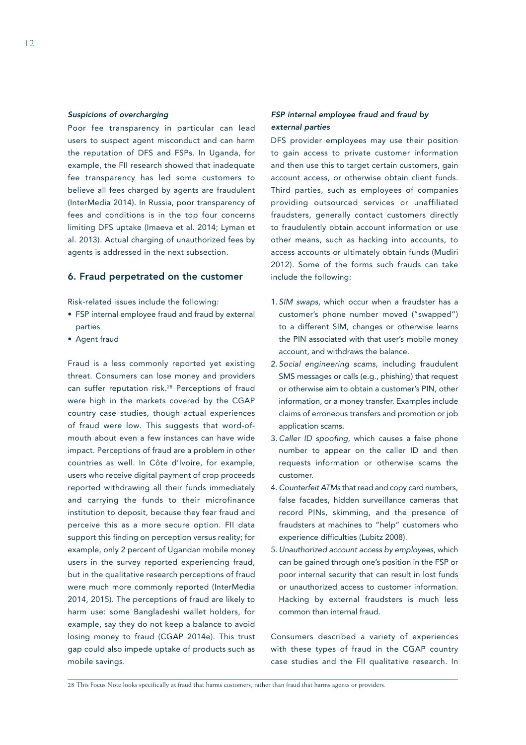*Suspicions of overcharging*

Poor fee transparency in particular can lead users to suspect agent misconduct and can harm the reputation of DFS and FSPs. In Uganda, for example, the FII research showed that inadequate fee transparency has led some customers to believe all fees charged by agents are fraudulent (InterMedia 2014). In Russia, poor transparency of fees and conditions is in the top four concerns limiting DFS uptake (Imaeva et al. 2014; Lyman et al. 2013). Actual charging of unauthorized fees by agents is addressed in the next subsection.

## 6. Fraud perpetrated on the customer

Risk-related issues include the following:

- FSP internal employee fraud and fraud by external parties
- Agent fraud

Fraud is a less commonly reported yet existing threat. Consumers can lose money and providers can suffer reputation risk.[28] Perceptions of fraud were high in the markets covered by the CGAP country case studies, though actual experiences of fraud were low. This suggests that word-of-mouth about even a few instances can have wide impact. Perceptions of fraud are a problem in other countries as well. In Côte d'Ivoire, for example, users who receive digital payment of crop proceeds reported withdrawing all their funds immediately and carrying the funds to their microfinance institution to deposit, because they fear fraud and perceive this as a more secure option. FII data support this finding on perception versus reality; for example, only 2 percent of Ugandan mobile money users in the survey reported experiencing fraud, but in the qualitative research perceptions of fraud were much more commonly reported (InterMedia 2014, 2015). The perceptions of fraud are likely to harm use: some Bangladeshi wallet holders, for example, say they do not keep a balance to avoid losing money to fraud (CGAP 2014e). This trust gap could also impede uptake of products such as mobile savings.

*FSP internal employee fraud and fraud by external parties*

DFS provider employees may use their position to gain access to private customer information and then use this to target certain customers, gain account access, or otherwise obtain client funds. Third parties, such as employees of companies providing outsourced services or unaffiliated fraudsters, generally contact customers directly to fraudulently obtain account information or use other means, such as hacking into accounts, to access accounts or ultimately obtain funds (Mudiri 2012). Some of the forms such frauds can take include the following:

1. *SIM swaps,* which occur when a fraudster has a customer's phone number moved ("swapped") to a different SIM, changes or otherwise learns the PIN associated with that user's mobile money account, and withdraws the balance.
2. *Social engineering scams*, including fraudulent SMS messages or calls (e.g., phishing) that request or otherwise aim to obtain a customer's PIN, other information, or a money transfer. Examples include claims of erroneous transfers and promotion or job application scams.
3. *Caller ID spoofing*, which causes a false phone number to appear on the caller ID and then requests information or otherwise scams the customer.
4. *Counterfeit ATMs* that read and copy card numbers, false facades, hidden surveillance cameras that record PINs, skimming, and the presence of fraudsters at machines to "help" customers who experience difficulties (Lubitz 2008).
5. *Unauthorized account access by employees*, which can be gained through one's position in the FSP or poor internal security that can result in lost funds or unauthorized access to customer information. Hacking by external fraudsters is much less common than internal fraud.

Consumers described a variety of experiences with these types of fraud in the CGAP country case studies and the FII qualitative research. In

28 This Focus Note looks specifically at fraud that harms customers, rather than fraud that harms agents or providers.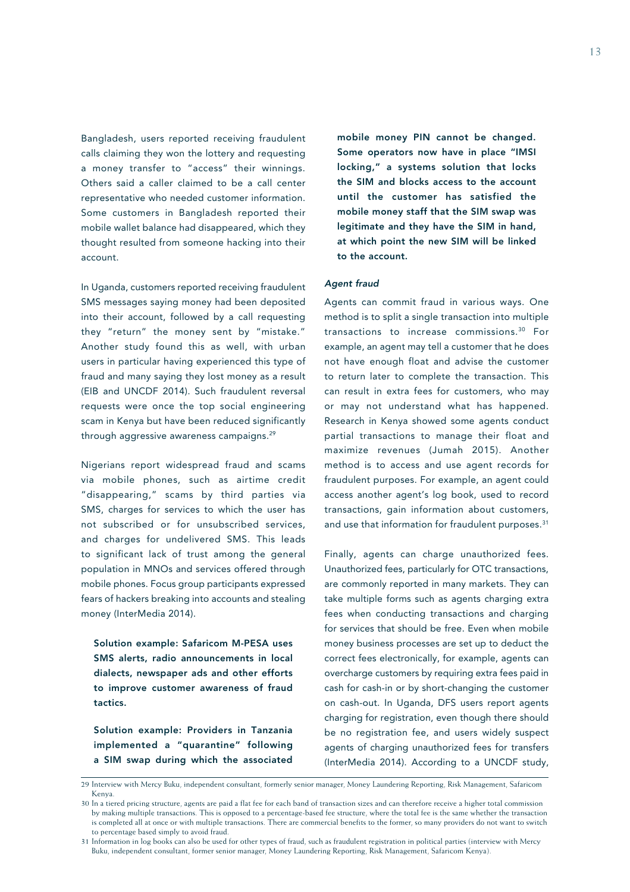Bangladesh, users reported receiving fraudulent calls claiming they won the lottery and requesting a money transfer to "access" their winnings. Others said a caller claimed to be a call center representative who needed customer information. Some customers in Bangladesh reported their mobile wallet balance had disappeared, which they thought resulted from someone hacking into their account.

In Uganda, customers reported receiving fraudulent SMS messages saying money had been deposited into their account, followed by a call requesting they "return" the money sent by "mistake." Another study found this as well, with urban users in particular having experienced this type of fraud and many saying they lost money as a result (EIB and UNCDF 2014). Such fraudulent reversal requests were once the top social engineering scam in Kenya but have been reduced significantly through aggressive awareness campaigns.[29]

Nigerians report widespread fraud and scams via mobile phones, such as airtime credit "disappearing," scams by third parties via SMS, charges for services to which the user has not subscribed or for unsubscribed services, and charges for undelivered SMS. This leads to significant lack of trust among the general population in MNOs and services offered through mobile phones. Focus group participants expressed fears of hackers breaking into accounts and stealing money (InterMedia 2014).

**Solution example: Safaricom M-PESA uses SMS alerts, radio announcements in local dialects, newspaper ads and other efforts to improve customer awareness of fraud tactics.**

**Solution example: Providers in Tanzania implemented a "quarantine" following a SIM swap during which the associated mobile money PIN cannot be changed. Some operators now have in place "IMSI locking," a systems solution that locks the SIM and blocks access to the account until the customer has satisfied the mobile money staff that the SIM swap was legitimate and they have the SIM in hand, at which point the new SIM will be linked to the account.**

### *Agent fraud*

Agents can commit fraud in various ways. One method is to split a single transaction into multiple transactions to increase commissions.[30] For example, an agent may tell a customer that he does not have enough float and advise the customer to return later to complete the transaction. This can result in extra fees for customers, who may or may not understand what has happened. Research in Kenya showed some agents conduct partial transactions to manage their float and maximize revenues (Jumah 2015). Another method is to access and use agent records for fraudulent purposes. For example, an agent could access another agent's log book, used to record transactions, gain information about customers, and use that information for fraudulent purposes.[31]

Finally, agents can charge unauthorized fees. Unauthorized fees, particularly for OTC transactions, are commonly reported in many markets. They can take multiple forms such as agents charging extra fees when conducting transactions and charging for services that should be free. Even when mobile money business processes are set up to deduct the correct fees electronically, for example, agents can overcharge customers by requiring extra fees paid in cash for cash-in or by short-changing the customer on cash-out. In Uganda, DFS users report agents charging for registration, even though there should be no registration fee, and users widely suspect agents of charging unauthorized fees for transfers (InterMedia 2014). According to a UNCDF study,

---

29 Interview with Mercy Buku, independent consultant, formerly senior manager, Money Laundering Reporting, Risk Management, Safaricom Kenya.

30 In a tiered pricing structure, agents are paid a flat fee for each band of transaction sizes and can therefore receive a higher total commission by making multiple transactions. This is opposed to a percentage-based fee structure, where the total fee is the same whether the transaction is completed all at once or with multiple transactions. There are commercial benefits to the former, so many providers do not want to switch to percentage based simply to avoid fraud.

31 Information in log books can also be used for other types of fraud, such as fraudulent registration in political parties (interview with Mercy Buku, independent consultant, former senior manager, Money Laundering Reporting, Risk Management, Safaricom Kenya).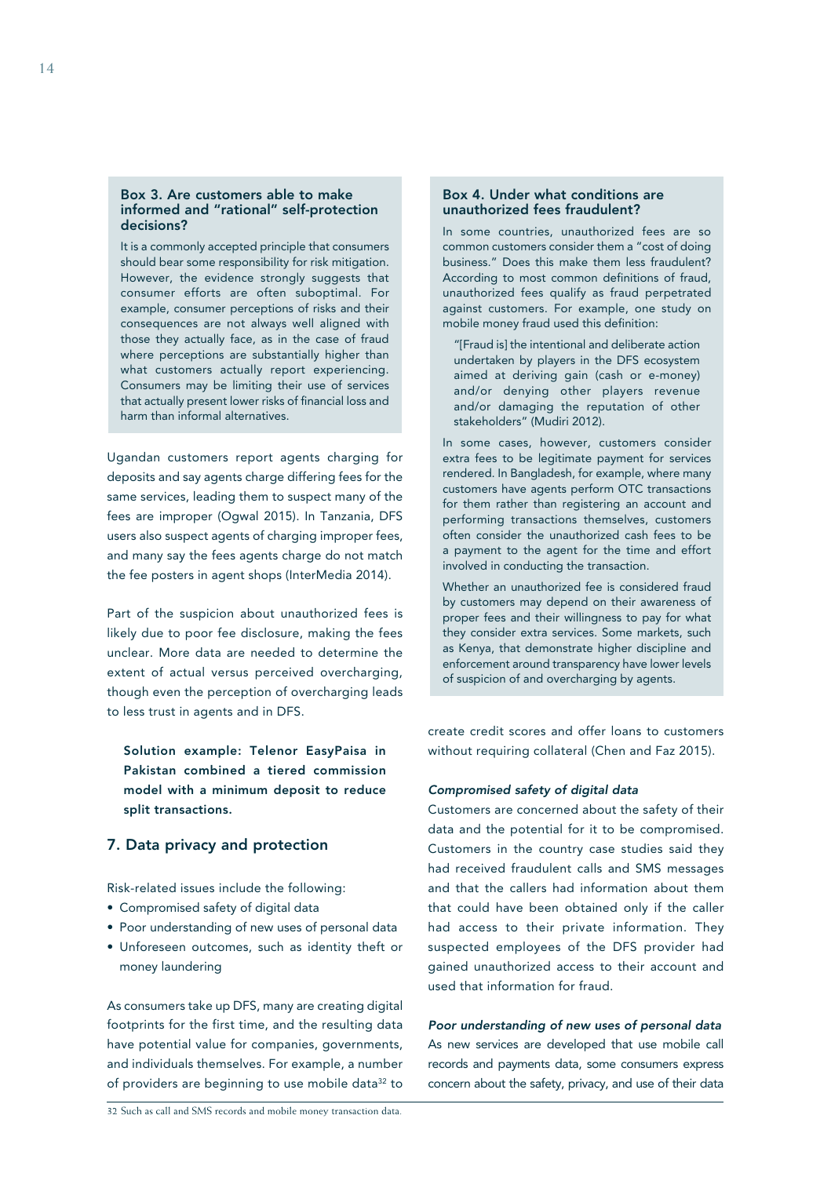### Box 3. Are customers able to make informed and "rational" self-protection decisions?

It is a commonly accepted principle that consumers should bear some responsibility for risk mitigation. However, the evidence strongly suggests that consumer efforts are often suboptimal. For example, consumer perceptions of risks and their consequences are not always well aligned with those they actually face, as in the case of fraud where perceptions are substantially higher than what customers actually report experiencing. Consumers may be limiting their use of services that actually present lower risks of financial loss and harm than informal alternatives.

Ugandan customers report agents charging for deposits and say agents charge differing fees for the same services, leading them to suspect many of the fees are improper (Ogwal 2015). In Tanzania, DFS users also suspect agents of charging improper fees, and many say the fees agents charge do not match the fee posters in agent shops (InterMedia 2014).

Part of the suspicion about unauthorized fees is likely due to poor fee disclosure, making the fees unclear. More data are needed to determine the extent of actual versus perceived overcharging, though even the perception of overcharging leads to less trust in agents and in DFS.

**Solution example: Telenor EasyPaisa in Pakistan combined a tiered commission model with a minimum deposit to reduce split transactions.**

## 7. Data privacy and protection

Risk-related issues include the following:

- Compromised safety of digital data
- Poor understanding of new uses of personal data
- Unforeseen outcomes, such as identity theft or money laundering

As consumers take up DFS, many are creating digital footprints for the first time, and the resulting data have potential value for companies, governments, and individuals themselves. For example, a number of providers are beginning to use mobile data[32] to create credit scores and offer loans to customers without requiring collateral (Chen and Faz 2015).

### Box 4. Under what conditions are unauthorized fees fraudulent?

In some countries, unauthorized fees are so common customers consider them a "cost of doing business." Does this make them less fraudulent? According to most common definitions of fraud, unauthorized fees qualify as fraud perpetrated against customers. For example, one study on mobile money fraud used this definition:

> "[Fraud is] the intentional and deliberate action undertaken by players in the DFS ecosystem aimed at deriving gain (cash or e-money) and/or denying other players revenue and/or damaging the reputation of other stakeholders" (Mudiri 2012).

In some cases, however, customers consider extra fees to be legitimate payment for services rendered. In Bangladesh, for example, where many customers have agents perform OTC transactions for them rather than registering an account and performing transactions themselves, customers often consider the unauthorized cash fees to be a payment to the agent for the time and effort involved in conducting the transaction.

Whether an unauthorized fee is considered fraud by customers may depend on their awareness of proper fees and their willingness to pay for what they consider extra services. Some markets, such as Kenya, that demonstrate higher discipline and enforcement around transparency have lower levels of suspicion of and overcharging by agents.

*Compromised safety of digital data*

Customers are concerned about the safety of their data and the potential for it to be compromised. Customers in the country case studies said they had received fraudulent calls and SMS messages and that the callers had information about them that could have been obtained only if the caller had access to their private information. They suspected employees of the DFS provider had gained unauthorized access to their account and used that information for fraud.

*Poor understanding of new uses of personal data*

As new services are developed that use mobile call records and payments data, some consumers express concern about the safety, privacy, and use of their data

32 Such as call and SMS records and mobile money transaction data.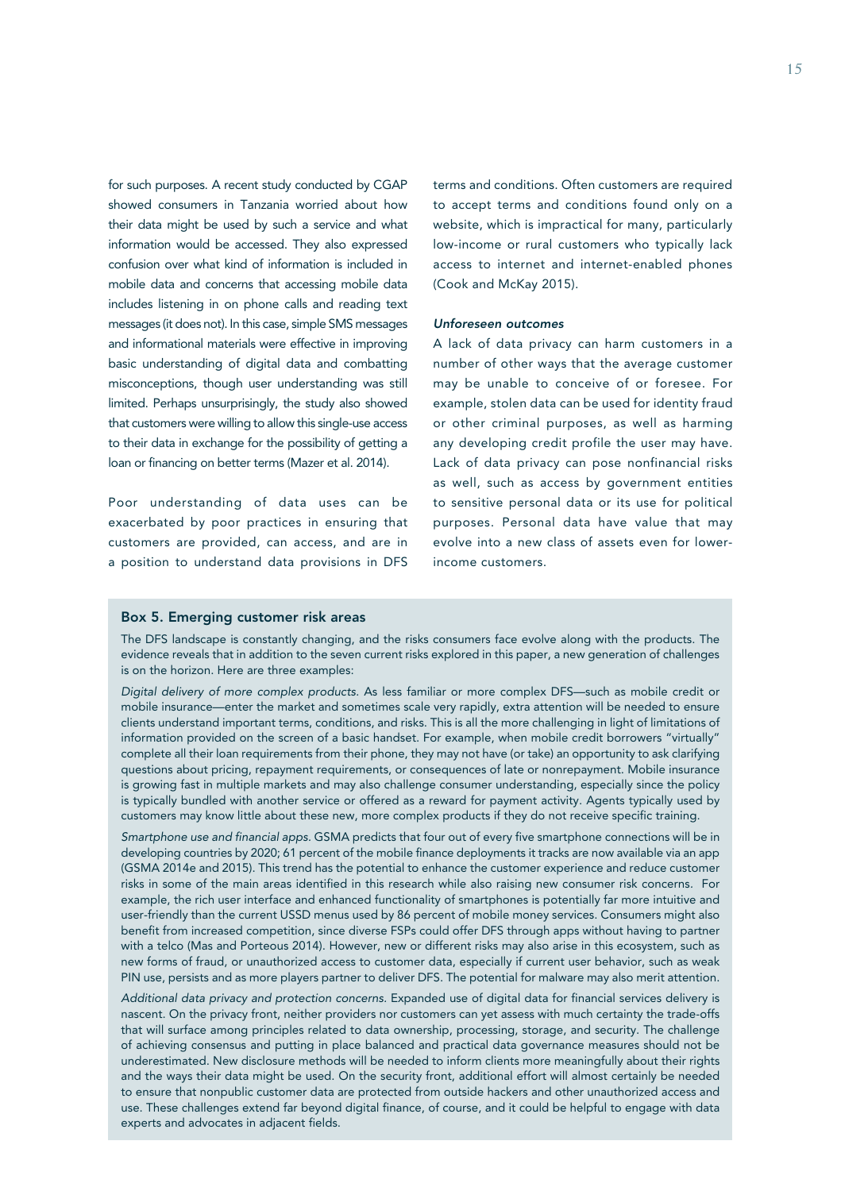for such purposes. A recent study conducted by CGAP showed consumers in Tanzania worried about how their data might be used by such a service and what information would be accessed. They also expressed confusion over what kind of information is included in mobile data and concerns that accessing mobile data includes listening in on phone calls and reading text messages (it does not). In this case, simple SMS messages and informational materials were effective in improving basic understanding of digital data and combatting misconceptions, though user understanding was still limited. Perhaps unsurprisingly, the study also showed that customers were willing to allow this single-use access to their data in exchange for the possibility of getting a loan or financing on better terms (Mazer et al. 2014).

Poor understanding of data uses can be exacerbated by poor practices in ensuring that customers are provided, can access, and are in a position to understand data provisions in DFS terms and conditions. Often customers are required to accept terms and conditions found only on a website, which is impractical for many, particularly low-income or rural customers who typically lack access to internet and internet-enabled phones (Cook and McKay 2015).

#### *Unforeseen outcomes*

A lack of data privacy can harm customers in a number of other ways that the average customer may be unable to conceive of or foresee. For example, stolen data can be used for identity fraud or other criminal purposes, as well as harming any developing credit profile the user may have. Lack of data privacy can pose nonfinancial risks as well, such as access by government entities to sensitive personal data or its use for political purposes. Personal data have value that may evolve into a new class of assets even for lower-income customers.

### Box 5. Emerging customer risk areas

The DFS landscape is constantly changing, and the risks consumers face evolve along with the products. The evidence reveals that in addition to the seven current risks explored in this paper, a new generation of challenges is on the horizon. Here are three examples:

*Digital delivery of more complex products.* As less familiar or more complex DFS—such as mobile credit or mobile insurance—enter the market and sometimes scale very rapidly, extra attention will be needed to ensure clients understand important terms, conditions, and risks. This is all the more challenging in light of limitations of information provided on the screen of a basic handset. For example, when mobile credit borrowers "virtually" complete all their loan requirements from their phone, they may not have (or take) an opportunity to ask clarifying questions about pricing, repayment requirements, or consequences of late or nonrepayment. Mobile insurance is growing fast in multiple markets and may also challenge consumer understanding, especially since the policy is typically bundled with another service or offered as a reward for payment activity. Agents typically used by customers may know little about these new, more complex products if they do not receive specific training.

*Smartphone use and financial apps.* GSMA predicts that four out of every five smartphone connections will be in developing countries by 2020; 61 percent of the mobile finance deployments it tracks are now available via an app (GSMA 2014e and 2015). This trend has the potential to enhance the customer experience and reduce customer risks in some of the main areas identified in this research while also raising new consumer risk concerns. For example, the rich user interface and enhanced functionality of smartphones is potentially far more intuitive and user-friendly than the current USSD menus used by 86 percent of mobile money services. Consumers might also benefit from increased competition, since diverse FSPs could offer DFS through apps without having to partner with a telco (Mas and Porteous 2014). However, new or different risks may also arise in this ecosystem, such as new forms of fraud, or unauthorized access to customer data, especially if current user behavior, such as weak PIN use, persists and as more players partner to deliver DFS. The potential for malware may also merit attention.

*Additional data privacy and protection concerns.* Expanded use of digital data for financial services delivery is nascent. On the privacy front, neither providers nor customers can yet assess with much certainty the trade-offs that will surface among principles related to data ownership, processing, storage, and security. The challenge of achieving consensus and putting in place balanced and practical data governance measures should not be underestimated. New disclosure methods will be needed to inform clients more meaningfully about their rights and the ways their data might be used. On the security front, additional effort will almost certainly be needed to ensure that nonpublic customer data are protected from outside hackers and other unauthorized access and use. These challenges extend far beyond digital finance, of course, and it could be helpful to engage with data experts and advocates in adjacent fields.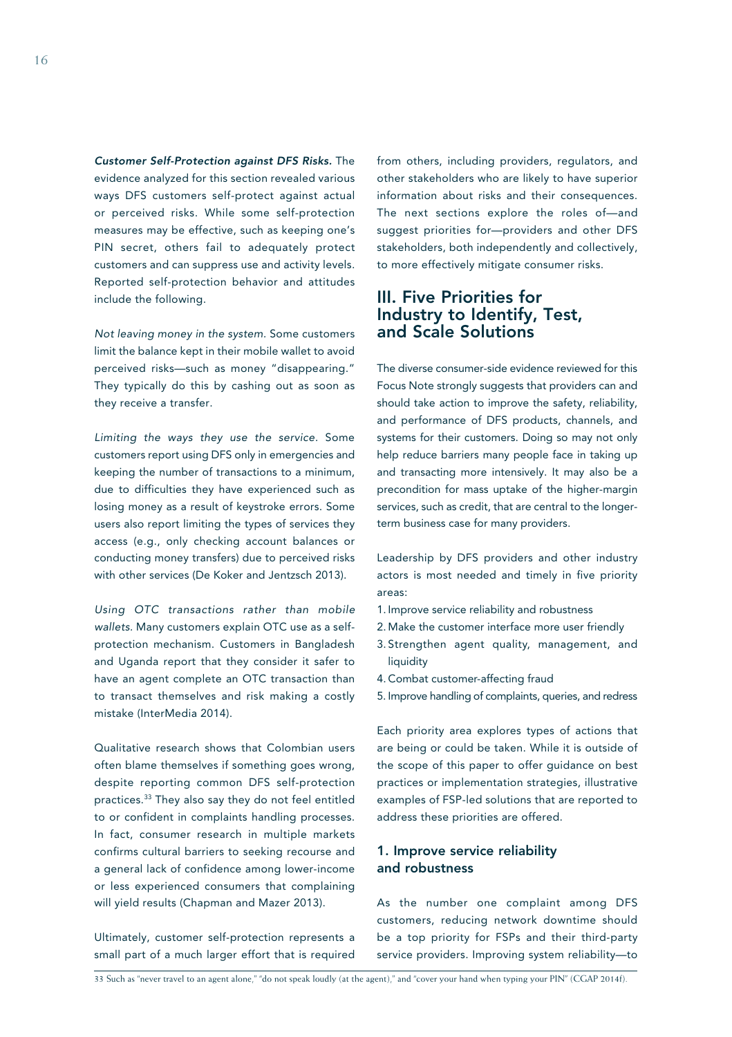***Customer Self-Protection against DFS Risks.*** The evidence analyzed for this section revealed various ways DFS customers self-protect against actual or perceived risks. While some self-protection measures may be effective, such as keeping one's PIN secret, others fail to adequately protect customers and can suppress use and activity levels. Reported self-protection behavior and attitudes include the following.

*Not leaving money in the system.* Some customers limit the balance kept in their mobile wallet to avoid perceived risks—such as money "disappearing." They typically do this by cashing out as soon as they receive a transfer.

*Limiting the ways they use the service.* Some customers report using DFS only in emergencies and keeping the number of transactions to a minimum, due to difficulties they have experienced such as losing money as a result of keystroke errors. Some users also report limiting the types of services they access (e.g., only checking account balances or conducting money transfers) due to perceived risks with other services (De Koker and Jentzsch 2013).

*Using OTC transactions rather than mobile wallets.* Many customers explain OTC use as a self-protection mechanism. Customers in Bangladesh and Uganda report that they consider it safer to have an agent complete an OTC transaction than to transact themselves and risk making a costly mistake (InterMedia 2014).

Qualitative research shows that Colombian users often blame themselves if something goes wrong, despite reporting common DFS self-protection practices.[33] They also say they do not feel entitled to or confident in complaints handling processes. In fact, consumer research in multiple markets confirms cultural barriers to seeking recourse and a general lack of confidence among lower-income or less experienced consumers that complaining will yield results (Chapman and Mazer 2013).

Ultimately, customer self-protection represents a small part of a much larger effort that is required from others, including providers, regulators, and other stakeholders who are likely to have superior information about risks and their consequences. The next sections explore the roles of—and suggest priorities for—providers and other DFS stakeholders, both independently and collectively, to more effectively mitigate consumer risks.

## III. Five Priorities for Industry to Identify, Test, and Scale Solutions

The diverse consumer-side evidence reviewed for this Focus Note strongly suggests that providers can and should take action to improve the safety, reliability, and performance of DFS products, channels, and systems for their customers. Doing so may not only help reduce barriers many people face in taking up and transacting more intensively. It may also be a precondition for mass uptake of the higher-margin services, such as credit, that are central to the longer-term business case for many providers.

Leadership by DFS providers and other industry actors is most needed and timely in five priority areas:

1. Improve service reliability and robustness
2. Make the customer interface more user friendly
3. Strengthen agent quality, management, and liquidity
4. Combat customer-affecting fraud
5. Improve handling of complaints, queries, and redress

Each priority area explores types of actions that are being or could be taken. While it is outside of the scope of this paper to offer guidance on best practices or implementation strategies, illustrative examples of FSP-led solutions that are reported to address these priorities are offered.

### 1. Improve service reliability and robustness

As the number one complaint among DFS customers, reducing network downtime should be a top priority for FSPs and their third-party service providers. Improving system reliability—to

[33] Such as "never travel to an agent alone," "do not speak loudly (at the agent)," and "cover your hand when typing your PIN" (CGAP 2014f).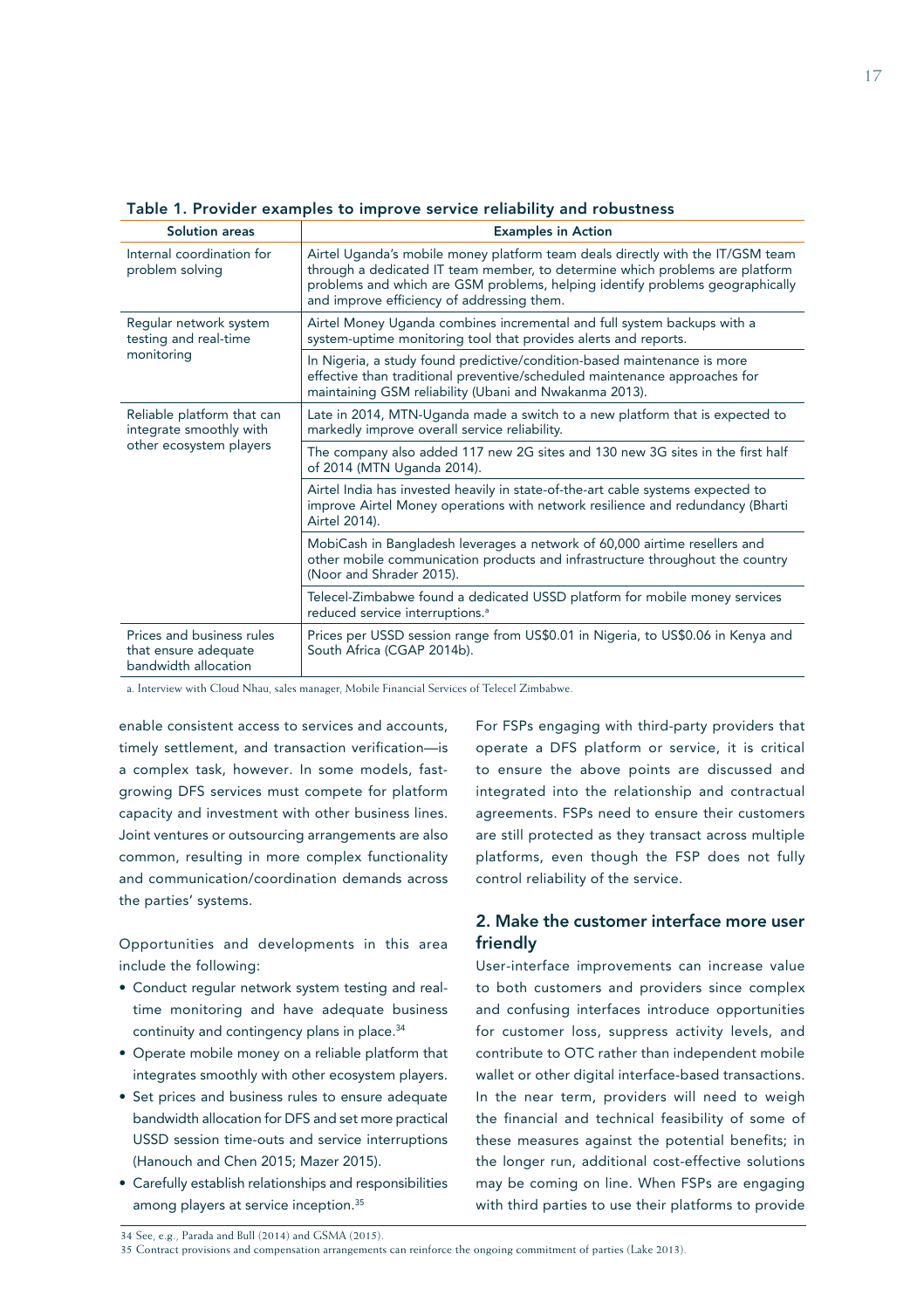**Table 1. Provider examples to improve service reliability and robustness**

| Solution areas | Examples in Action |
|---|---|
| Internal coordination for problem solving | Airtel Uganda's mobile money platform team deals directly with the IT/GSM team through a dedicated IT team member, to determine which problems are platform problems and which are GSM problems, helping identify problems geographically and improve efficiency of addressing them. |
| Regular network system testing and real-time monitoring | Airtel Money Uganda combines incremental and full system backups with a system-uptime monitoring tool that provides alerts and reports. |
| | In Nigeria, a study found predictive/condition-based maintenance is more effective than traditional preventive/scheduled maintenance approaches for maintaining GSM reliability (Ubani and Nwakanma 2013). |
| Reliable platform that can integrate smoothly with other ecosystem players | Late in 2014, MTN-Uganda made a switch to a new platform that is expected to markedly improve overall service reliability. |
| | The company also added 117 new 2G sites and 130 new 3G sites in the first half of 2014 (MTN Uganda 2014). |
| | Airtel India has invested heavily in state-of-the-art cable systems expected to improve Airtel Money operations with network resilience and redundancy (Bharti Airtel 2014). |
| | MobiCash in Bangladesh leverages a network of 60,000 airtime resellers and other mobile communication products and infrastructure throughout the country (Noor and Shrader 2015). |
| | Telecel-Zimbabwe found a dedicated USSD platform for mobile money services reduced service interruptions.[a] |
| Prices and business rules that ensure adequate bandwidth allocation | Prices per USSD session range from US$0.01 in Nigeria, to US$0.06 in Kenya and South Africa (CGAP 2014b). |

a. Interview with Cloud Nhau, sales manager, Mobile Financial Services of Telecel Zimbabwe.

enable consistent access to services and accounts, timely settlement, and transaction verification—is a complex task, however. In some models, fast-growing DFS services must compete for platform capacity and investment with other business lines. Joint ventures or outsourcing arrangements are also common, resulting in more complex functionality and communication/coordination demands across the parties' systems.

Opportunities and developments in this area include the following:

- Conduct regular network system testing and real-time monitoring and have adequate business continuity and contingency plans in place.[34]
- Operate mobile money on a reliable platform that integrates smoothly with other ecosystem players.
- Set prices and business rules to ensure adequate bandwidth allocation for DFS and set more practical USSD session time-outs and service interruptions (Hanouch and Chen 2015; Mazer 2015).
- Carefully establish relationships and responsibilities among players at service inception.[35]

For FSPs engaging with third-party providers that operate a DFS platform or service, it is critical to ensure the above points are discussed and integrated into the relationship and contractual agreements. FSPs need to ensure their customers are still protected as they transact across multiple platforms, even though the FSP does not fully control reliability of the service.

## 2. Make the customer interface more user friendly

User-interface improvements can increase value to both customers and providers since complex and confusing interfaces introduce opportunities for customer loss, suppress activity levels, and contribute to OTC rather than independent mobile wallet or other digital interface-based transactions. In the near term, providers will need to weigh the financial and technical feasibility of some of these measures against the potential benefits; in the longer run, additional cost-effective solutions may be coming on line. When FSPs are engaging with third parties to use their platforms to provide

34 See, e.g., Parada and Bull (2014) and GSMA (2015).

35 Contract provisions and compensation arrangements can reinforce the ongoing commitment of parties (Lake 2013).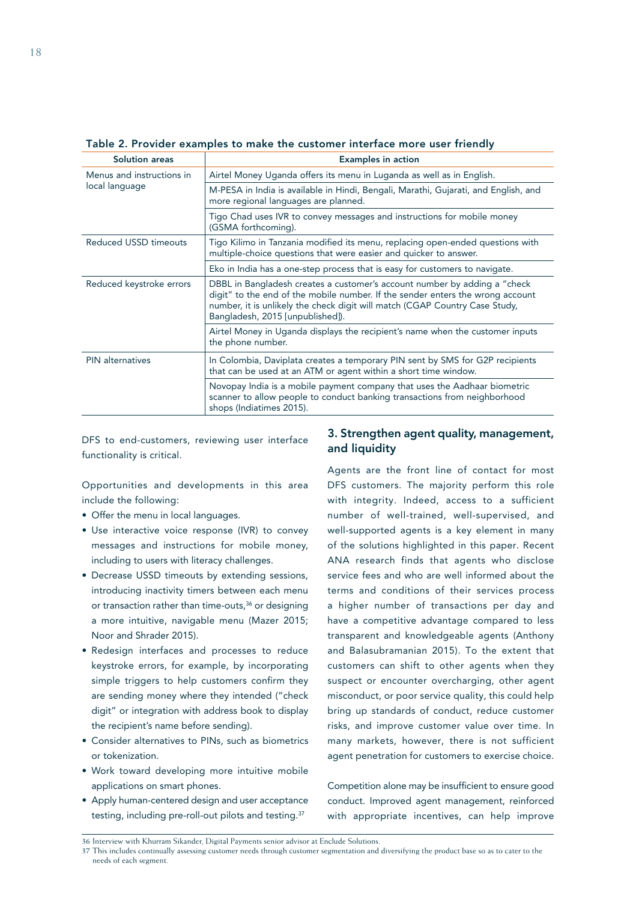**Table 2. Provider examples to make the customer interface more user friendly**

| Solution areas | Examples in action |
|---|---|
| Menus and instructions in local language | Airtel Money Uganda offers its menu in Luganda as well as in English. |
| | M-PESA in India is available in Hindi, Bengali, Marathi, Gujarati, and English, and more regional languages are planned. |
| | Tigo Chad uses IVR to convey messages and instructions for mobile money (GSMA forthcoming). |
| Reduced USSD timeouts | Tigo Kilimo in Tanzania modified its menu, replacing open-ended questions with multiple-choice questions that were easier and quicker to answer. |
| | Eko in India has a one-step process that is easy for customers to navigate. |
| Reduced keystroke errors | DBBL in Bangladesh creates a customer's account number by adding a "check digit" to the end of the mobile number. If the sender enters the wrong account number, it is unlikely the check digit will match (CGAP Country Case Study, Bangladesh, 2015 [unpublished]). |
| | Airtel Money in Uganda displays the recipient's name when the customer inputs the phone number. |
| PIN alternatives | In Colombia, Daviplata creates a temporary PIN sent by SMS for G2P recipients that can be used at an ATM or agent within a short time window. |
| | Novopay India is a mobile payment company that uses the Aadhaar biometric scanner to allow people to conduct banking transactions from neighborhood shops (Indiatimes 2015). |

DFS to end-customers, reviewing user interface functionality is critical.

Opportunities and developments in this area include the following:

- Offer the menu in local languages.
- Use interactive voice response (IVR) to convey messages and instructions for mobile money, including to users with literacy challenges.
- Decrease USSD timeouts by extending sessions, introducing inactivity timers between each menu or transaction rather than time-outs,[36] or designing a more intuitive, navigable menu (Mazer 2015; Noor and Shrader 2015).
- Redesign interfaces and processes to reduce keystroke errors, for example, by incorporating simple triggers to help customers confirm they are sending money where they intended ("check digit" or integration with address book to display the recipient's name before sending).
- Consider alternatives to PINs, such as biometrics or tokenization.
- Work toward developing more intuitive mobile applications on smart phones.
- Apply human-centered design and user acceptance testing, including pre-roll-out pilots and testing.[37]

## 3. Strengthen agent quality, management, and liquidity

Agents are the front line of contact for most DFS customers. The majority perform this role with integrity. Indeed, access to a sufficient number of well-trained, well-supervised, and well-supported agents is a key element in many of the solutions highlighted in this paper. Recent ANA research finds that agents who disclose service fees and who are well informed about the terms and conditions of their services process a higher number of transactions per day and have a competitive advantage compared to less transparent and knowledgeable agents (Anthony and Balasubramanian 2015). To the extent that customers can shift to other agents when they suspect or encounter overcharging, other agent misconduct, or poor service quality, this could help bring up standards of conduct, reduce customer risks, and improve customer value over time. In many markets, however, there is not sufficient agent penetration for customers to exercise choice.

Competition alone may be insufficient to ensure good conduct. Improved agent management, reinforced with appropriate incentives, can help improve

---

36 Interview with Khurram Sikander, Digital Payments senior advisor at Enclude Solutions.

37 This includes continually assessing customer needs through customer segmentation and diversifying the product base so as to cater to the needs of each segment.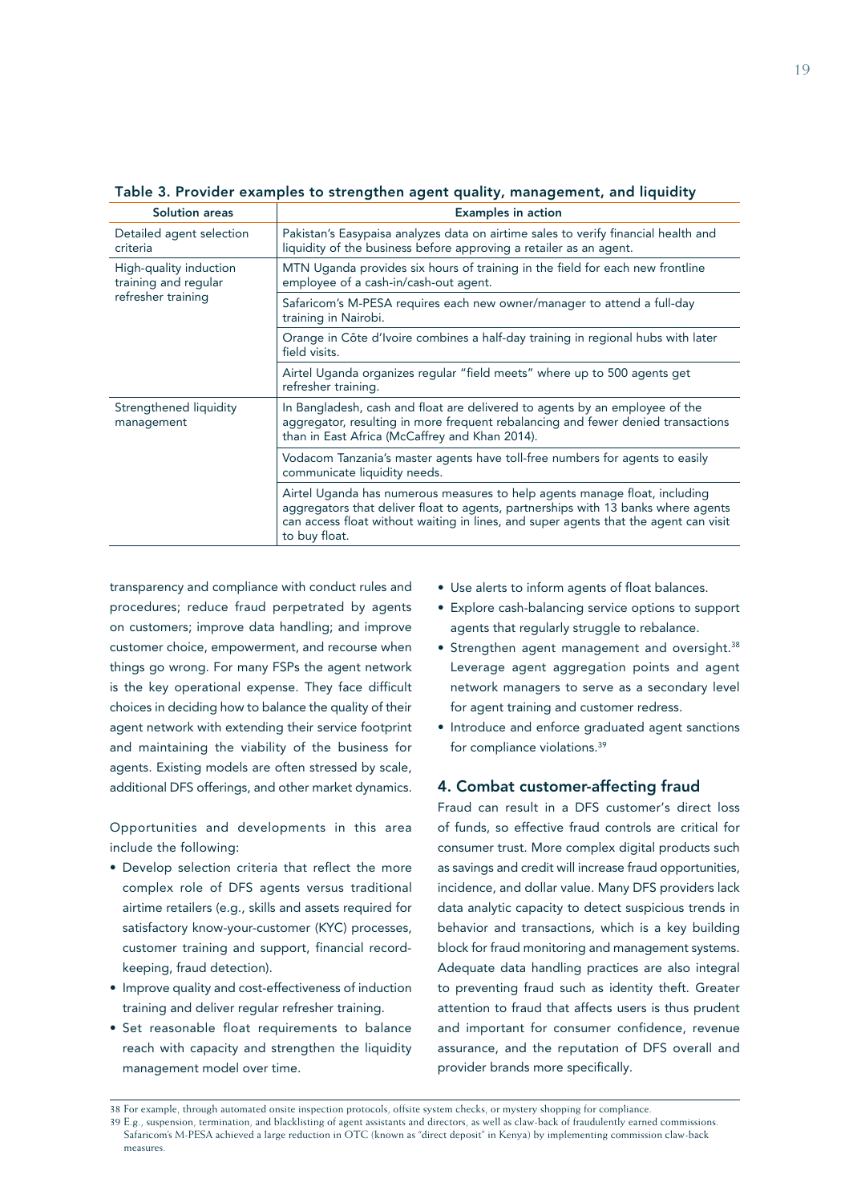**Table 3. Provider examples to strengthen agent quality, management, and liquidity**

| Solution areas | Examples in action |
|---|---|
| Detailed agent selection criteria | Pakistan's Easypaisa analyzes data on airtime sales to verify financial health and liquidity of the business before approving a retailer as an agent. |
| High-quality induction training and regular refresher training | MTN Uganda provides six hours of training in the field for each new frontline employee of a cash-in/cash-out agent. |
| | Safaricom's M-PESA requires each new owner/manager to attend a full-day training in Nairobi. |
| | Orange in Côte d'Ivoire combines a half-day training in regional hubs with later field visits. |
| | Airtel Uganda organizes regular "field meets" where up to 500 agents get refresher training. |
| Strengthened liquidity management | In Bangladesh, cash and float are delivered to agents by an employee of the aggregator, resulting in more frequent rebalancing and fewer denied transactions than in East Africa (McCaffrey and Khan 2014). |
| | Vodacom Tanzania's master agents have toll-free numbers for agents to easily communicate liquidity needs. |
| | Airtel Uganda has numerous measures to help agents manage float, including aggregators that deliver float to agents, partnerships with 13 banks where agents can access float without waiting in lines, and super agents that the agent can visit to buy float. |

transparency and compliance with conduct rules and procedures; reduce fraud perpetrated by agents on customers; improve data handling; and improve customer choice, empowerment, and recourse when things go wrong. For many FSPs the agent network is the key operational expense. They face difficult choices in deciding how to balance the quality of their agent network with extending their service footprint and maintaining the viability of the business for agents. Existing models are often stressed by scale, additional DFS offerings, and other market dynamics.

Opportunities and developments in this area include the following:

- Develop selection criteria that reflect the more complex role of DFS agents versus traditional airtime retailers (e.g., skills and assets required for satisfactory know-your-customer (KYC) processes, customer training and support, financial record-keeping, fraud detection).
- Improve quality and cost-effectiveness of induction training and deliver regular refresher training.
- Set reasonable float requirements to balance reach with capacity and strengthen the liquidity management model over time.
- Use alerts to inform agents of float balances.
- Explore cash-balancing service options to support agents that regularly struggle to rebalance.
- Strengthen agent management and oversight.[38] Leverage agent aggregation points and agent network managers to serve as a secondary level for agent training and customer redress.
- Introduce and enforce graduated agent sanctions for compliance violations.[39]

## 4. Combat customer-affecting fraud

Fraud can result in a DFS customer's direct loss of funds, so effective fraud controls are critical for consumer trust. More complex digital products such as savings and credit will increase fraud opportunities, incidence, and dollar value. Many DFS providers lack data analytic capacity to detect suspicious trends in behavior and transactions, which is a key building block for fraud monitoring and management systems. Adequate data handling practices are also integral to preventing fraud such as identity theft. Greater attention to fraud that affects users is thus prudent and important for consumer confidence, revenue assurance, and the reputation of DFS overall and provider brands more specifically.

---

38 For example, through automated onsite inspection protocols, offsite system checks, or mystery shopping for compliance.

39 E.g., suspension, termination, and blacklisting of agent assistants and directors, as well as claw-back of fraudulently earned commissions. Safaricom's M-PESA achieved a large reduction in OTC (known as "direct deposit" in Kenya) by implementing commission claw-back measures.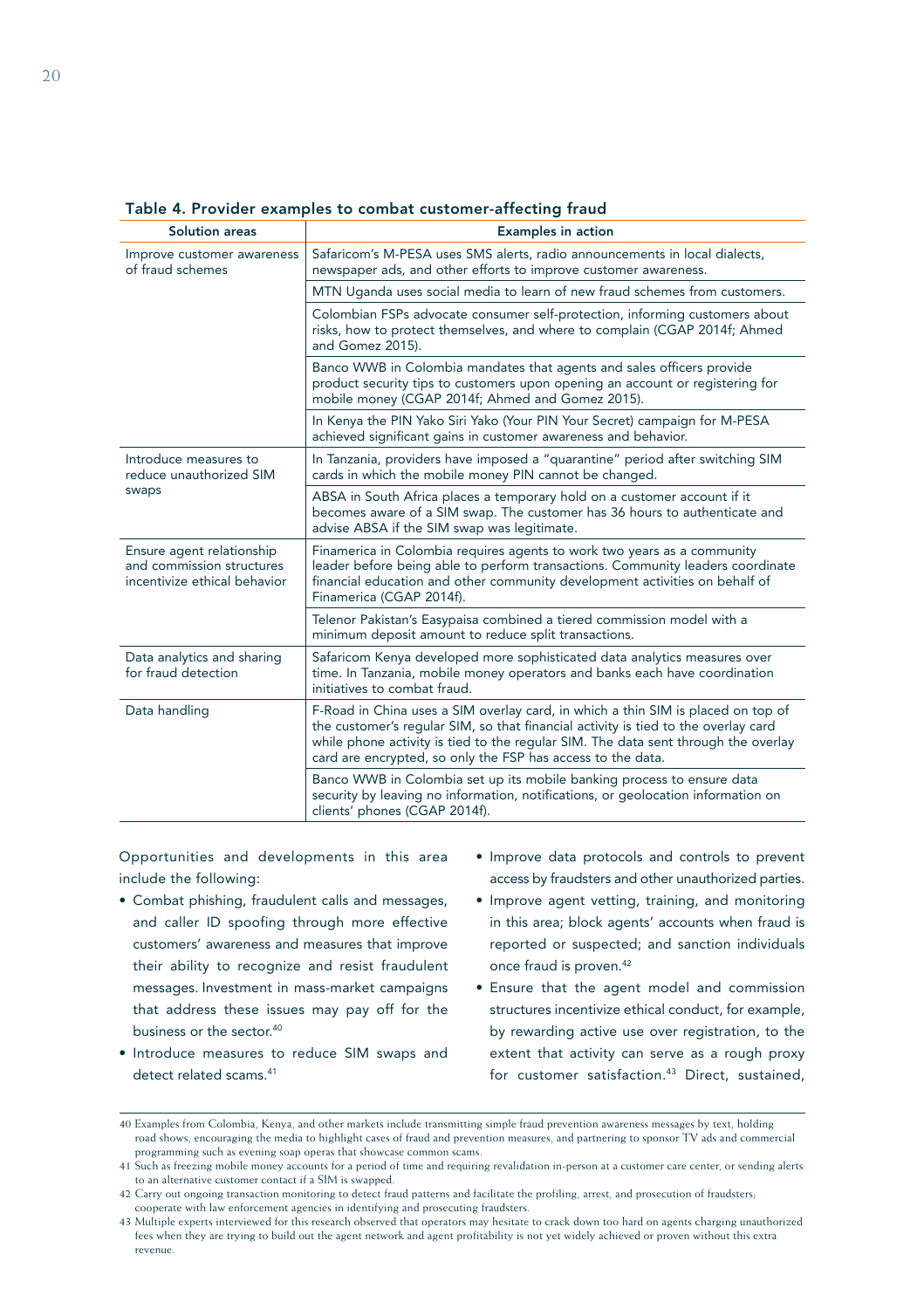**Table 4. Provider examples to combat customer-affecting fraud**

| Solution areas | Examples in action |
|---|---|
| Improve customer awareness of fraud schemes | Safaricom's M-PESA uses SMS alerts, radio announcements in local dialects, newspaper ads, and other efforts to improve customer awareness. |
| | MTN Uganda uses social media to learn of new fraud schemes from customers. |
| | Colombian FSPs advocate consumer self-protection, informing customers about risks, how to protect themselves, and where to complain (CGAP 2014f; Ahmed and Gomez 2015). |
| | Banco WWB in Colombia mandates that agents and sales officers provide product security tips to customers upon opening an account or registering for mobile money (CGAP 2014f; Ahmed and Gomez 2015). |
| | In Kenya the PIN Yako Siri Yako (Your PIN Your Secret) campaign for M-PESA achieved significant gains in customer awareness and behavior. |
| Introduce measures to reduce unauthorized SIM swaps | In Tanzania, providers have imposed a "quarantine" period after switching SIM cards in which the mobile money PIN cannot be changed. |
| | ABSA in South Africa places a temporary hold on a customer account if it becomes aware of a SIM swap. The customer has 36 hours to authenticate and advise ABSA if the SIM swap was legitimate. |
| Ensure agent relationship and commission structures incentivize ethical behavior | Finamerica in Colombia requires agents to work two years as a community leader before being able to perform transactions. Community leaders coordinate financial education and other community development activities on behalf of Finamerica (CGAP 2014f). |
| | Telenor Pakistan's Easypaisa combined a tiered commission model with a minimum deposit amount to reduce split transactions. |
| Data analytics and sharing for fraud detection | Safaricom Kenya developed more sophisticated data analytics measures over time. In Tanzania, mobile money operators and banks each have coordination initiatives to combat fraud. |
| Data handling | F-Road in China uses a SIM overlay card, in which a thin SIM is placed on top of the customer's regular SIM, so that financial activity is tied to the overlay card while phone activity is tied to the regular SIM. The data sent through the overlay card are encrypted, so only the FSP has access to the data. |
| | Banco WWB in Colombia set up its mobile banking process to ensure data security by leaving no information, notifications, or geolocation information on clients' phones (CGAP 2014f). |

Opportunities and developments in this area include the following:

- Combat phishing, fraudulent calls and messages, and caller ID spoofing through more effective customers' awareness and measures that improve their ability to recognize and resist fraudulent messages. Investment in mass-market campaigns that address these issues may pay off for the business or the sector.[40]
- Introduce measures to reduce SIM swaps and detect related scams.[41]
- Improve data protocols and controls to prevent access by fraudsters and other unauthorized parties.
- Improve agent vetting, training, and monitoring in this area; block agents' accounts when fraud is reported or suspected; and sanction individuals once fraud is proven.[42]
- Ensure that the agent model and commission structures incentivize ethical conduct, for example, by rewarding active use over registration, to the extent that activity can serve as a rough proxy for customer satisfaction.[43] Direct, sustained,

---

40 Examples from Colombia, Kenya, and other markets include transmitting simple fraud prevention awareness messages by text, holding road shows, encouraging the media to highlight cases of fraud and prevention measures, and partnering to sponsor TV ads and commercial programming such as evening soap operas that showcase common scams.

41 Such as freezing mobile money accounts for a period of time and requiring revalidation in-person at a customer care center, or sending alerts to an alternative customer contact if a SIM is swapped.

42 Carry out ongoing transaction monitoring to detect fraud patterns and facilitate the profiling, arrest, and prosecution of fraudsters; cooperate with law enforcement agencies in identifying and prosecuting fraudsters.

43 Multiple experts interviewed for this research observed that operators may hesitate to crack down too hard on agents charging unauthorized fees when they are trying to build out the agent network and agent profitability is not yet widely achieved or proven without this extra revenue.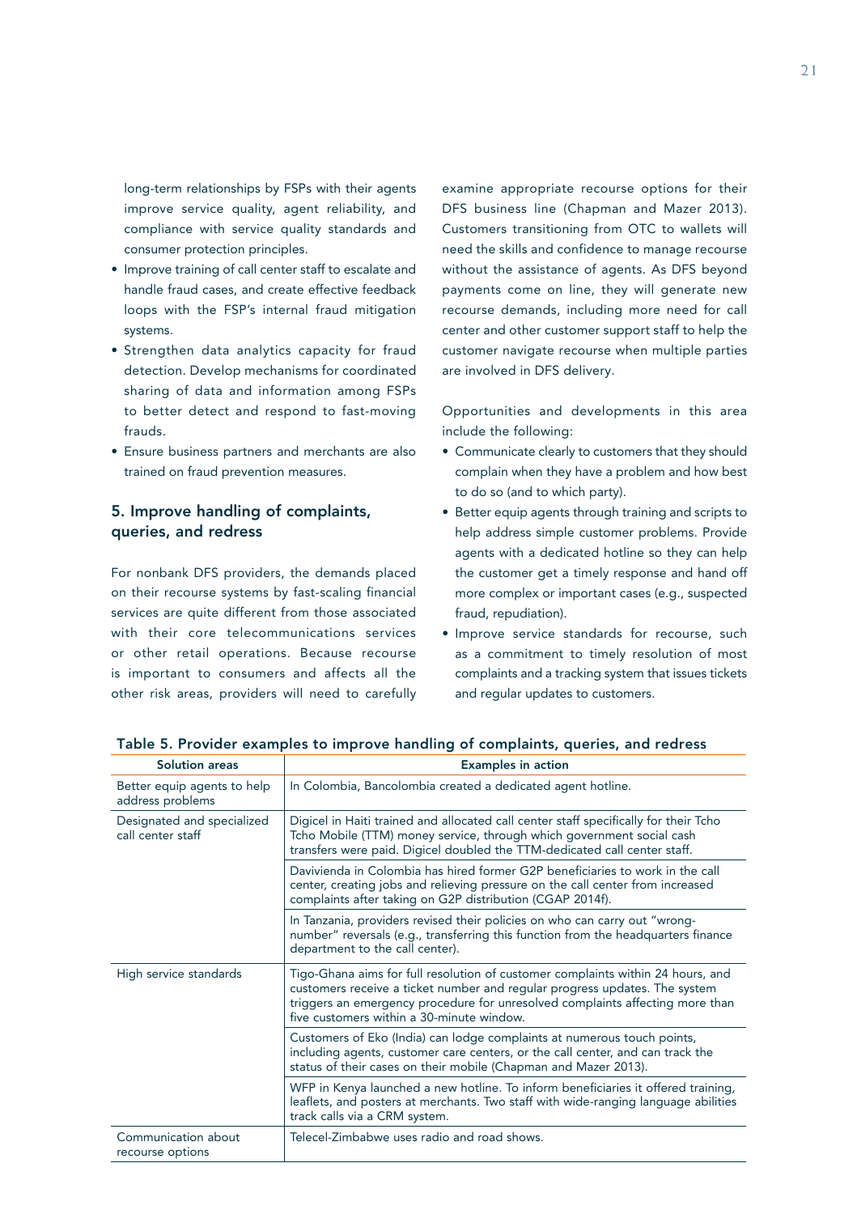long-term relationships by FSPs with their agents improve service quality, agent reliability, and compliance with service quality standards and consumer protection principles.

- Improve training of call center staff to escalate and handle fraud cases, and create effective feedback loops with the FSP's internal fraud mitigation systems.
- Strengthen data analytics capacity for fraud detection. Develop mechanisms for coordinated sharing of data and information among FSPs to better detect and respond to fast-moving frauds.
- Ensure business partners and merchants are also trained on fraud prevention measures.

## 5. Improve handling of complaints, queries, and redress

For nonbank DFS providers, the demands placed on their recourse systems by fast-scaling financial services are quite different from those associated with their core telecommunications services or other retail operations. Because recourse is important to consumers and affects all the other risk areas, providers will need to carefully examine appropriate recourse options for their DFS business line (Chapman and Mazer 2013). Customers transitioning from OTC to wallets will need the skills and confidence to manage recourse without the assistance of agents. As DFS beyond payments come on line, they will generate new recourse demands, including more need for call center and other customer support staff to help the customer navigate recourse when multiple parties are involved in DFS delivery.

Opportunities and developments in this area include the following:

- Communicate clearly to customers that they should complain when they have a problem and how best to do so (and to which party).
- Better equip agents through training and scripts to help address simple customer problems. Provide agents with a dedicated hotline so they can help the customer get a timely response and hand off more complex or important cases (e.g., suspected fraud, repudiation).
- Improve service standards for recourse, such as a commitment to timely resolution of most complaints and a tracking system that issues tickets and regular updates to customers.

**Table 5. Provider examples to improve handling of complaints, queries, and redress**

| Solution areas | Examples in action |
|---|---|
| Better equip agents to help address problems | In Colombia, Bancolombia created a dedicated agent hotline. |
| Designated and specialized call center staff | Digicel in Haiti trained and allocated call center staff specifically for their Tcho Tcho Mobile (TTM) money service, through which government social cash transfers were paid. Digicel doubled the TTM-dedicated call center staff. |
| | Davivienda in Colombia has hired former G2P beneficiaries to work in the call center, creating jobs and relieving pressure on the call center from increased complaints after taking on G2P distribution (CGAP 2014f). |
| | In Tanzania, providers revised their policies on who can carry out "wrong-number" reversals (e.g., transferring this function from the headquarters finance department to the call center). |
| High service standards | Tigo-Ghana aims for full resolution of customer complaints within 24 hours, and customers receive a ticket number and regular progress updates. The system triggers an emergency procedure for unresolved complaints affecting more than five customers within a 30-minute window. |
| | Customers of Eko (India) can lodge complaints at numerous touch points, including agents, customer care centers, or the call center, and can track the status of their cases on their mobile (Chapman and Mazer 2013). |
| | WFP in Kenya launched a new hotline. To inform beneficiaries it offered training, leaflets, and posters at merchants. Two staff with wide-ranging language abilities track calls via a CRM system. |
| Communication about recourse options | Telecel-Zimbabwe uses radio and road shows. |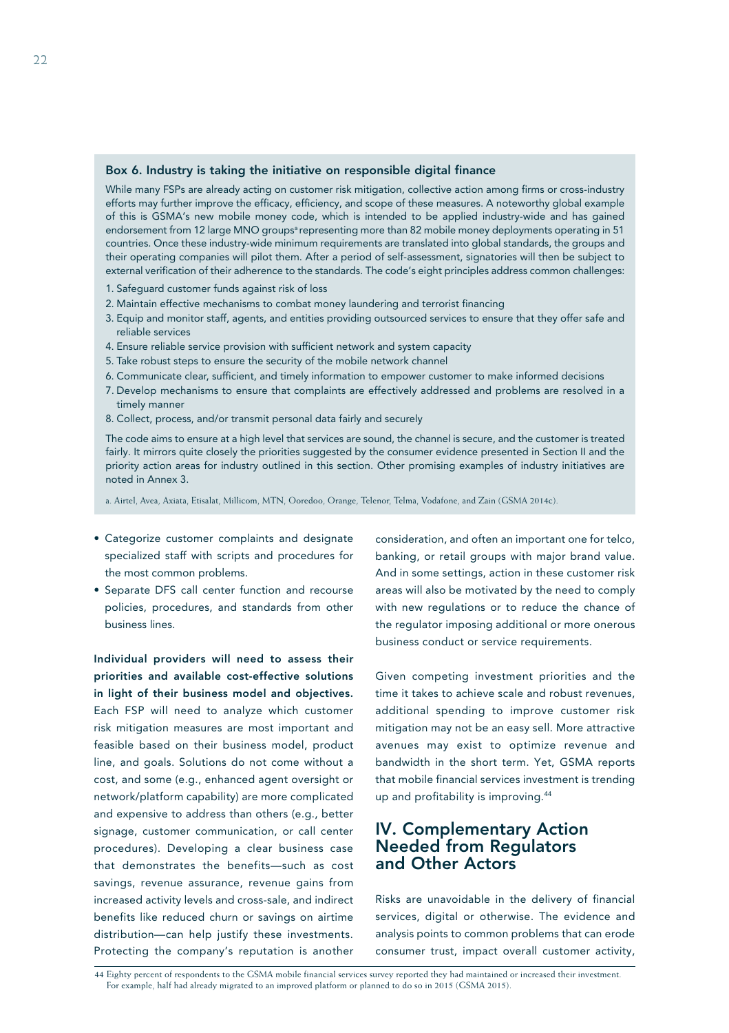### Box 6. Industry is taking the initiative on responsible digital finance

While many FSPs are already acting on customer risk mitigation, collective action among firms or cross-industry efforts may further improve the efficacy, efficiency, and scope of these measures. A noteworthy global example of this is GSMA's new mobile money code, which is intended to be applied industry-wide and has gained endorsement from 12 large MNO groups[a] representing more than 82 mobile money deployments operating in 51 countries. Once these industry-wide minimum requirements are translated into global standards, the groups and their operating companies will pilot them. After a period of self-assessment, signatories will then be subject to external verification of their adherence to the standards. The code's eight principles address common challenges:

1. Safeguard customer funds against risk of loss
2. Maintain effective mechanisms to combat money laundering and terrorist financing
3. Equip and monitor staff, agents, and entities providing outsourced services to ensure that they offer safe and reliable services
4. Ensure reliable service provision with sufficient network and system capacity
5. Take robust steps to ensure the security of the mobile network channel
6. Communicate clear, sufficient, and timely information to empower customer to make informed decisions
7. Develop mechanisms to ensure that complaints are effectively addressed and problems are resolved in a timely manner
8. Collect, process, and/or transmit personal data fairly and securely

The code aims to ensure at a high level that services are sound, the channel is secure, and the customer is treated fairly. It mirrors quite closely the priorities suggested by the consumer evidence presented in Section II and the priority action areas for industry outlined in this section. Other promising examples of industry initiatives are noted in Annex 3.

a. Airtel, Avea, Axiata, Etisalat, Millicom, MTN, Ooredoo, Orange, Telenor, Telma, Vodafone, and Zain (GSMA 2014c).

- Categorize customer complaints and designate specialized staff with scripts and procedures for the most common problems.
- Separate DFS call center function and recourse policies, procedures, and standards from other business lines.

**Individual providers will need to assess their priorities and available cost-effective solutions in light of their business model and objectives.** Each FSP will need to analyze which customer risk mitigation measures are most important and feasible based on their business model, product line, and goals. Solutions do not come without a cost, and some (e.g., enhanced agent oversight or network/platform capability) are more complicated and expensive to address than others (e.g., better signage, customer communication, or call center procedures). Developing a clear business case that demonstrates the benefits—such as cost savings, revenue assurance, revenue gains from increased activity levels and cross-sale, and indirect benefits like reduced churn or savings on airtime distribution—can help justify these investments. Protecting the company's reputation is another consideration, and often an important one for telco, banking, or retail groups with major brand value. And in some settings, action in these customer risk areas will also be motivated by the need to comply with new regulations or to reduce the chance of the regulator imposing additional or more onerous business conduct or service requirements.

Given competing investment priorities and the time it takes to achieve scale and robust revenues, additional spending to improve customer risk mitigation may not be an easy sell. More attractive avenues may exist to optimize revenue and bandwidth in the short term. Yet, GSMA reports that mobile financial services investment is trending up and profitability is improving.[44]

## IV. Complementary Action Needed from Regulators and Other Actors

Risks are unavoidable in the delivery of financial services, digital or otherwise. The evidence and analysis points to common problems that can erode consumer trust, impact overall customer activity,

44 Eighty percent of respondents to the GSMA mobile financial services survey reported they had maintained or increased their investment. For example, half had already migrated to an improved platform or planned to do so in 2015 (GSMA 2015).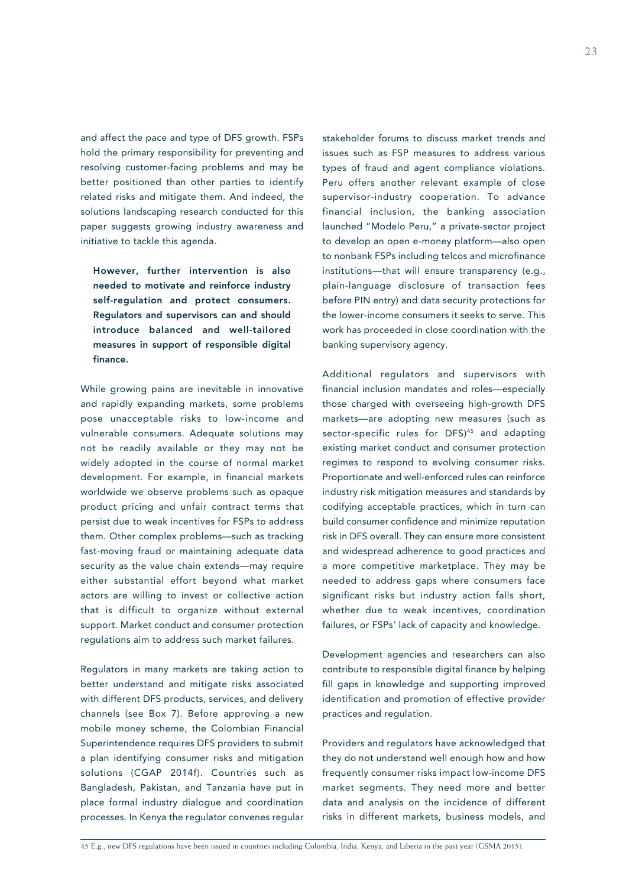and affect the pace and type of DFS growth. FSPs hold the primary responsibility for preventing and resolving customer-facing problems and may be better positioned than other parties to identify related risks and mitigate them. And indeed, the solutions landscaping research conducted for this paper suggests growing industry awareness and initiative to tackle this agenda.

**However, further intervention is also needed to motivate and reinforce industry self-regulation and protect consumers. Regulators and supervisors can and should introduce balanced and well-tailored measures in support of responsible digital finance.**

While growing pains are inevitable in innovative and rapidly expanding markets, some problems pose unacceptable risks to low-income and vulnerable consumers. Adequate solutions may not be readily available or they may not be widely adopted in the course of normal market development. For example, in financial markets worldwide we observe problems such as opaque product pricing and unfair contract terms that persist due to weak incentives for FSPs to address them. Other complex problems—such as tracking fast-moving fraud or maintaining adequate data security as the value chain extends—may require either substantial effort beyond what market actors are willing to invest or collective action that is difficult to organize without external support. Market conduct and consumer protection regulations aim to address such market failures.

Regulators in many markets are taking action to better understand and mitigate risks associated with different DFS products, services, and delivery channels (see Box 7). Before approving a new mobile money scheme, the Colombian Financial Superintendence requires DFS providers to submit a plan identifying consumer risks and mitigation solutions (CGAP 2014f). Countries such as Bangladesh, Pakistan, and Tanzania have put in place formal industry dialogue and coordination processes. In Kenya the regulator convenes regular stakeholder forums to discuss market trends and issues such as FSP measures to address various types of fraud and agent compliance violations. Peru offers another relevant example of close supervisor-industry cooperation. To advance financial inclusion, the banking association launched "Modelo Peru," a private-sector project to develop an open e-money platform—also open to nonbank FSPs including telcos and microfinance institutions—that will ensure transparency (e.g., plain-language disclosure of transaction fees before PIN entry) and data security protections for the lower-income consumers it seeks to serve. This work has proceeded in close coordination with the banking supervisory agency.

Additional regulators and supervisors with financial inclusion mandates and roles—especially those charged with overseeing high-growth DFS markets—are adopting new measures (such as sector-specific rules for DFS)[45] and adapting existing market conduct and consumer protection regimes to respond to evolving consumer risks. Proportionate and well-enforced rules can reinforce industry risk mitigation measures and standards by codifying acceptable practices, which in turn can build consumer confidence and minimize reputation risk in DFS overall. They can ensure more consistent and widespread adherence to good practices and a more competitive marketplace. They may be needed to address gaps where consumers face significant risks but industry action falls short, whether due to weak incentives, coordination failures, or FSPs' lack of capacity and knowledge.

Development agencies and researchers can also contribute to responsible digital finance by helping fill gaps in knowledge and supporting improved identification and promotion of effective provider practices and regulation.

Providers and regulators have acknowledged that they do not understand well enough how and how frequently consumer risks impact low-income DFS market segments. They need more and better data and analysis on the incidence of different risks in different markets, business models, and

45 E.g., new DFS regulations have been issued in countries including Colombia, India, Kenya, and Liberia in the past year (GSMA 2015).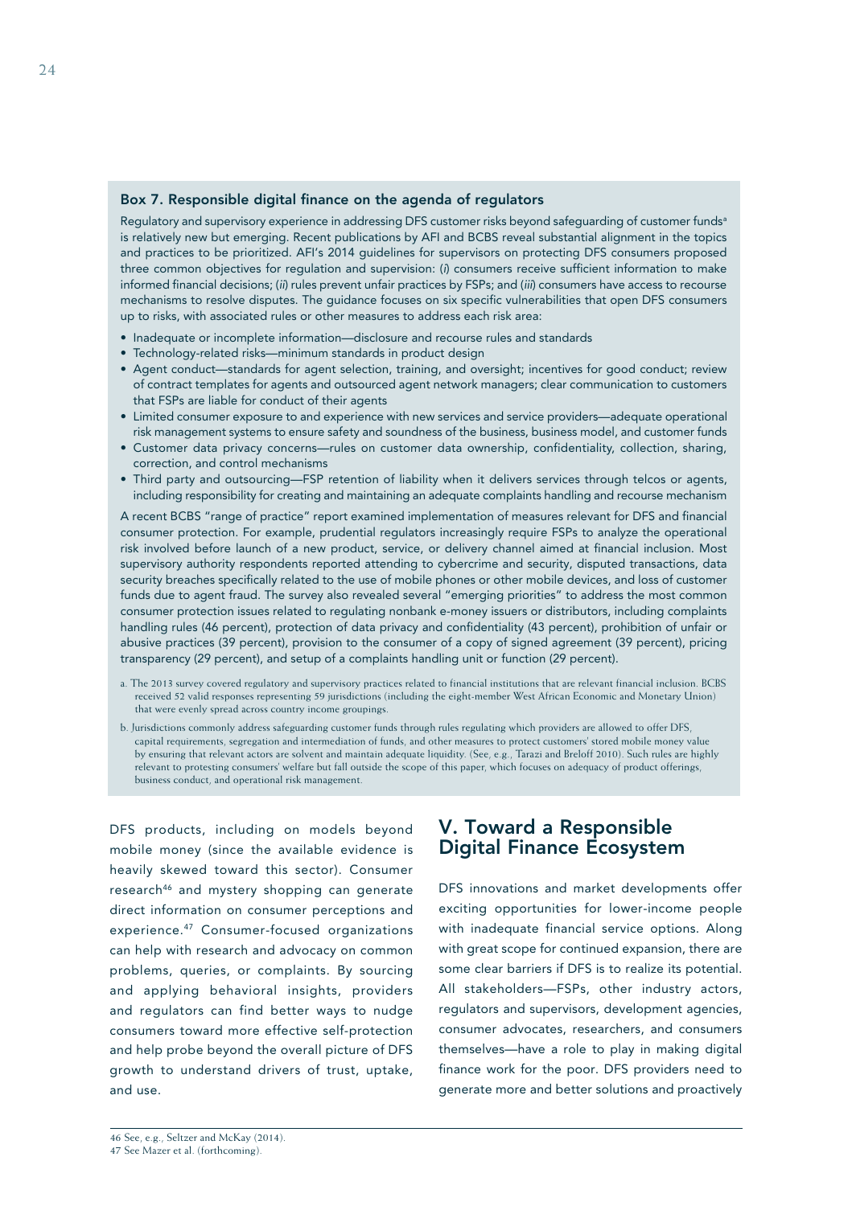### Box 7. Responsible digital finance on the agenda of regulators

Regulatory and supervisory experience in addressing DFS customer risks beyond safeguarding of customer funds[a] is relatively new but emerging. Recent publications by AFI and BCBS reveal substantial alignment in the topics and practices to be prioritized. AFI's 2014 guidelines for supervisors on protecting DFS consumers proposed three common objectives for regulation and supervision: (*i*) consumers receive sufficient information to make informed financial decisions; (*ii*) rules prevent unfair practices by FSPs; and (*iii*) consumers have access to recourse mechanisms to resolve disputes. The guidance focuses on six specific vulnerabilities that open DFS consumers up to risks, with associated rules or other measures to address each risk area:

- Inadequate or incomplete information—disclosure and recourse rules and standards
- Technology-related risks—minimum standards in product design
- Agent conduct—standards for agent selection, training, and oversight; incentives for good conduct; review of contract templates for agents and outsourced agent network managers; clear communication to customers that FSPs are liable for conduct of their agents
- Limited consumer exposure to and experience with new services and service providers—adequate operational risk management systems to ensure safety and soundness of the business, business model, and customer funds
- Customer data privacy concerns—rules on customer data ownership, confidentiality, collection, sharing, correction, and control mechanisms
- Third party and outsourcing—FSP retention of liability when it delivers services through telcos or agents, including responsibility for creating and maintaining an adequate complaints handling and recourse mechanism

A recent BCBS "range of practice" report examined implementation of measures relevant for DFS and financial consumer protection. For example, prudential regulators increasingly require FSPs to analyze the operational risk involved before launch of a new product, service, or delivery channel aimed at financial inclusion. Most supervisory authority respondents reported attending to cybercrime and security, disputed transactions, data security breaches specifically related to the use of mobile phones or other mobile devices, and loss of customer funds due to agent fraud. The survey also revealed several "emerging priorities" to address the most common consumer protection issues related to regulating nonbank e-money issuers or distributors, including complaints handling rules (46 percent), protection of data privacy and confidentiality (43 percent), prohibition of unfair or abusive practices (39 percent), provision to the consumer of a copy of signed agreement (39 percent), pricing transparency (29 percent), and setup of a complaints handling unit or function (29 percent).

a. The 2013 survey covered regulatory and supervisory practices related to financial institutions that are relevant financial inclusion. BCBS received 52 valid responses representing 59 jurisdictions (including the eight-member West African Economic and Monetary Union) that were evenly spread across country income groupings.

b. Jurisdictions commonly address safeguarding customer funds through rules regulating which providers are allowed to offer DFS, capital requirements, segregation and intermediation of funds, and other measures to protect customers' stored mobile money value by ensuring that relevant actors are solvent and maintain adequate liquidity. (See, e.g., Tarazi and Breloff 2010). Such rules are highly relevant to protesting consumers' welfare but fall outside the scope of this paper, which focuses on adequacy of product offerings, business conduct, and operational risk management.

DFS products, including on models beyond mobile money (since the available evidence is heavily skewed toward this sector). Consumer research[46] and mystery shopping can generate direct information on consumer perceptions and experience.[47] Consumer-focused organizations can help with research and advocacy on common problems, queries, or complaints. By sourcing and applying behavioral insights, providers and regulators can find better ways to nudge consumers toward more effective self-protection and help probe beyond the overall picture of DFS growth to understand drivers of trust, uptake, and use.

## V. Toward a Responsible Digital Finance Ecosystem

DFS innovations and market developments offer exciting opportunities for lower-income people with inadequate financial service options. Along with great scope for continued expansion, there are some clear barriers if DFS is to realize its potential. All stakeholders—FSPs, other industry actors, regulators and supervisors, development agencies, consumer advocates, researchers, and consumers themselves—have a role to play in making digital finance work for the poor. DFS providers need to generate more and better solutions and proactively

46 See, e.g., Seltzer and McKay (2014).

47 See Mazer et al. (forthcoming).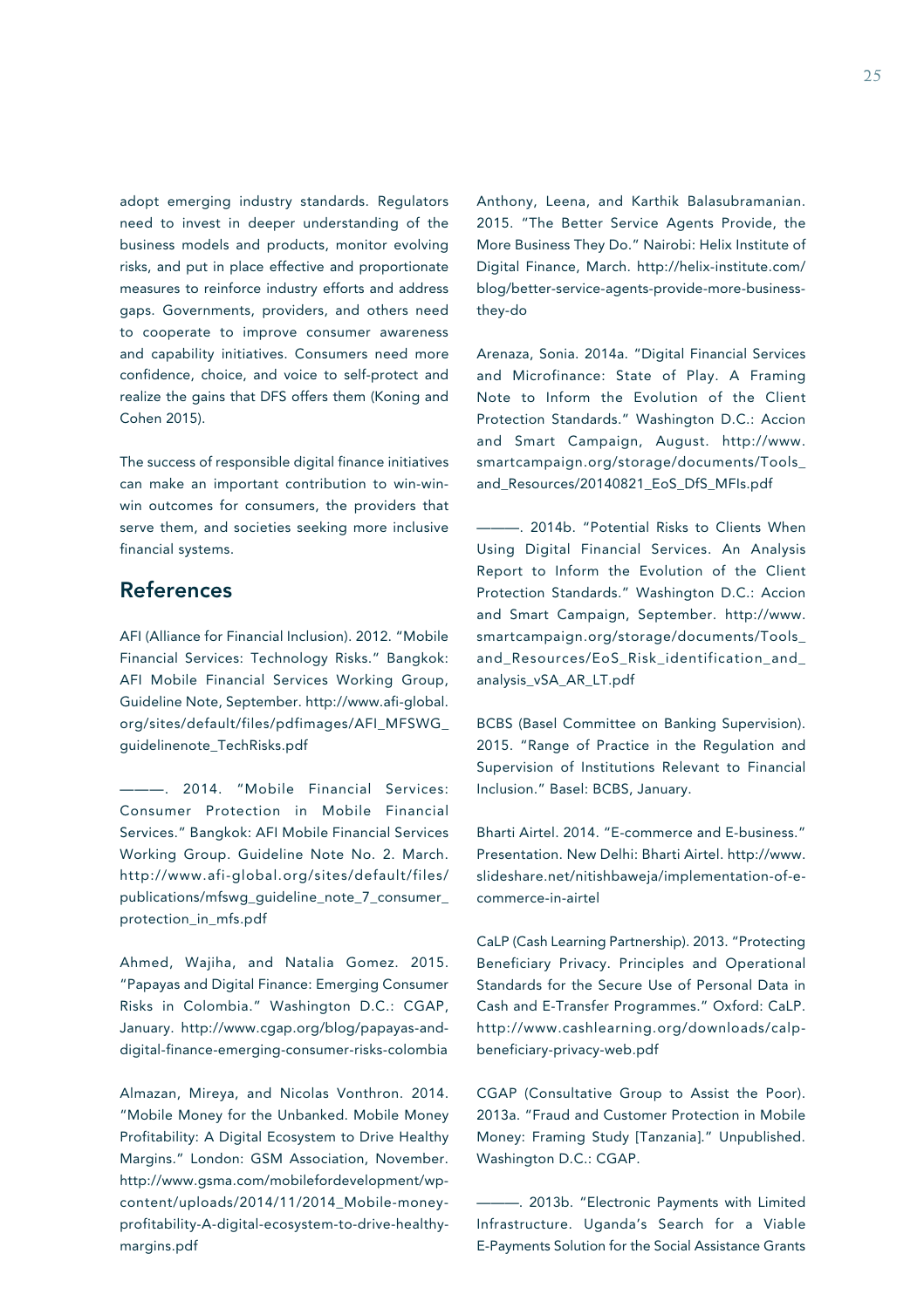adopt emerging industry standards. Regulators need to invest in deeper understanding of the business models and products, monitor evolving risks, and put in place effective and proportionate measures to reinforce industry efforts and address gaps. Governments, providers, and others need to cooperate to improve consumer awareness and capability initiatives. Consumers need more confidence, choice, and voice to self-protect and realize the gains that DFS offers them (Koning and Cohen 2015).

The success of responsible digital finance initiatives can make an important contribution to win-win-win outcomes for consumers, the providers that serve them, and societies seeking more inclusive financial systems.

## References

AFI (Alliance for Financial Inclusion). 2012. "Mobile Financial Services: Technology Risks." Bangkok: AFI Mobile Financial Services Working Group, Guideline Note, September. http://www.afi-global.org/sites/default/files/pdfimages/AFI_MFSWG_guidelinenote_TechRisks.pdf

———. 2014. "Mobile Financial Services: Consumer Protection in Mobile Financial Services." Bangkok: AFI Mobile Financial Services Working Group. Guideline Note No. 2. March. http://www.afi-global.org/sites/default/files/publications/mfswg_guideline_note_7_consumer_protection_in_mfs.pdf

Ahmed, Wajiha, and Natalia Gomez. 2015. "Papayas and Digital Finance: Emerging Consumer Risks in Colombia." Washington D.C.: CGAP, January. http://www.cgap.org/blog/papayas-and-digital-finance-emerging-consumer-risks-colombia

Almazan, Mireya, and Nicolas Vonthron. 2014. "Mobile Money for the Unbanked. Mobile Money Profitability: A Digital Ecosystem to Drive Healthy Margins." London: GSM Association, November. http://www.gsma.com/mobilefordevelopment/wp-content/uploads/2014/11/2014_Mobile-money-profitability-A-digital-ecosystem-to-drive-healthy-margins.pdf

Anthony, Leena, and Karthik Balasubramanian. 2015. "The Better Service Agents Provide, the More Business They Do." Nairobi: Helix Institute of Digital Finance, March. http://helix-institute.com/blog/better-service-agents-provide-more-business-they-do

Arenaza, Sonia. 2014a. "Digital Financial Services and Microfinance: State of Play. A Framing Note to Inform the Evolution of the Client Protection Standards." Washington D.C.: Accion and Smart Campaign, August. http://www.smartcampaign.org/storage/documents/Tools_and_Resources/20140821_EoS_DfS_MFIs.pdf

———. 2014b. "Potential Risks to Clients When Using Digital Financial Services. An Analysis Report to Inform the Evolution of the Client Protection Standards." Washington D.C.: Accion and Smart Campaign, September. http://www.smartcampaign.org/storage/documents/Tools_and_Resources/EoS_Risk_identification_and_analysis_vSA_AR_LT.pdf

BCBS (Basel Committee on Banking Supervision). 2015. "Range of Practice in the Regulation and Supervision of Institutions Relevant to Financial Inclusion." Basel: BCBS, January.

Bharti Airtel. 2014. "E-commerce and E-business." Presentation. New Delhi: Bharti Airtel. http://www.slideshare.net/nitishbaweja/implementation-of-e-commerce-in-airtel

CaLP (Cash Learning Partnership). 2013. "Protecting Beneficiary Privacy. Principles and Operational Standards for the Secure Use of Personal Data in Cash and E-Transfer Programmes." Oxford: CaLP. http://www.cashlearning.org/downloads/calp-beneficiary-privacy-web.pdf

CGAP (Consultative Group to Assist the Poor). 2013a. "Fraud and Customer Protection in Mobile Money: Framing Study [Tanzania]." Unpublished. Washington D.C.: CGAP.

———. 2013b. "Electronic Payments with Limited Infrastructure. Uganda's Search for a Viable E-Payments Solution for the Social Assistance Grants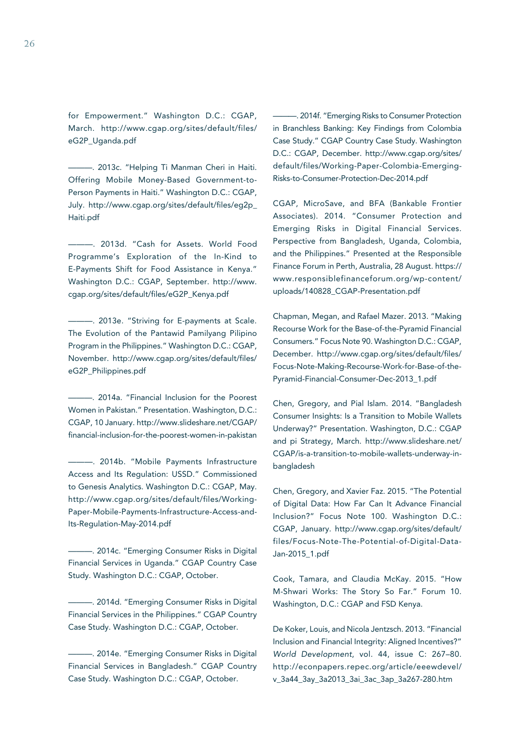for Empowerment." Washington D.C.: CGAP, March. http://www.cgap.org/sites/default/files/eG2P_Uganda.pdf

———. 2013c. "Helping Ti Manman Cheri in Haiti. Offering Mobile Money-Based Government-to-Person Payments in Haiti." Washington D.C.: CGAP, July. http://www.cgap.org/sites/default/files/eg2p_Haiti.pdf

———. 2013d. "Cash for Assets. World Food Programme's Exploration of the In-Kind to E-Payments Shift for Food Assistance in Kenya." Washington D.C.: CGAP, September. http://www.cgap.org/sites/default/files/eG2P_Kenya.pdf

———. 2013e. "Striving for E-payments at Scale. The Evolution of the Pantawid Pamilyang Pilipino Program in the Philippines." Washington D.C.: CGAP, November. http://www.cgap.org/sites/default/files/eG2P_Philippines.pdf

———. 2014a. "Financial Inclusion for the Poorest Women in Pakistan." Presentation. Washington, D.C.: CGAP, 10 January. http://www.slideshare.net/CGAP/financial-inclusion-for-the-poorest-women-in-pakistan

———. 2014b. "Mobile Payments Infrastructure Access and Its Regulation: USSD." Commissioned to Genesis Analytics. Washington D.C.: CGAP, May. http://www.cgap.org/sites/default/files/Working-Paper-Mobile-Payments-Infrastructure-Access-and-Its-Regulation-May-2014.pdf

———. 2014c. "Emerging Consumer Risks in Digital Financial Services in Uganda." CGAP Country Case Study. Washington D.C.: CGAP, October.

———. 2014d. "Emerging Consumer Risks in Digital Financial Services in the Philippines." CGAP Country Case Study. Washington D.C.: CGAP, October.

———. 2014e. "Emerging Consumer Risks in Digital Financial Services in Bangladesh." CGAP Country Case Study. Washington D.C.: CGAP, October.

———. 2014f. "Emerging Risks to Consumer Protection in Branchless Banking: Key Findings from Colombia Case Study." CGAP Country Case Study. Washington D.C.: CGAP, December. http://www.cgap.org/sites/default/files/Working-Paper-Colombia-Emerging-Risks-to-Consumer-Protection-Dec-2014.pdf

CGAP, MicroSave, and BFA (Bankable Frontier Associates). 2014. "Consumer Protection and Emerging Risks in Digital Financial Services. Perspective from Bangladesh, Uganda, Colombia, and the Philippines." Presented at the Responsible Finance Forum in Perth, Australia, 28 August. https://www.responsiblefinanceforum.org/wp-content/uploads/140828_CGAP-Presentation.pdf

Chapman, Megan, and Rafael Mazer. 2013. "Making Recourse Work for the Base-of-the-Pyramid Financial Consumers." Focus Note 90. Washington D.C.: CGAP, December. http://www.cgap.org/sites/default/files/Focus-Note-Making-Recourse-Work-for-Base-of-the-Pyramid-Financial-Consumer-Dec-2013_1.pdf

Chen, Gregory, and Pial Islam. 2014. "Bangladesh Consumer Insights: Is a Transition to Mobile Wallets Underway?" Presentation. Washington, D.C.: CGAP and pi Strategy, March. http://www.slideshare.net/CGAP/is-a-transition-to-mobile-wallets-underway-in-bangladesh

Chen, Gregory, and Xavier Faz. 2015. "The Potential of Digital Data: How Far Can It Advance Financial Inclusion?" Focus Note 100. Washington D.C.: CGAP, January. http://www.cgap.org/sites/default/files/Focus-Note-The-Potential-of-Digital-Data-Jan-2015_1.pdf

Cook, Tamara, and Claudia McKay. 2015. "How M-Shwari Works: The Story So Far." Forum 10. Washington, D.C.: CGAP and FSD Kenya.

De Koker, Louis, and Nicola Jentzsch. 2013. "Financial Inclusion and Financial Integrity: Aligned Incentives?" *World Development*, vol. 44, issue C: 267–80. http://econpapers.repec.org/article/eeewdevel/v_3a44_3ay_3a2013_3ai_3ac_3ap_3a267-280.htm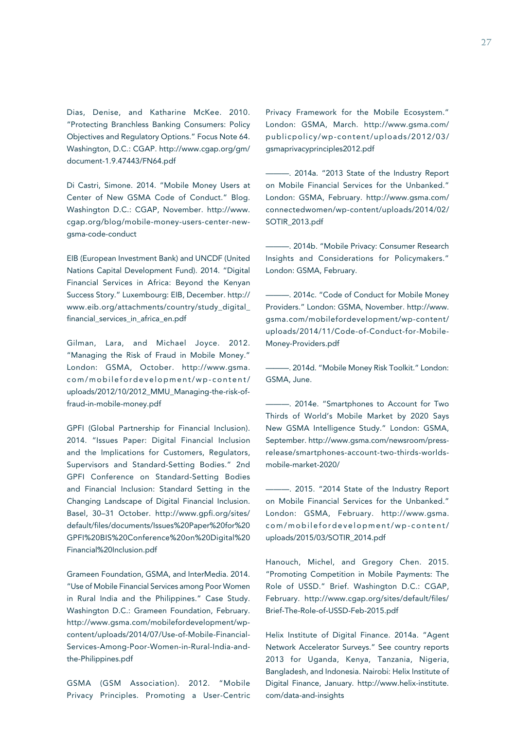Dias, Denise, and Katharine McKee. 2010. "Protecting Branchless Banking Consumers: Policy Objectives and Regulatory Options." Focus Note 64. Washington, D.C.: CGAP. http://www.cgap.org/gm/document-1.9.47443/FN64.pdf

Di Castri, Simone. 2014. "Mobile Money Users at Center of New GSMA Code of Conduct." Blog. Washington D.C.: CGAP, November. http://www.cgap.org/blog/mobile-money-users-center-new-gsma-code-conduct

EIB (European Investment Bank) and UNCDF (United Nations Capital Development Fund). 2014. "Digital Financial Services in Africa: Beyond the Kenyan Success Story." Luxembourg: EIB, December. http://www.eib.org/attachments/country/study_digital_financial_services_in_africa_en.pdf

Gilman, Lara, and Michael Joyce. 2012. "Managing the Risk of Fraud in Mobile Money." London: GSMA, October. http://www.gsma.com/mobilefordevelopment/wp-content/uploads/2012/10/2012_MMU_Managing-the-risk-of-fraud-in-mobile-money.pdf

GPFI (Global Partnership for Financial Inclusion). 2014. "Issues Paper: Digital Financial Inclusion and the Implications for Customers, Regulators, Supervisors and Standard-Setting Bodies." 2nd GPFI Conference on Standard-Setting Bodies and Financial Inclusion: Standard Setting in the Changing Landscape of Digital Financial Inclusion. Basel, 30–31 October. http://www.gpfi.org/sites/default/files/documents/Issues%20Paper%20for%20GPFI%20BIS%20Conference%20on%20Digital%20Financial%20Inclusion.pdf

Grameen Foundation, GSMA, and InterMedia. 2014. "Use of Mobile Financial Services among Poor Women in Rural India and the Philippines." Case Study. Washington D.C.: Grameen Foundation, February. http://www.gsma.com/mobilefordevelopment/wp-content/uploads/2014/07/Use-of-Mobile-Financial-Services-Among-Poor-Women-in-Rural-India-and-the-Philippines.pdf

GSMA (GSM Association). 2012. "Mobile Privacy Principles. Promoting a User-Centric Privacy Framework for the Mobile Ecosystem." London: GSMA, March. http://www.gsma.com/publicpolicy/wp-content/uploads/2012/03/gsmaprivacyprinciples2012.pdf

———. 2014a. "2013 State of the Industry Report on Mobile Financial Services for the Unbanked." London: GSMA, February. http://www.gsma.com/connectedwomen/wp-content/uploads/2014/02/SOTIR_2013.pdf

———. 2014b. "Mobile Privacy: Consumer Research Insights and Considerations for Policymakers." London: GSMA, February.

———. 2014c. "Code of Conduct for Mobile Money Providers." London: GSMA, November. http://www.gsma.com/mobilefordevelopment/wp-content/uploads/2014/11/Code-of-Conduct-for-Mobile-Money-Providers.pdf

———. 2014d. "Mobile Money Risk Toolkit." London: GSMA, June.

———. 2014e. "Smartphones to Account for Two Thirds of World's Mobile Market by 2020 Says New GSMA Intelligence Study." London: GSMA, September. http://www.gsma.com/newsroom/press-release/smartphones-account-two-thirds-worlds-mobile-market-2020/

———. 2015. "2014 State of the Industry Report on Mobile Financial Services for the Unbanked." London: GSMA, February. http://www.gsma.com/mobilefordevelopment/wp-content/uploads/2015/03/SOTIR_2014.pdf

Hanouch, Michel, and Gregory Chen. 2015. "Promoting Competition in Mobile Payments: The Role of USSD." Brief. Washington D.C.: CGAP, February. http://www.cgap.org/sites/default/files/Brief-The-Role-of-USSD-Feb-2015.pdf

Helix Institute of Digital Finance. 2014a. "Agent Network Accelerator Surveys." See country reports 2013 for Uganda, Kenya, Tanzania, Nigeria, Bangladesh, and Indonesia. Nairobi: Helix Institute of Digital Finance, January. http://www.helix-institute.com/data-and-insights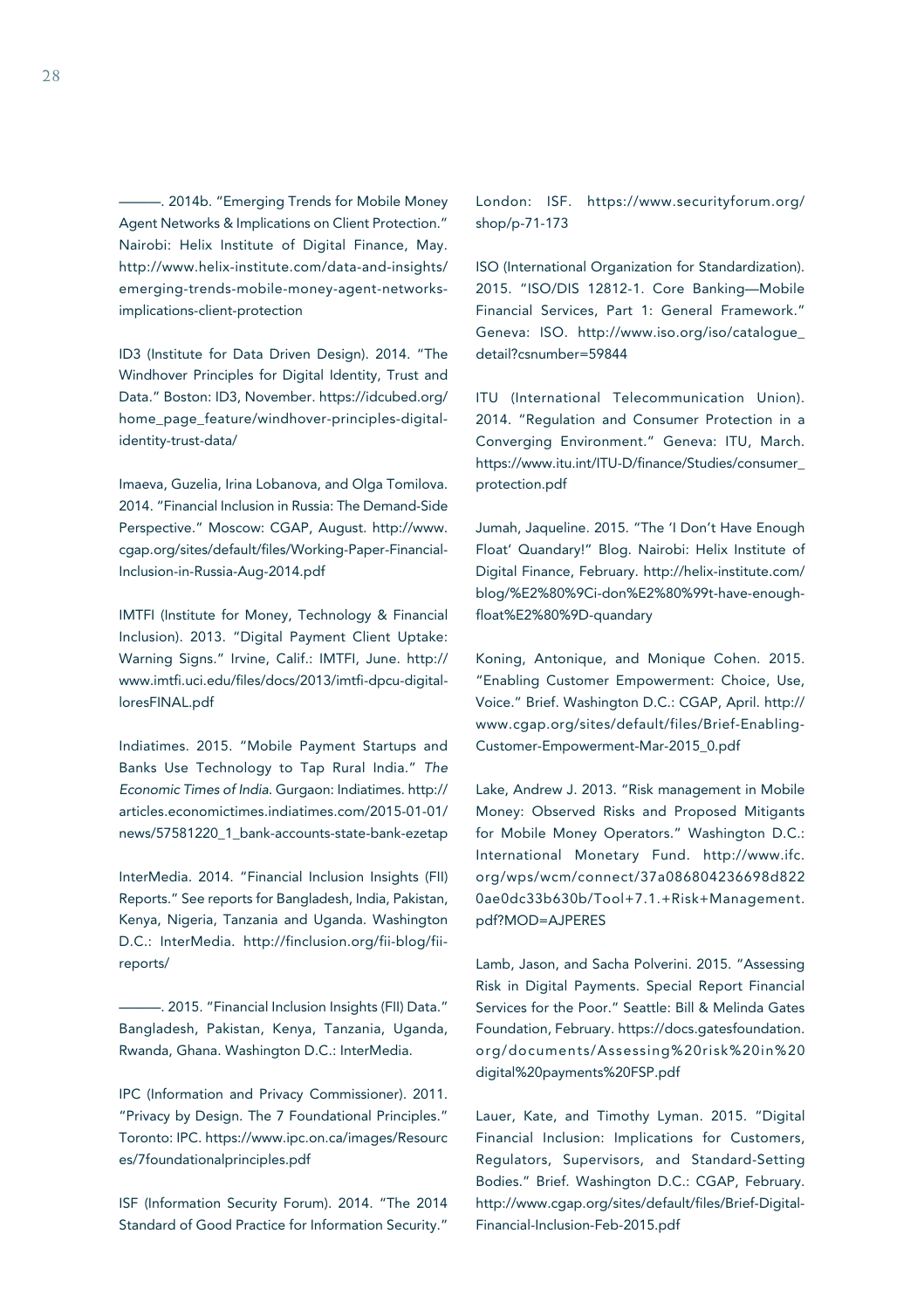———. 2014b. "Emerging Trends for Mobile Money Agent Networks & Implications on Client Protection." Nairobi: Helix Institute of Digital Finance, May. http://www.helix-institute.com/data-and-insights/emerging-trends-mobile-money-agent-networks-implications-client-protection

ID3 (Institute for Data Driven Design). 2014. "The Windhover Principles for Digital Identity, Trust and Data." Boston: ID3, November. https://idcubed.org/home_page_feature/windhover-principles-digital-identity-trust-data/

Imaeva, Guzelia, Irina Lobanova, and Olga Tomilova. 2014. "Financial Inclusion in Russia: The Demand-Side Perspective." Moscow: CGAP, August. http://www.cgap.org/sites/default/files/Working-Paper-Financial-Inclusion-in-Russia-Aug-2014.pdf

IMTFI (Institute for Money, Technology & Financial Inclusion). 2013. "Digital Payment Client Uptake: Warning Signs." Irvine, Calif.: IMTFI, June. http://www.imtfi.uci.edu/files/docs/2013/imtfi-dpcu-digital-loresFINAL.pdf

Indiatimes. 2015. "Mobile Payment Startups and Banks Use Technology to Tap Rural India." *The Economic Times of India*. Gurgaon: Indiatimes. http://articles.economictimes.indiatimes.com/2015-01-01/news/57581220_1_bank-accounts-state-bank-ezetap

InterMedia. 2014. "Financial Inclusion Insights (FII) Reports." See reports for Bangladesh, India, Pakistan, Kenya, Nigeria, Tanzania and Uganda. Washington D.C.: InterMedia. http://finclusion.org/fii-blog/fii-reports/

———. 2015. "Financial Inclusion Insights (FII) Data." Bangladesh, Pakistan, Kenya, Tanzania, Uganda, Rwanda, Ghana. Washington D.C.: InterMedia.

IPC (Information and Privacy Commissioner). 2011. "Privacy by Design. The 7 Foundational Principles." Toronto: IPC. https://www.ipc.on.ca/images/Resources/7foundationalprinciples.pdf

ISF (Information Security Forum). 2014. "The 2014 Standard of Good Practice for Information Security." London: ISF. https://www.securityforum.org/shop/p-71-173

ISO (International Organization for Standardization). 2015. "ISO/DIS 12812-1. Core Banking—Mobile Financial Services, Part 1: General Framework." Geneva: ISO. http://www.iso.org/iso/catalogue_detail?csnumber=59844

ITU (International Telecommunication Union). 2014. "Regulation and Consumer Protection in a Converging Environment." Geneva: ITU, March. https://www.itu.int/ITU-D/finance/Studies/consumer_protection.pdf

Jumah, Jaqueline. 2015. "The 'I Don't Have Enough Float' Quandary!" Blog. Nairobi: Helix Institute of Digital Finance, February. http://helix-institute.com/blog/%E2%80%9Ci-don%E2%80%99t-have-enough-float%E2%80%9D-quandary

Koning, Antonique, and Monique Cohen. 2015. "Enabling Customer Empowerment: Choice, Use, Voice." Brief. Washington D.C.: CGAP, April. http://www.cgap.org/sites/default/files/Brief-Enabling-Customer-Empowerment-Mar-2015_0.pdf

Lake, Andrew J. 2013. "Risk management in Mobile Money: Observed Risks and Proposed Mitigants for Mobile Money Operators." Washington D.C.: International Monetary Fund. http://www.ifc.org/wps/wcm/connect/37a086804236698d8220ae0dc33b630b/Tool+7.1.+Risk+Management.pdf?MOD=AJPERES

Lamb, Jason, and Sacha Polverini. 2015. "Assessing Risk in Digital Payments. Special Report Financial Services for the Poor." Seattle: Bill & Melinda Gates Foundation, February. https://docs.gatesfoundation.org/documents/Assessing%20risk%20in%20digital%20payments%20FSP.pdf

Lauer, Kate, and Timothy Lyman. 2015. "Digital Financial Inclusion: Implications for Customers, Regulators, Supervisors, and Standard-Setting Bodies." Brief. Washington D.C.: CGAP, February. http://www.cgap.org/sites/default/files/Brief-Digital-Financial-Inclusion-Feb-2015.pdf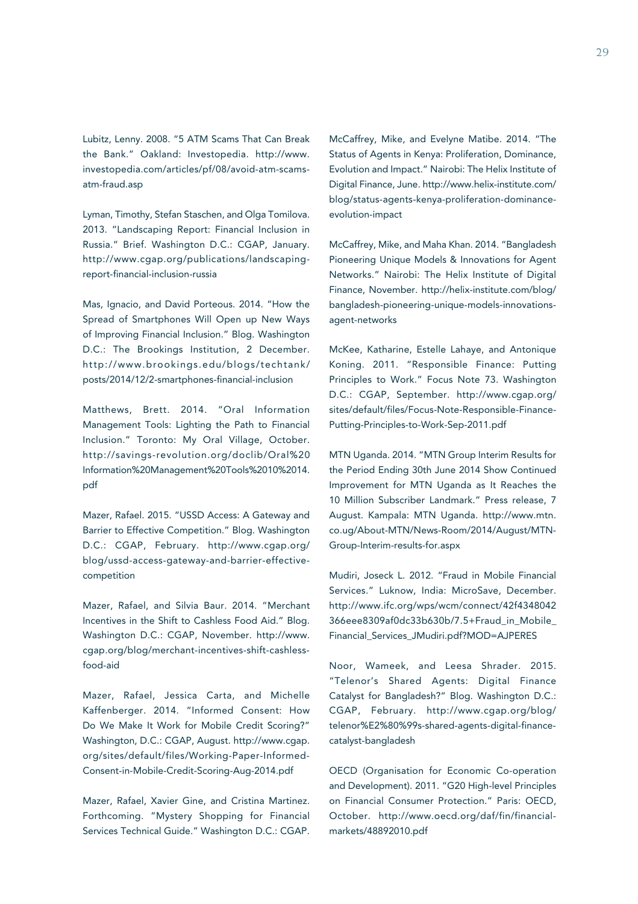Lubitz, Lenny. 2008. "5 ATM Scams That Can Break the Bank." Oakland: Investopedia. http://www.investopedia.com/articles/pf/08/avoid-atm-scams-atm-fraud.asp

Lyman, Timothy, Stefan Staschen, and Olga Tomilova. 2013. "Landscaping Report: Financial Inclusion in Russia." Brief. Washington D.C.: CGAP, January. http://www.cgap.org/publications/landscaping-report-financial-inclusion-russia

Mas, Ignacio, and David Porteous. 2014. "How the Spread of Smartphones Will Open up New Ways of Improving Financial Inclusion." Blog. Washington D.C.: The Brookings Institution, 2 December. http://www.brookings.edu/blogs/techtank/posts/2014/12/2-smartphones-financial-inclusion

Matthews, Brett. 2014. "Oral Information Management Tools: Lighting the Path to Financial Inclusion." Toronto: My Oral Village, October. http://savings-revolution.org/doclib/Oral%20Information%20Management%20Tools%2010%2014.pdf

Mazer, Rafael. 2015. "USSD Access: A Gateway and Barrier to Effective Competition." Blog. Washington D.C.: CGAP, February. http://www.cgap.org/blog/ussd-access-gateway-and-barrier-effective-competition

Mazer, Rafael, and Silvia Baur. 2014. "Merchant Incentives in the Shift to Cashless Food Aid." Blog. Washington D.C.: CGAP, November. http://www.cgap.org/blog/merchant-incentives-shift-cashless-food-aid

Mazer, Rafael, Jessica Carta, and Michelle Kaffenberger. 2014. "Informed Consent: How Do We Make It Work for Mobile Credit Scoring?" Washington, D.C.: CGAP, August. http://www.cgap.org/sites/default/files/Working-Paper-Informed-Consent-in-Mobile-Credit-Scoring-Aug-2014.pdf

Mazer, Rafael, Xavier Gine, and Cristina Martinez. Forthcoming. "Mystery Shopping for Financial Services Technical Guide." Washington D.C.: CGAP.

McCaffrey, Mike, and Evelyne Matibe. 2014. "The Status of Agents in Kenya: Proliferation, Dominance, Evolution and Impact." Nairobi: The Helix Institute of Digital Finance, June. http://www.helix-institute.com/blog/status-agents-kenya-proliferation-dominance-evolution-impact

McCaffrey, Mike, and Maha Khan. 2014. "Bangladesh Pioneering Unique Models & Innovations for Agent Networks." Nairobi: The Helix Institute of Digital Finance, November. http://helix-institute.com/blog/bangladesh-pioneering-unique-models-innovations-agent-networks

McKee, Katharine, Estelle Lahaye, and Antonique Koning. 2011. "Responsible Finance: Putting Principles to Work." Focus Note 73. Washington D.C.: CGAP, September. http://www.cgap.org/sites/default/files/Focus-Note-Responsible-Finance-Putting-Principles-to-Work-Sep-2011.pdf

MTN Uganda. 2014. "MTN Group Interim Results for the Period Ending 30th June 2014 Show Continued Improvement for MTN Uganda as It Reaches the 10 Million Subscriber Landmark." Press release, 7 August. Kampala: MTN Uganda. http://www.mtn.co.ug/About-MTN/News-Room/2014/August/MTN-Group-Interim-results-for.aspx

Mudiri, Joseck L. 2012. "Fraud in Mobile Financial Services." Luknow, India: MicroSave, December. http://www.ifc.org/wps/wcm/connect/42f4348042366eee8309af0dc33b630b/7.5+Fraud_in_Mobile_Financial_Services_JMudiri.pdf?MOD=AJPERES

Noor, Wameek, and Leesa Shrader. 2015. "Telenor's Shared Agents: Digital Finance Catalyst for Bangladesh?" Blog. Washington D.C.: CGAP, February. http://www.cgap.org/blog/telenor%E2%80%99s-shared-agents-digital-finance-catalyst-bangladesh

OECD (Organisation for Economic Co-operation and Development). 2011. "G20 High-level Principles on Financial Consumer Protection." Paris: OECD, October. http://www.oecd.org/daf/fin/financial-markets/48892010.pdf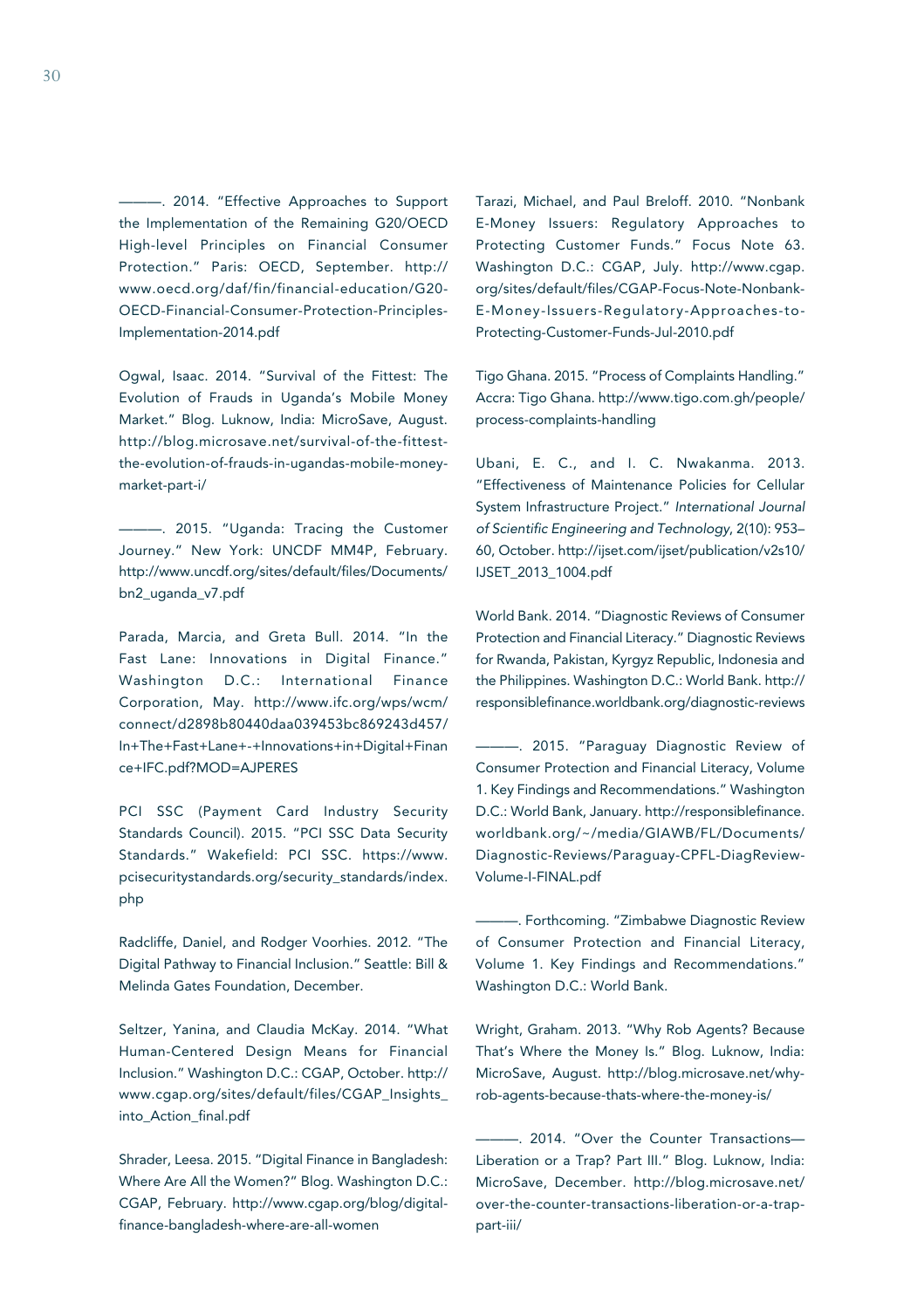———. 2014. "Effective Approaches to Support the Implementation of the Remaining G20/OECD High-level Principles on Financial Consumer Protection." Paris: OECD, September. http://www.oecd.org/daf/fin/financial-education/G20-OECD-Financial-Consumer-Protection-Principles-Implementation-2014.pdf

Ogwal, Isaac. 2014. "Survival of the Fittest: The Evolution of Frauds in Uganda's Mobile Money Market." Blog. Luknow, India: MicroSave, August. http://blog.microsave.net/survival-of-the-fittest-the-evolution-of-frauds-in-ugandas-mobile-money-market-part-i/

———. 2015. "Uganda: Tracing the Customer Journey." New York: UNCDF MM4P, February. http://www.uncdf.org/sites/default/files/Documents/bn2_uganda_v7.pdf

Parada, Marcia, and Greta Bull. 2014. "In the Fast Lane: Innovations in Digital Finance." Washington D.C.: International Finance Corporation, May. http://www.ifc.org/wps/wcm/connect/d2898b80440daa039453bc869243d457/In+The+Fast+Lane+-+Innovations+in+Digital+Finance+IFC.pdf?MOD=AJPERES

PCI SSC (Payment Card Industry Security Standards Council). 2015. "PCI SSC Data Security Standards." Wakefield: PCI SSC. https://www.pcisecuritystandards.org/security_standards/index.php

Radcliffe, Daniel, and Rodger Voorhies. 2012. "The Digital Pathway to Financial Inclusion." Seattle: Bill & Melinda Gates Foundation, December.

Seltzer, Yanina, and Claudia McKay. 2014. "What Human-Centered Design Means for Financial Inclusion." Washington D.C.: CGAP, October. http://www.cgap.org/sites/default/files/CGAP_Insights_into_Action_final.pdf

Shrader, Leesa. 2015. "Digital Finance in Bangladesh: Where Are All the Women?" Blog. Washington D.C.: CGAP, February. http://www.cgap.org/blog/digital-finance-bangladesh-where-are-all-women

Tarazi, Michael, and Paul Breloff. 2010. "Nonbank E-Money Issuers: Regulatory Approaches to Protecting Customer Funds." Focus Note 63. Washington D.C.: CGAP, July. http://www.cgap.org/sites/default/files/CGAP-Focus-Note-Nonbank-E-Money-Issuers-Regulatory-Approaches-to-Protecting-Customer-Funds-Jul-2010.pdf

Tigo Ghana. 2015. "Process of Complaints Handling." Accra: Tigo Ghana. http://www.tigo.com.gh/people/process-complaints-handling

Ubani, E. C., and I. C. Nwakanma. 2013. "Effectiveness of Maintenance Policies for Cellular System Infrastructure Project." *International Journal of Scientific Engineering and Technology*, 2(10): 953–60, October. http://ijset.com/ijset/publication/v2s10/IJSET_2013_1004.pdf

World Bank. 2014. "Diagnostic Reviews of Consumer Protection and Financial Literacy." Diagnostic Reviews for Rwanda, Pakistan, Kyrgyz Republic, Indonesia and the Philippines. Washington D.C.: World Bank. http://responsiblefinance.worldbank.org/diagnostic-reviews

———. 2015. "Paraguay Diagnostic Review of Consumer Protection and Financial Literacy, Volume 1. Key Findings and Recommendations." Washington D.C.: World Bank, January. http://responsiblefinance.worldbank.org/~/media/GIAWB/FL/Documents/Diagnostic-Reviews/Paraguay-CPFL-DiagReview-Volume-I-FINAL.pdf

———. Forthcoming. "Zimbabwe Diagnostic Review of Consumer Protection and Financial Literacy, Volume 1. Key Findings and Recommendations." Washington D.C.: World Bank.

Wright, Graham. 2013. "Why Rob Agents? Because That's Where the Money Is." Blog. Luknow, India: MicroSave, August. http://blog.microsave.net/why-rob-agents-because-thats-where-the-money-is/

———. 2014. "Over the Counter Transactions—Liberation or a Trap? Part III." Blog. Luknow, India: MicroSave, December. http://blog.microsave.net/over-the-counter-transactions-liberation-or-a-trap-part-iii/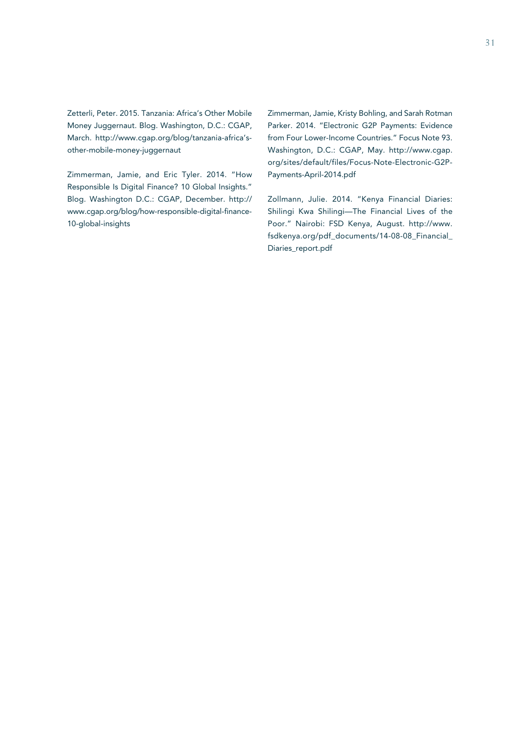Zetterli, Peter. 2015. Tanzania: Africa's Other Mobile Money Juggernaut. Blog. Washington, D.C.: CGAP, March. http://www.cgap.org/blog/tanzania-africa's-other-mobile-money-juggernaut

Zimmerman, Jamie, and Eric Tyler. 2014. "How Responsible Is Digital Finance? 10 Global Insights." Blog. Washington D.C.: CGAP, December. http://www.cgap.org/blog/how-responsible-digital-finance-10-global-insights

Zimmerman, Jamie, Kristy Bohling, and Sarah Rotman Parker. 2014. "Electronic G2P Payments: Evidence from Four Lower-Income Countries." Focus Note 93. Washington, D.C.: CGAP, May. http://www.cgap.org/sites/default/files/Focus-Note-Electronic-G2P-Payments-April-2014.pdf

Zollmann, Julie. 2014. "Kenya Financial Diaries: Shilingi Kwa Shilingi—The Financial Lives of the Poor." Nairobi: FSD Kenya, August. http://www.fsdkenya.org/pdf_documents/14-08-08_Financial_Diaries_report.pdf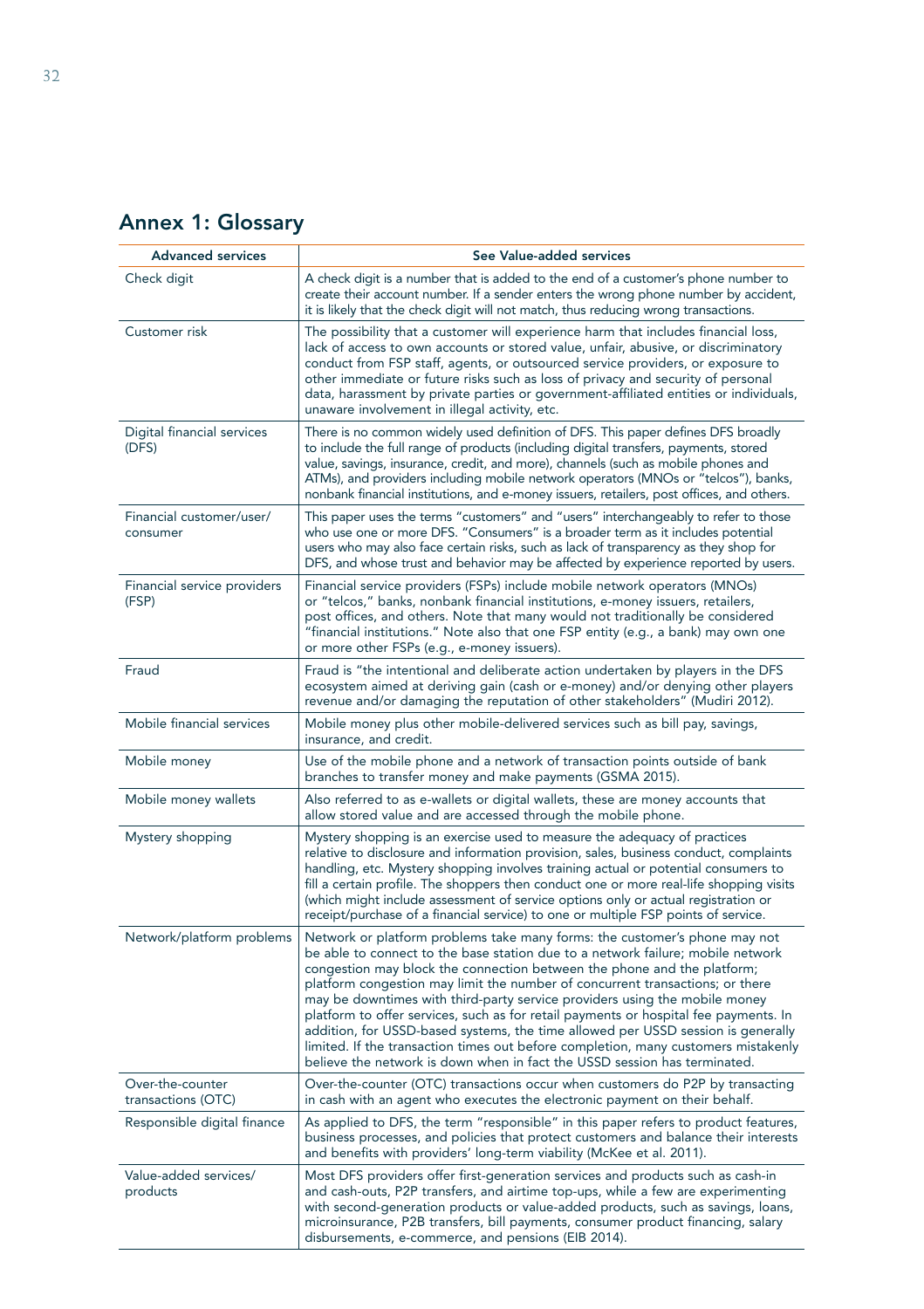## Annex 1: Glossary

| Advanced services | See Value-added services |
|---|---|
| Check digit | A check digit is a number that is added to the end of a customer's phone number to create their account number. If a sender enters the wrong phone number by accident, it is likely that the check digit will not match, thus reducing wrong transactions. |
| Customer risk | The possibility that a customer will experience harm that includes financial loss, lack of access to own accounts or stored value, unfair, abusive, or discriminatory conduct from FSP staff, agents, or outsourced service providers, or exposure to other immediate or future risks such as loss of privacy and security of personal data, harassment by private parties or government-affiliated entities or individuals, unaware involvement in illegal activity, etc. |
| Digital financial services (DFS) | There is no common widely used definition of DFS. This paper defines DFS broadly to include the full range of products (including digital transfers, payments, stored value, savings, insurance, credit, and more), channels (such as mobile phones and ATMs), and providers including mobile network operators (MNOs or "telcos"), banks, nonbank financial institutions, and e-money issuers, retailers, post offices, and others. |
| Financial customer/user/ consumer | This paper uses the terms "customers" and "users" interchangeably to refer to those who use one or more DFS. "Consumers" is a broader term as it includes potential users who may also face certain risks, such as lack of transparency as they shop for DFS, and whose trust and behavior may be affected by experience reported by users. |
| Financial service providers (FSP) | Financial service providers (FSPs) include mobile network operators (MNOs) or "telcos," banks, nonbank financial institutions, e-money issuers, retailers, post offices, and others. Note that many would not traditionally be considered "financial institutions." Note also that one FSP entity (e.g., a bank) may own one or more other FSPs (e.g., e-money issuers). |
| Fraud | Fraud is "the intentional and deliberate action undertaken by players in the DFS ecosystem aimed at deriving gain (cash or e-money) and/or denying other players revenue and/or damaging the reputation of other stakeholders" (Mudiri 2012). |
| Mobile financial services | Mobile money plus other mobile-delivered services such as bill pay, savings, insurance, and credit. |
| Mobile money | Use of the mobile phone and a network of transaction points outside of bank branches to transfer money and make payments (GSMA 2015). |
| Mobile money wallets | Also referred to as e-wallets or digital wallets, these are money accounts that allow stored value and are accessed through the mobile phone. |
| Mystery shopping | Mystery shopping is an exercise used to measure the adequacy of practices relative to disclosure and information provision, sales, business conduct, complaints handling, etc. Mystery shopping involves training actual or potential consumers to fill a certain profile. The shoppers then conduct one or more real-life shopping visits (which might include assessment of service options only or actual registration or receipt/purchase of a financial service) to one or multiple FSP points of service. |
| Network/platform problems | Network or platform problems take many forms: the customer's phone may not be able to connect to the base station due to a network failure; mobile network congestion may block the connection between the phone and the platform; platform congestion may limit the number of concurrent transactions; or there may be downtimes with third-party service providers using the mobile money platform to offer services, such as for retail payments or hospital fee payments. In addition, for USSD-based systems, the time allowed per USSD session is generally limited. If the transaction times out before completion, many customers mistakenly believe the network is down when in fact the USSD session has terminated. |
| Over-the-counter transactions (OTC) | Over-the-counter (OTC) transactions occur when customers do P2P by transacting in cash with an agent who executes the electronic payment on their behalf. |
| Responsible digital finance | As applied to DFS, the term "responsible" in this paper refers to product features, business processes, and policies that protect customers and balance their interests and benefits with providers' long-term viability (McKee et al. 2011). |
| Value-added services/ products | Most DFS providers offer first-generation services and products such as cash-in and cash-outs, P2P transfers, and airtime top-ups, while a few are experimenting with second-generation products or value-added products, such as savings, loans, microinsurance, P2B transfers, bill payments, consumer product financing, salary disbursements, e-commerce, and pensions (EIB 2014). |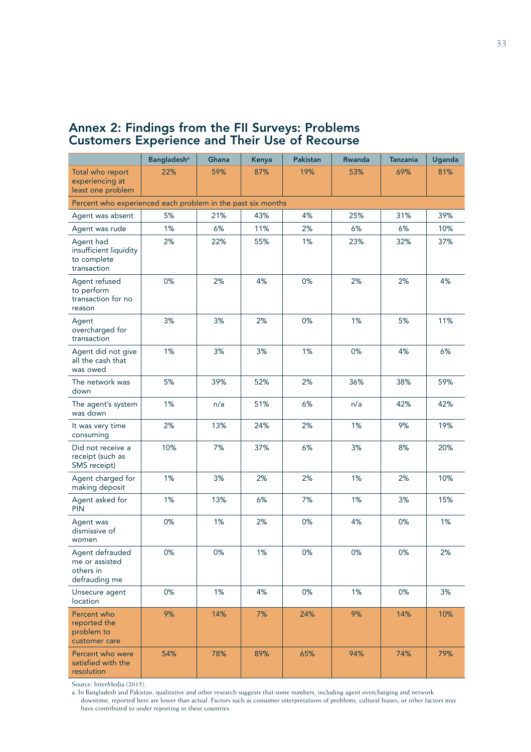## Annex 2: Findings from the FII Surveys: Problems Customers Experience and Their Use of Recourse

| | Bangladesh[a] | Ghana | Kenya | Pakistan | Rwanda | Tanzania | Uganda |
|---|---|---|---|---|---|---|---|
| Total who report experiencing at least one problem | 22% | 59% | 87% | 19% | 53% | 69% | 81% |
| Percent who experienced each problem in the past six months | | | | | | | |
| Agent was absent | 5% | 21% | 43% | 4% | 25% | 31% | 39% |
| Agent was rude | 1% | 6% | 11% | 2% | 6% | 6% | 10% |
| Agent had insufficient liquidity to complete transaction | 2% | 22% | 55% | 1% | 23% | 32% | 37% |
| Agent refused to perform transaction for no reason | 0% | 2% | 4% | 0% | 2% | 2% | 4% |
| Agent overcharged for transaction | 3% | 3% | 2% | 0% | 1% | 5% | 11% |
| Agent did not give all the cash that was owed | 1% | 3% | 3% | 1% | 0% | 4% | 6% |
| The network was down | 5% | 39% | 52% | 2% | 36% | 38% | 59% |
| The agent's system was down | 1% | n/a | 51% | 6% | n/a | 42% | 42% |
| It was very time consuming | 2% | 13% | 24% | 2% | 1% | 9% | 19% |
| Did not receive a receipt (such as SMS receipt) | 10% | 7% | 37% | 6% | 3% | 8% | 20% |
| Agent charged for making deposit | 1% | 3% | 2% | 2% | 1% | 2% | 10% |
| Agent asked for PIN | 1% | 13% | 6% | 7% | 1% | 3% | 15% |
| Agent was dismissive of women | 0% | 1% | 2% | 0% | 4% | 0% | 1% |
| Agent defrauded me or assisted others in defrauding me | 0% | 0% | 1% | 0% | 0% | 0% | 2% |
| Unsecure agent location | 0% | 1% | 4% | 0% | 1% | 0% | 3% |
| Percent who reported the problem to customer care | 9% | 14% | 7% | 24% | 9% | 14% | 10% |
| Percent who were satisfied with the resolution | 54% | 78% | 89% | 65% | 94% | 74% | 79% |

Source: InterMedia (2015).

a. In Bangladesh and Pakistan, qualitative and other research suggests that some numbers, including agent overcharging and network downtime, reported here are lower than actual. Factors such as consumer interpretations of problems, cultural biases, or other factors may have contributed to under reporting in these countries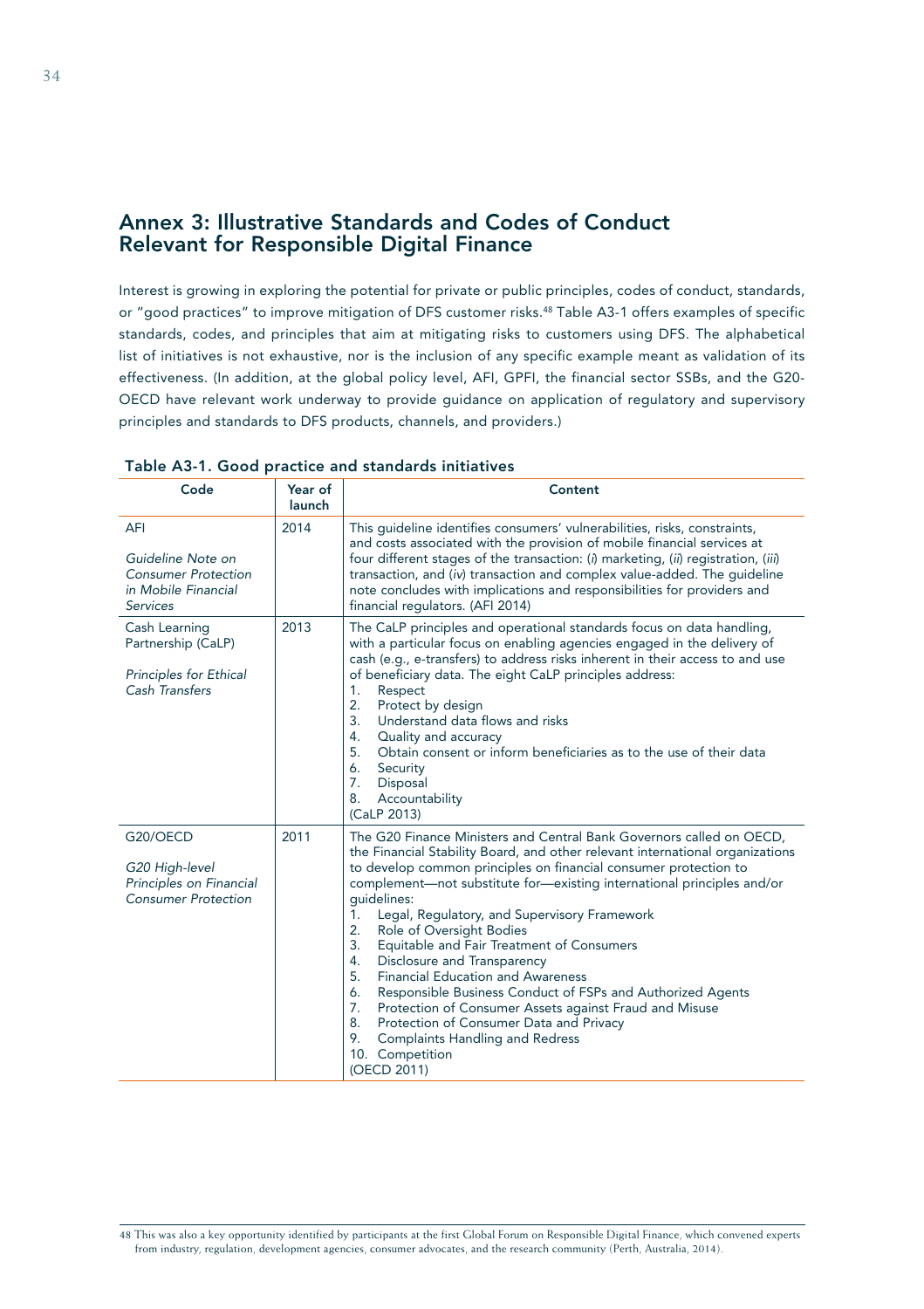## Annex 3: Illustrative Standards and Codes of Conduct Relevant for Responsible Digital Finance

Interest is growing in exploring the potential for private or public principles, codes of conduct, standards, or "good practices" to improve mitigation of DFS customer risks.[48] Table A3-1 offers examples of specific standards, codes, and principles that aim at mitigating risks to customers using DFS. The alphabetical list of initiatives is not exhaustive, nor is the inclusion of any specific example meant as validation of its effectiveness. (In addition, at the global policy level, AFI, GPFI, the financial sector SSBs, and the G20-OECD have relevant work underway to provide guidance on application of regulatory and supervisory principles and standards to DFS products, channels, and providers.)

**Table A3-1. Good practice and standards initiatives**

| Code | Year of launch | Content |
|---|---|---|
| AFI<br><br>*Guideline Note on Consumer Protection in Mobile Financial Services* | 2014 | This guideline identifies consumers' vulnerabilities, risks, constraints, and costs associated with the provision of mobile financial services at four different stages of the transaction: (*i*) marketing, (*ii*) registration, (*iii*) transaction, and (*iv*) transaction and complex value-added. The guideline note concludes with implications and responsibilities for providers and financial regulators. (AFI 2014) |
| Cash Learning Partnership (CaLP)<br><br>*Principles for Ethical Cash Transfers* | 2013 | The CaLP principles and operational standards focus on data handling, with a particular focus on enabling agencies engaged in the delivery of cash (e.g., e-transfers) to address risks inherent in their access to and use of beneficiary data. The eight CaLP principles address:<br>1. Respect<br>2. Protect by design<br>3. Understand data flows and risks<br>4. Quality and accuracy<br>5. Obtain consent or inform beneficiaries as to the use of their data<br>6. Security<br>7. Disposal<br>8. Accountability<br>(CaLP 2013) |
| G20/OECD<br><br>*G20 High-level Principles on Financial Consumer Protection* | 2011 | The G20 Finance Ministers and Central Bank Governors called on OECD, the Financial Stability Board, and other relevant international organizations to develop common principles on financial consumer protection to complement—not substitute for—existing international principles and/or guidelines:<br>1. Legal, Regulatory, and Supervisory Framework<br>2. Role of Oversight Bodies<br>3. Equitable and Fair Treatment of Consumers<br>4. Disclosure and Transparency<br>5. Financial Education and Awareness<br>6. Responsible Business Conduct of FSPs and Authorized Agents<br>7. Protection of Consumer Assets against Fraud and Misuse<br>8. Protection of Consumer Data and Privacy<br>9. Complaints Handling and Redress<br>10. Competition<br>(OECD 2011) |

48 This was also a key opportunity identified by participants at the first Global Forum on Responsible Digital Finance, which convened experts from industry, regulation, development agencies, consumer advocates, and the research community (Perth, Australia, 2014).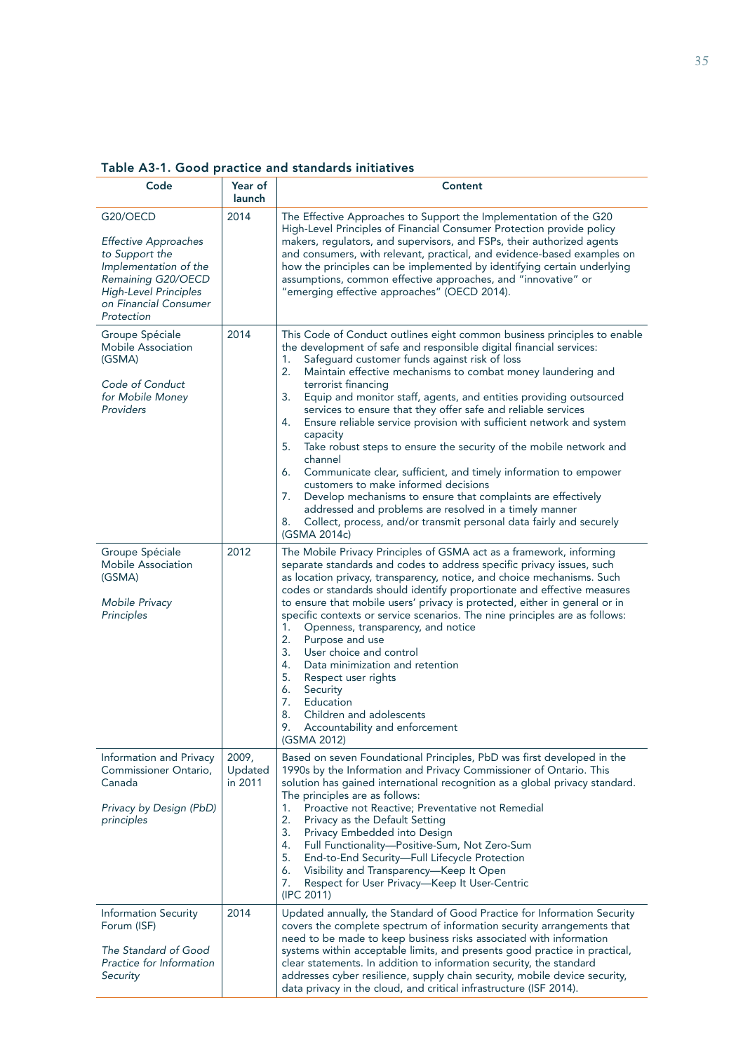**Table A3-1. Good practice and standards initiatives**

| Code | Year of launch | Content |
|---|---|---|
| G20/OECD<br><br>*Effective Approaches to Support the Implementation of the Remaining G20/OECD High-Level Principles on Financial Consumer Protection* | 2014 | The Effective Approaches to Support the Implementation of the G20 High-Level Principles of Financial Consumer Protection provide policy makers, regulators, and supervisors, and FSPs, their authorized agents and consumers, with relevant, practical, and evidence-based examples on how the principles can be implemented by identifying certain underlying assumptions, common effective approaches, and "innovative" or "emerging effective approaches" (OECD 2014). |
| Groupe Spéciale Mobile Association (GSMA)<br><br>*Code of Conduct for Mobile Money Providers* | 2014 | This Code of Conduct outlines eight common business principles to enable the development of safe and responsible digital financial services:<br>1. Safeguard customer funds against risk of loss<br>2. Maintain effective mechanisms to combat money laundering and terrorist financing<br>3. Equip and monitor staff, agents, and entities providing outsourced services to ensure that they offer safe and reliable services<br>4. Ensure reliable service provision with sufficient network and system capacity<br>5. Take robust steps to ensure the security of the mobile network and channel<br>6. Communicate clear, sufficient, and timely information to empower customers to make informed decisions<br>7. Develop mechanisms to ensure that complaints are effectively addressed and problems are resolved in a timely manner<br>8. Collect, process, and/or transmit personal data fairly and securely<br>(GSMA 2014c) |
| Groupe Spéciale Mobile Association (GSMA)<br><br>*Mobile Privacy Principles* | 2012 | The Mobile Privacy Principles of GSMA act as a framework, informing separate standards and codes to address specific privacy issues, such as location privacy, transparency, notice, and choice mechanisms. Such codes or standards should identify proportionate and effective measures to ensure that mobile users' privacy is protected, either in general or in specific contexts or service scenarios. The nine principles are as follows:<br>1. Openness, transparency, and notice<br>2. Purpose and use<br>3. User choice and control<br>4. Data minimization and retention<br>5. Respect user rights<br>6. Security<br>7. Education<br>8. Children and adolescents<br>9. Accountability and enforcement<br>(GSMA 2012) |
| Information and Privacy Commissioner Ontario, Canada<br><br>*Privacy by Design (PbD) principles* | 2009, Updated in 2011 | Based on seven Foundational Principles, PbD was first developed in the 1990s by the Information and Privacy Commissioner of Ontario. This solution has gained international recognition as a global privacy standard. The principles are as follows:<br>1. Proactive not Reactive; Preventative not Remedial<br>2. Privacy as the Default Setting<br>3. Privacy Embedded into Design<br>4. Full Functionality—Positive-Sum, Not Zero-Sum<br>5. End-to-End Security—Full Lifecycle Protection<br>6. Visibility and Transparency—Keep It Open<br>7. Respect for User Privacy—Keep It User-Centric<br>(IPC 2011) |
| Information Security Forum (ISF)<br><br>*The Standard of Good Practice for Information Security* | 2014 | Updated annually, the Standard of Good Practice for Information Security covers the complete spectrum of information security arrangements that need to be made to keep business risks associated with information systems within acceptable limits, and presents good practice in practical, clear statements. In addition to information security, the standard addresses cyber resilience, supply chain security, mobile device security, data privacy in the cloud, and critical infrastructure (ISF 2014). |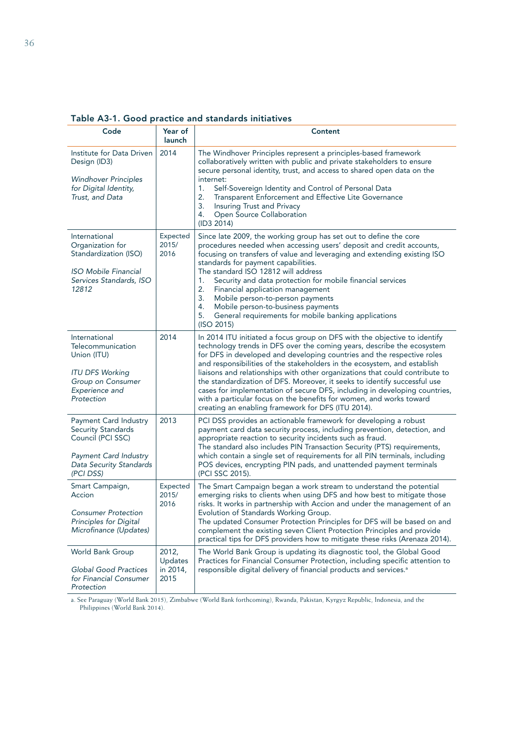**Table A3-1. Good practice and standards initiatives**

| Code | Year of launch | Content |
|---|---|---|
| Institute for Data Driven Design (ID3)<br><br>*Windhover Principles for Digital Identity, Trust, and Data* | 2014 | The Windhover Principles represent a principles-based framework collaboratively written with public and private stakeholders to ensure secure personal identity, trust, and access to shared open data on the internet:<br>1. Self-Sovereign Identity and Control of Personal Data<br>2. Transparent Enforcement and Effective Lite Governance<br>3. Insuring Trust and Privacy<br>4. Open Source Collaboration<br>(ID3 2014) |
| International Organization for Standardization (ISO)<br><br>*ISO Mobile Financial Services Standards, ISO 12812* | Expected 2015/ 2016 | Since late 2009, the working group has set out to define the core procedures needed when accessing users' deposit and credit accounts, focusing on transfers of value and leveraging and extending existing ISO standards for payment capabilities.<br>The standard ISO 12812 will address<br>1. Security and data protection for mobile financial services<br>2. Financial application management<br>3. Mobile person-to-person payments<br>4. Mobile person-to-business payments<br>5. General requirements for mobile banking applications<br>(ISO 2015) |
| International Telecommunication Union (ITU)<br><br>*ITU DFS Working Group on Consumer Experience and Protection* | 2014 | In 2014 ITU initiated a focus group on DFS with the objective to identify technology trends in DFS over the coming years, describe the ecosystem for DFS in developed and developing countries and the respective roles and responsibilities of the stakeholders in the ecosystem, and establish liaisons and relationships with other organizations that could contribute to the standardization of DFS. Moreover, it seeks to identify successful use cases for implementation of secure DFS, including in developing countries, with a particular focus on the benefits for women, and works toward creating an enabling framework for DFS (ITU 2014). |
| Payment Card Industry Security Standards Council (PCI SSC)<br><br>*Payment Card Industry Data Security Standards (PCI DSS)* | 2013 | PCI DSS provides an actionable framework for developing a robust payment card data security process, including prevention, detection, and appropriate reaction to security incidents such as fraud.<br>The standard also includes PIN Transaction Security (PTS) requirements, which contain a single set of requirements for all PIN terminals, including POS devices, encrypting PIN pads, and unattended payment terminals (PCI SSC 2015). |
| Smart Campaign, Accion<br><br>*Consumer Protection Principles for Digital Microfinance (Updates)* | Expected 2015/ 2016 | The Smart Campaign began a work stream to understand the potential emerging risks to clients when using DFS and how best to mitigate those risks. It works in partnership with Accion and under the management of an Evolution of Standards Working Group.<br>The updated Consumer Protection Principles for DFS will be based on and complement the existing seven Client Protection Principles and provide practical tips for DFS providers how to mitigate these risks (Arenaza 2014). |
| World Bank Group<br><br>*Global Good Practices for Financial Consumer Protection* | 2012, Updates in 2014, 2015 | The World Bank Group is updating its diagnostic tool, the Global Good Practices for Financial Consumer Protection, including specific attention to responsible digital delivery of financial products and services.[a] |

a. See Paraguay (World Bank 2015), Zimbabwe (World Bank forthcoming), Rwanda, Pakistan, Kyrgyz Republic, Indonesia, and the Philippines (World Bank 2014).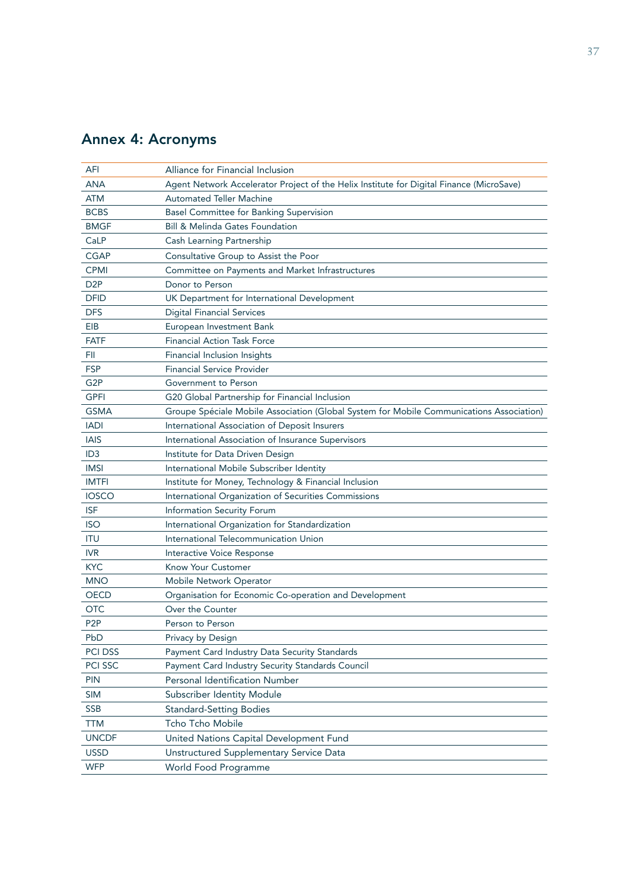## Annex 4: Acronyms

| | |
|---|---|
| AFI | Alliance for Financial Inclusion |
| ANA | Agent Network Accelerator Project of the Helix Institute for Digital Finance (MicroSave) |
| ATM | Automated Teller Machine |
| BCBS | Basel Committee for Banking Supervision |
| BMGF | Bill & Melinda Gates Foundation |
| CaLP | Cash Learning Partnership |
| CGAP | Consultative Group to Assist the Poor |
| CPMI | Committee on Payments and Market Infrastructures |
| D2P | Donor to Person |
| DFID | UK Department for International Development |
| DFS | Digital Financial Services |
| EIB | European Investment Bank |
| FATF | Financial Action Task Force |
| FII | Financial Inclusion Insights |
| FSP | Financial Service Provider |
| G2P | Government to Person |
| GPFI | G20 Global Partnership for Financial Inclusion |
| GSMA | Groupe Spéciale Mobile Association (Global System for Mobile Communications Association) |
| IADI | International Association of Deposit Insurers |
| IAIS | International Association of Insurance Supervisors |
| ID3 | Institute for Data Driven Design |
| IMSI | International Mobile Subscriber Identity |
| IMTFI | Institute for Money, Technology & Financial Inclusion |
| IOSCO | International Organization of Securities Commissions |
| ISF | Information Security Forum |
| ISO | International Organization for Standardization |
| ITU | International Telecommunication Union |
| IVR | Interactive Voice Response |
| KYC | Know Your Customer |
| MNO | Mobile Network Operator |
| OECD | Organisation for Economic Co-operation and Development |
| OTC | Over the Counter |
| P2P | Person to Person |
| PbD | Privacy by Design |
| PCI DSS | Payment Card Industry Data Security Standards |
| PCI SSC | Payment Card Industry Security Standards Council |
| PIN | Personal Identification Number |
| SIM | Subscriber Identity Module |
| SSB | Standard-Setting Bodies |
| TTM | Tcho Tcho Mobile |
| UNCDF | United Nations Capital Development Fund |
| USSD | Unstructured Supplementary Service Data |
| WFP | World Food Programme |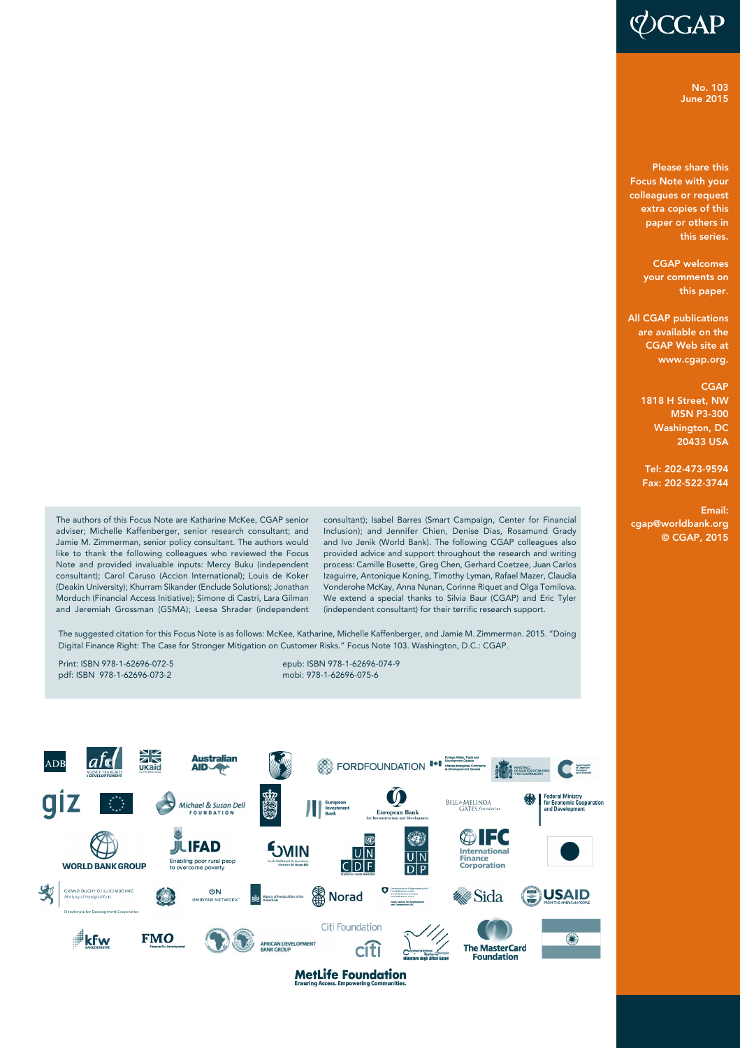CGAP

No. 103
June 2015

Please share this Focus Note with your colleagues or request extra copies of this paper or others in this series.

CGAP welcomes your comments on this paper.

All CGAP publications are available on the CGAP Web site at www.cgap.org.

CGAP
1818 H Street, NW
MSN P3-300
Washington, DC
20433 USA

Tel: 202-473-9594
Fax: 202-522-3744

Email:
cgap@worldbank.org
© CGAP, 2015

The authors of this Focus Note are Katharine McKee, CGAP senior adviser; Michelle Kaffenberger, senior research consultant; and Jamie M. Zimmerman, senior policy consultant. The authors would like to thank the following colleagues who reviewed the Focus Note and provided invaluable inputs: Mercy Buku (independent consultant); Carol Caruso (Accion International); Louis de Koker (Deakin University); Khurram Sikander (Enclude Solutions); Jonathan Morduch (Financial Access Initiative); Simone di Castri, Lara Gilman and Jeremiah Grossman (GSMA); Leesa Shrader (independent consultant); Isabel Barres (Smart Campaign, Center for Financial Inclusion); and Jennifer Chien, Denise Dias, Rosamund Grady and Ivo Jenik (World Bank). The following CGAP colleagues also provided advice and support throughout the research and writing process: Camille Busette, Greg Chen, Gerhard Coetzee, Juan Carlos Izaguirre, Antonique Koning, Timothy Lyman, Rafael Mazer, Claudia Vonderohe McKay, Anna Nunan, Corinne Riquet and Olga Tomilova. We extend a special thanks to Silvia Baur (CGAP) and Eric Tyler (independent consultant) for their terrific research support.

The suggested citation for this Focus Note is as follows: McKee, Katharine, Michelle Kaffenberger, and Jamie M. Zimmerman. 2015. "Doing Digital Finance Right: The Case for Stronger Mitigation on Customer Risks." Focus Note 103. Washington, D.C.: CGAP.

Print: ISBN 978-1-62696-072-5
pdf: ISBN 978-1-62696-073-2
epub: ISBN 978-1-62696-074-9
mobi: 978-1-62696-075-6